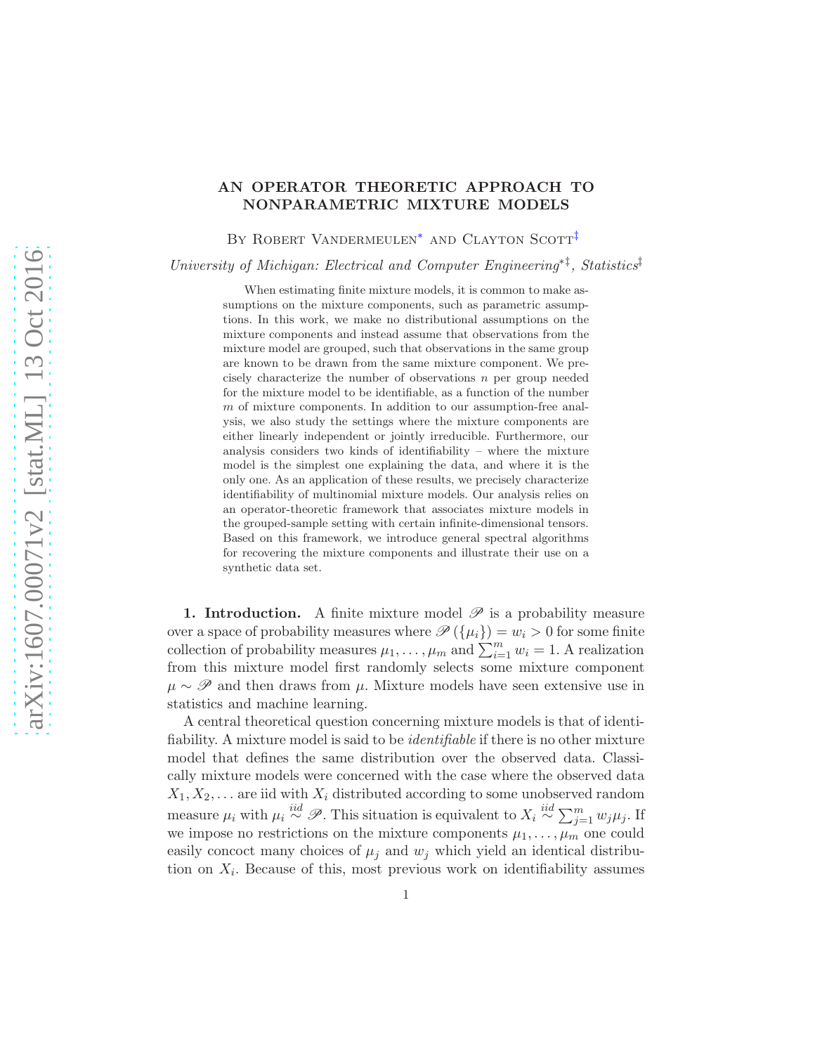# AN OPERATOR THEORETIC APPROACH TO NONPARAMETRIC MIXTURE MODELS

By Robert Vandermeulen[*] and Clayton Scott[‡]

*University of Michigan: Electrical and Computer Engineering*[*‡]*, Statistics*[‡]

When estimating finite mixture models, it is common to make assumptions on the mixture components, such as parametric assumptions. In this work, we make no distributional assumptions on the mixture components and instead assume that observations from the mixture model are grouped, such that observations in the same group are known to be drawn from the same mixture component. We precisely characterize the number of observations $n$ per group needed for the mixture model to be identifiable, as a function of the number $m$ of mixture components. In addition to our assumption-free analysis, we also study the settings where the mixture components are either linearly independent or jointly irreducible. Furthermore, our analysis considers two kinds of identifiability – where the mixture model is the simplest one explaining the data, and where it is the only one. As an application of these results, we precisely characterize identifiability of multinomial mixture models. Our analysis relies on an operator-theoretic framework that associates mixture models in the grouped-sample setting with certain infinite-dimensional tensors. Based on this framework, we introduce general spectral algorithms for recovering the mixture components and illustrate their use on a synthetic data set.

**1. Introduction.** A finite mixture model $\mathscr{P}$ is a probability measure over a space of probability measures where $\mathscr{P}(\{\mu_i\}) = w_i > 0$ for some finite collection of probability measures $\mu_1, \ldots, \mu_m$ and $\sum_{i=1}^m w_i = 1$. A realization from this mixture model first randomly selects some mixture component $\mu \sim \mathscr{P}$ and then draws from $\mu$. Mixture models have seen extensive use in statistics and machine learning.

A central theoretical question concerning mixture models is that of identifiability. A mixture model is said to be *identifiable* if there is no other mixture model that defines the same distribution over the observed data. Classically mixture models were concerned with the case where the observed data $X_1, X_2, \ldots$ are iid with $X_i$ distributed according to some unobserved random measure $\mu_i$ with $\mu_i \overset{iid}{\sim} \mathscr{P}$. This situation is equivalent to $X_i \overset{iid}{\sim} \sum_{j=1}^m w_j \mu_j$. If we impose no restrictions on the mixture components $\mu_1, \ldots, \mu_m$ one could easily concoct many choices of $\mu_j$ and $w_j$ which yield an identical distribution on $X_i$. Because of this, most previous work on identifiability assumes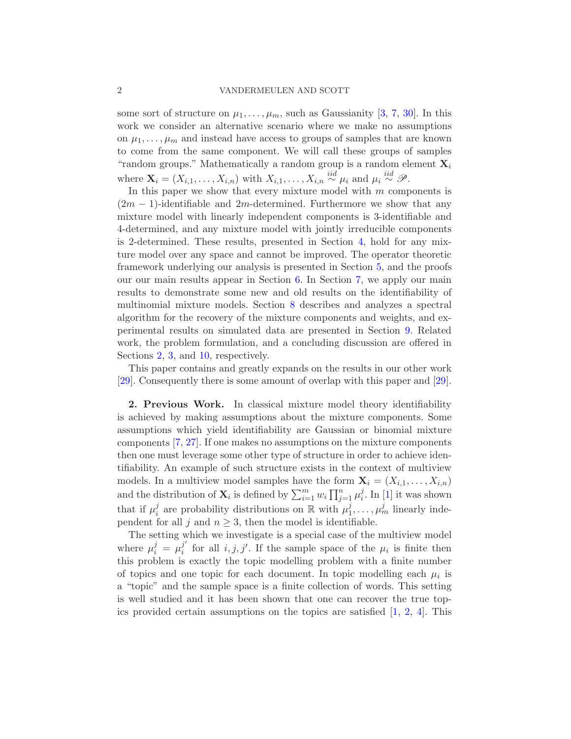some sort of structure on $\mu_1, \ldots, \mu_m$, such as Gaussianity [3, 7, 30]. In this work we consider an alternative scenario where we make no assumptions on $\mu_1, \ldots, \mu_m$ and instead have access to groups of samples that are known to come from the same component. We will call these groups of samples "random groups." Mathematically a random group is a random element $\mathbf{X}_i$ where $\mathbf{X}_i = (X_{i,1}, \ldots, X_{i,n})$ with $X_{i,1}, \ldots, X_{i,n} \overset{iid}{\sim} \mu_i$ and $\mu_i \overset{iid}{\sim} \mathscr{P}$.

In this paper we show that every mixture model with $m$ components is $(2m-1)$-identifiable and $2m$-determined. Furthermore we show that any mixture model with linearly independent components is 3-identifiable and 4-determined, and any mixture model with jointly irreducible components is 2-determined. These results, presented in Section 4, hold for any mixture model over any space and cannot be improved. The operator theoretic framework underlying our analysis is presented in Section 5, and the proofs our our main results appear in Section 6. In Section 7, we apply our main results to demonstrate some new and old results on the identifiability of multinomial mixture models. Section 8 describes and analyzes a spectral algorithm for the recovery of the mixture components and weights, and experimental results on simulated data are presented in Section 9. Related work, the problem formulation, and a concluding discussion are offered in Sections 2, 3, and 10, respectively.

This paper contains and greatly expands on the results in our other work [29]. Consequently there is some amount of overlap with this paper and [29].

## 2. Previous Work.

In classical mixture model theory identifiability is achieved by making assumptions about the mixture components. Some assumptions which yield identifiability are Gaussian or binomial mixture components [7, 27]. If one makes no assumptions on the mixture components then one must leverage some other type of structure in order to achieve identifiability. An example of such structure exists in the context of multiview models. In a multiview model samples have the form $\mathbf{X}_i = (X_{i,1}, \ldots, X_{i,n})$ and the distribution of $\mathbf{X}_i$ is defined by $\sum_{i=1}^m w_i \prod_{j=1}^n \mu_i^j$. In [1] it was shown that if $\mu_i^j$ are probability distributions on $\mathbb{R}$ with $\mu_1^j, \ldots, \mu_m^j$ linearly independent for all $j$ and $n \geq 3$, then the model is identifiable.

The setting which we investigate is a special case of the multiview model where $\mu_i^j = \mu_i^{j'}$ for all $i, j, j'$. If the sample space of the $\mu_i$ is finite then this problem is exactly the topic modelling problem with a finite number of topics and one topic for each document. In topic modelling each $\mu_i$ is a "topic" and the sample space is a finite collection of words. This setting is well studied and it has been shown that one can recover the true topics provided certain assumptions on the topics are satisfied [1, 2, 4]. This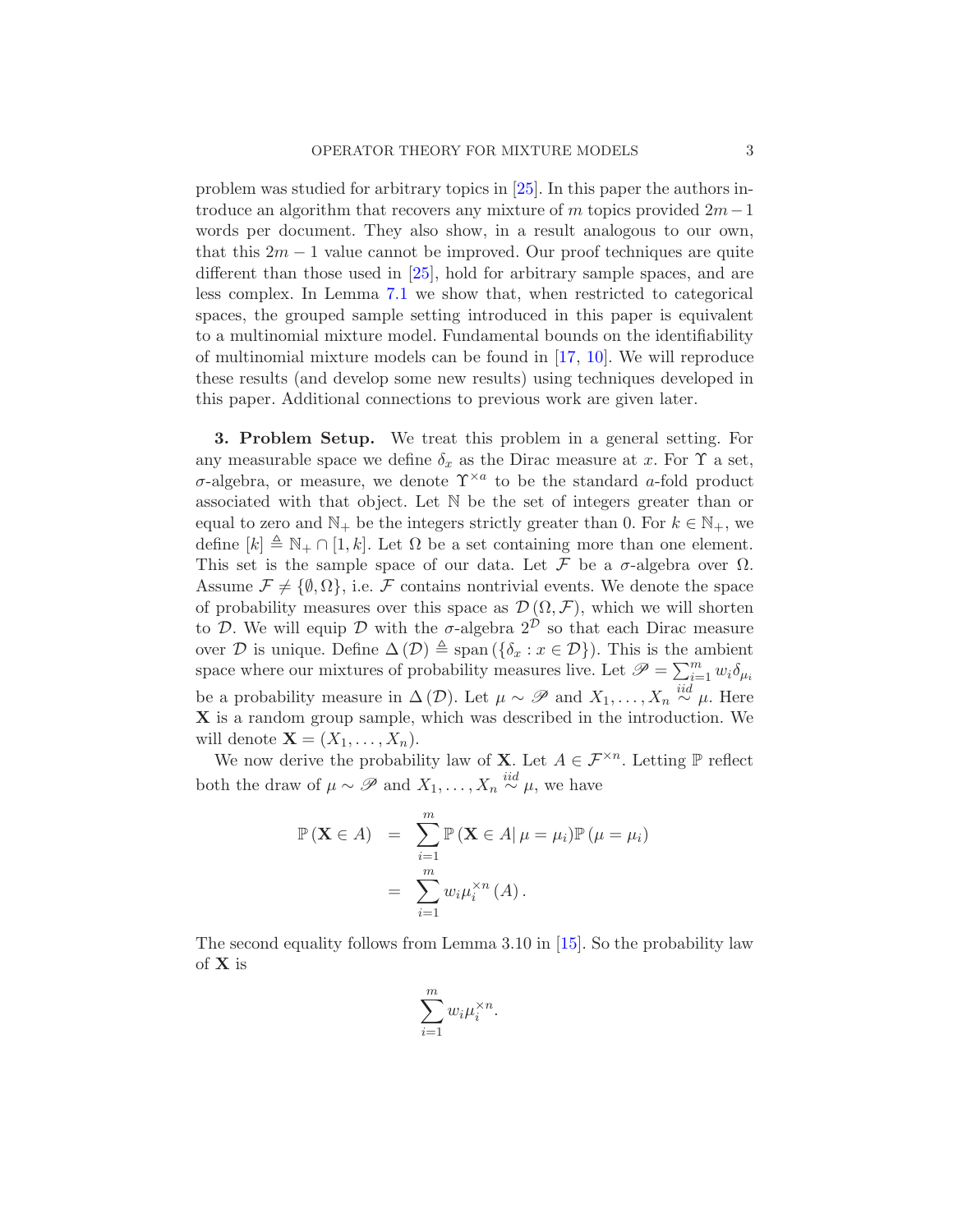problem was studied for arbitrary topics in [25]. In this paper the authors introduce an algorithm that recovers any mixture of $m$ topics provided $2m-1$ words per document. They also show, in a result analogous to our own, that this $2m-1$ value cannot be improved. Our proof techniques are quite different than those used in [25], hold for arbitrary sample spaces, and are less complex. In Lemma 7.1 we show that, when restricted to categorical spaces, the grouped sample setting introduced in this paper is equivalent to a multinomial mixture model. Fundamental bounds on the identifiability of multinomial mixture models can be found in [17, 10]. We will reproduce these results (and develop some new results) using techniques developed in this paper. Additional connections to previous work are given later.

**3. Problem Setup.** We treat this problem in a general setting. For any measurable space we define $\delta_x$ as the Dirac measure at $x$. For $\Upsilon$ a set, $\sigma$-algebra, or measure, we denote $\Upsilon^{\times a}$ to be the standard $a$-fold product associated with that object. Let $\mathbb{N}$ be the set of integers greater than or equal to zero and $\mathbb{N}_+$ be the integers strictly greater than 0. For $k \in \mathbb{N}_+$, we define $[k] \triangleq \mathbb{N}_+ \cap [1,k]$. Let $\Omega$ be a set containing more than one element. This set is the sample space of our data. Let $\mathcal{F}$ be a $\sigma$-algebra over $\Omega$. Assume $\mathcal{F} \neq \{\emptyset, \Omega\}$, i.e. $\mathcal{F}$ contains nontrivial events. We denote the space of probability measures over this space as $\mathcal{D}(\Omega, \mathcal{F})$, which we will shorten to $\mathcal{D}$. We will equip $\mathcal{D}$ with the $\sigma$-algebra $2^{\mathcal{D}}$ so that each Dirac measure over $\mathcal{D}$ is unique. Define $\Delta(\mathcal{D}) \triangleq \operatorname{span}(\{\delta_x : x \in \mathcal{D}\})$. This is the ambient space where our mixtures of probability measures live. Let $\mathscr{P} = \sum_{i=1}^m w_i \delta_{\mu_i}$ be a probability measure in $\Delta(\mathcal{D})$. Let $\mu \sim \mathscr{P}$ and $X_1, \ldots, X_n \overset{iid}{\sim} \mu$. Here $\mathbf{X}$ is a random group sample, which was described in the introduction. We will denote $\mathbf{X} = (X_1, \ldots, X_n)$.

We now derive the probability law of $\mathbf{X}$. Let $A \in \mathcal{F}^{\times n}$. Letting $\mathbb{P}$ reflect both the draw of $\mu \sim \mathscr{P}$ and $X_1, \ldots, X_n \overset{iid}{\sim} \mu$, we have

$$
\begin{aligned}
\mathbb{P}(\mathbf{X} \in A) &= \sum_{i=1}^m \mathbb{P}(\mathbf{X} \in A | \, \mu = \mu_i) \mathbb{P}(\mu = \mu_i) \\
&= \sum_{i=1}^m w_i \mu_i^{\times n}(A).
\end{aligned}
$$

The second equality follows from Lemma 3.10 in [15]. So the probability law of $\mathbf{X}$ is

$$
\sum_{i=1}^m w_i \mu_i^{\times n}.
$$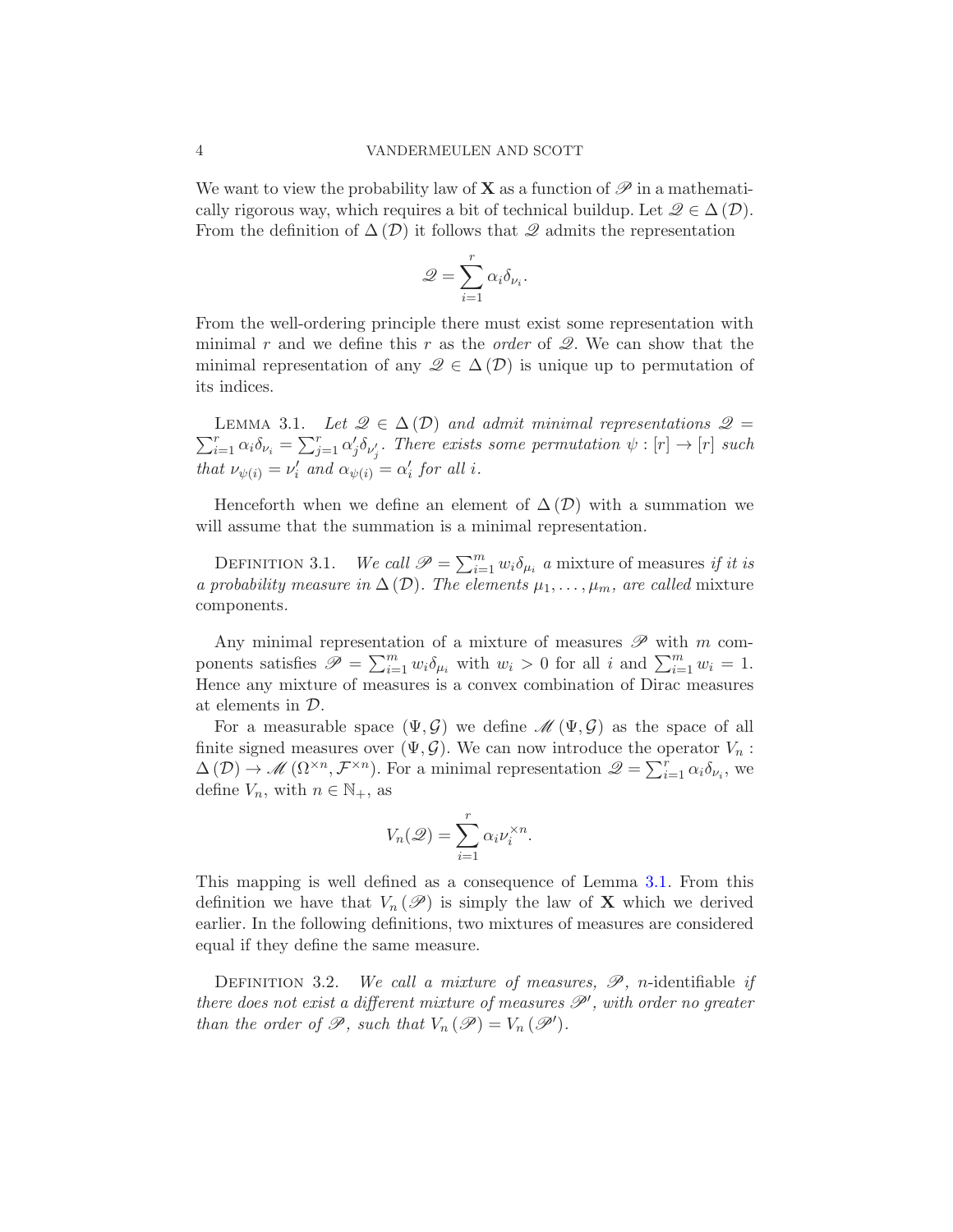We want to view the probability law of $\mathbf{X}$ as a function of $\mathscr{P}$ in a mathematically rigorous way, which requires a bit of technical buildup. Let $\mathscr{Q} \in \Delta(\mathcal{D})$. From the definition of $\Delta(\mathcal{D})$ it follows that $\mathscr{Q}$ admits the representation

$$\mathscr{Q} = \sum_{i=1}^{r} \alpha_i \delta_{\nu_i}.$$

From the well-ordering principle there must exist some representation with minimal $r$ and we define this $r$ as the *order* of $\mathscr{Q}$. We can show that the minimal representation of any $\mathscr{Q} \in \Delta(\mathcal{D})$ is unique up to permutation of its indices.

Lemma 3.1. *Let $\mathscr{Q} \in \Delta(\mathcal{D})$ and admit minimal representations $\mathscr{Q} = \sum_{i=1}^{r} \alpha_i \delta_{\nu_i} = \sum_{j=1}^{r} \alpha'_j \delta_{\nu'_j}$. There exists some permutation $\psi : [r] \to [r]$ such that $\nu_{\psi(i)} = \nu'_i$ and $\alpha_{\psi(i)} = \alpha'_i$ for all $i$.*

Henceforth when we define an element of $\Delta(\mathcal{D})$ with a summation we will assume that the summation is a minimal representation.

Definition 3.1. *We call $\mathscr{P} = \sum_{i=1}^{m} w_i \delta_{\mu_i}$ a* mixture of measures *if it is a probability measure in $\Delta(\mathcal{D})$. The elements $\mu_1, \ldots, \mu_m$, are called* mixture components.

Any minimal representation of a mixture of measures $\mathscr{P}$ with $m$ components satisfies $\mathscr{P} = \sum_{i=1}^{m} w_i \delta_{\mu_i}$ with $w_i > 0$ for all $i$ and $\sum_{i=1}^{m} w_i = 1$. Hence any mixture of measures is a convex combination of Dirac measures at elements in $\mathcal{D}$.

For a measurable space $(\Psi, \mathcal{G})$ we define $\mathscr{M}(\Psi, \mathcal{G})$ as the space of all finite signed measures over $(\Psi, \mathcal{G})$. We can now introduce the operator $V_n : \Delta(\mathcal{D}) \to \mathscr{M}(\Omega^{\times n}, \mathcal{F}^{\times n})$. For a minimal representation $\mathscr{Q} = \sum_{i=1}^{r} \alpha_i \delta_{\nu_i}$, we define $V_n$, with $n \in \mathbb{N}_+$, as

$$V_n(\mathscr{Q}) = \sum_{i=1}^{r} \alpha_i \nu_i^{\times n}.$$

This mapping is well defined as a consequence of Lemma 3.1. From this definition we have that $V_n(\mathscr{P})$ is simply the law of $\mathbf{X}$ which we derived earlier. In the following definitions, two mixtures of measures are considered equal if they define the same measure.

Definition 3.2. *We call a mixture of measures, $\mathscr{P}$, $n$-*identifiable *if there does not exist a different mixture of measures $\mathscr{P}'$, with order no greater than the order of $\mathscr{P}$, such that $V_n(\mathscr{P}) = V_n(\mathscr{P}')$.*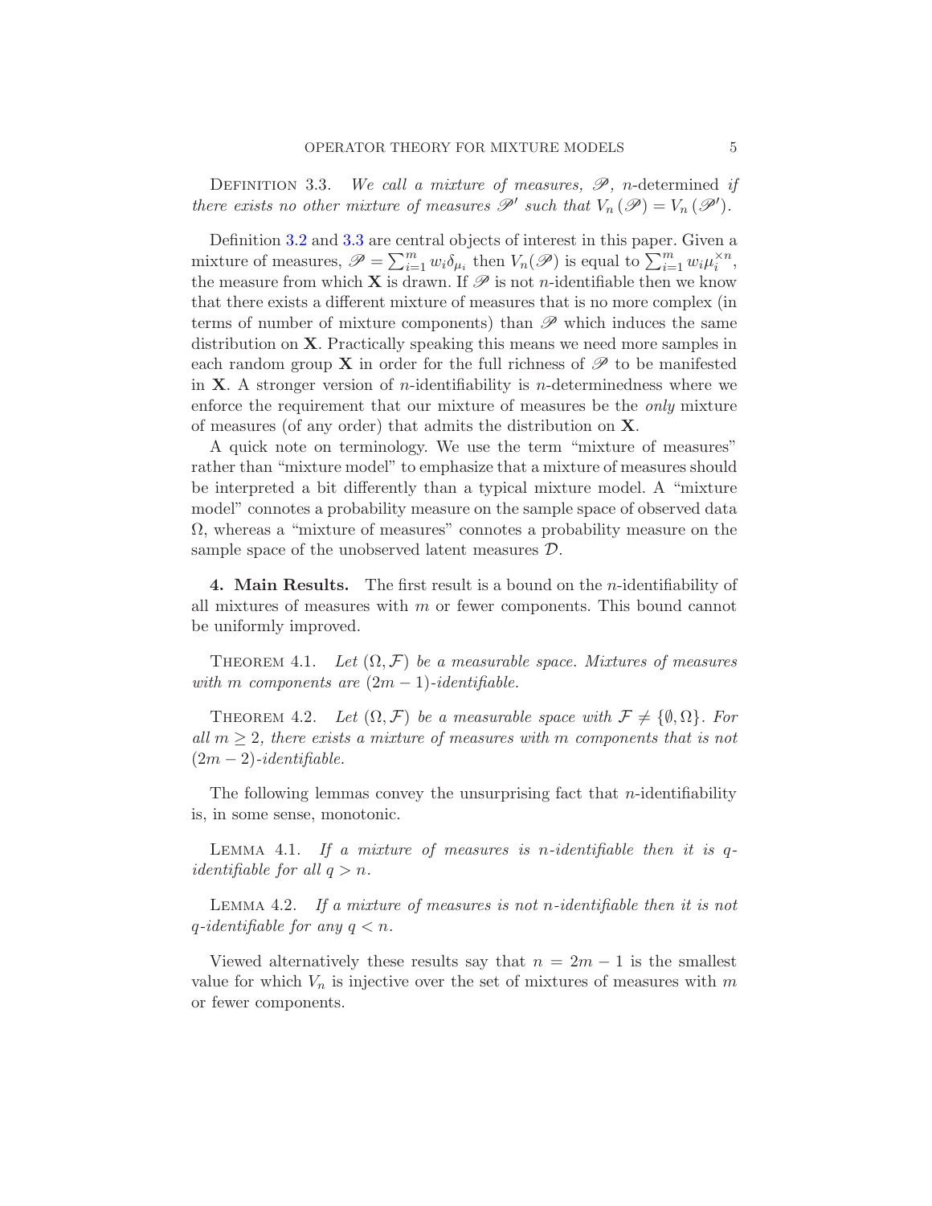Definition 3.3. *We call a mixture of measures, $\mathscr{P}$, $n$-*determined *if there exists no other mixture of measures $\mathscr{P}'$ such that $V_n(\mathscr{P}) = V_n(\mathscr{P}')$.*

Definition 3.2 and 3.3 are central objects of interest in this paper. Given a mixture of measures, $\mathscr{P} = \sum_{i=1}^m w_i \delta_{\mu_i}$ then $V_n(\mathscr{P})$ is equal to $\sum_{i=1}^m w_i \mu_i^{\times n}$, the measure from which $\mathbf{X}$ is drawn. If $\mathscr{P}$ is not $n$-identifiable then we know that there exists a different mixture of measures that is no more complex (in terms of number of mixture components) than $\mathscr{P}$ which induces the same distribution on $\mathbf{X}$. Practically speaking this means we need more samples in each random group $\mathbf{X}$ in order for the full richness of $\mathscr{P}$ to be manifested in $\mathbf{X}$. A stronger version of $n$-identifiability is $n$-determinedness where we enforce the requirement that our mixture of measures be the *only* mixture of measures (of any order) that admits the distribution on $\mathbf{X}$.

A quick note on terminology. We use the term "mixture of measures" rather than "mixture model" to emphasize that a mixture of measures should be interpreted a bit differently than a typical mixture model. A "mixture model" connotes a probability measure on the sample space of observed data $\Omega$, whereas a "mixture of measures" connotes a probability measure on the sample space of the unobserved latent measures $\mathcal{D}$.

## 4. Main Results.

The first result is a bound on the $n$-identifiability of all mixtures of measures with $m$ or fewer components. This bound cannot be uniformly improved.

Theorem 4.1. *Let $(\Omega, \mathcal{F})$ be a measurable space. Mixtures of measures with $m$ components are $(2m-1)$-identifiable.*

Theorem 4.2. *Let $(\Omega, \mathcal{F})$ be a measurable space with $\mathcal{F} \neq \{\emptyset, \Omega\}$. For all $m \geq 2$, there exists a mixture of measures with $m$ components that is not $(2m-2)$-identifiable.*

The following lemmas convey the unsurprising fact that $n$-identifiability is, in some sense, monotonic.

Lemma 4.1. *If a mixture of measures is $n$-identifiable then it is $q$-identifiable for all $q > n$.*

Lemma 4.2. *If a mixture of measures is not $n$-identifiable then it is not $q$-identifiable for any $q < n$.*

Viewed alternatively these results say that $n = 2m - 1$ is the smallest value for which $V_n$ is injective over the set of mixtures of measures with $m$ or fewer components.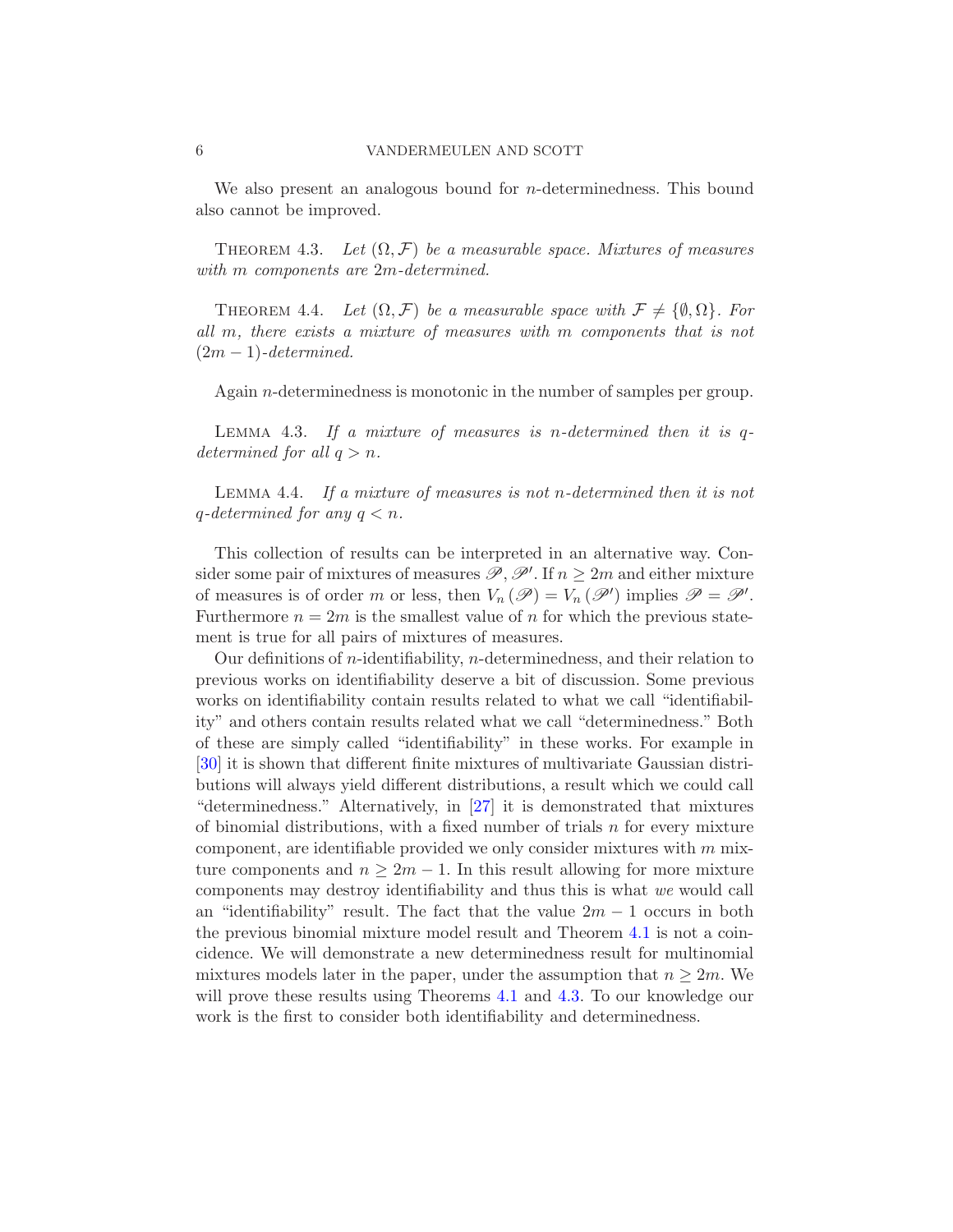We also present an analogous bound for $n$-determinedness. This bound also cannot be improved.

Theorem 4.3. *Let $(\Omega, \mathcal{F})$ be a measurable space. Mixtures of measures with $m$ components are $2m$-determined.*

Theorem 4.4. *Let $(\Omega, \mathcal{F})$ be a measurable space with $\mathcal{F} \neq \{\emptyset, \Omega\}$. For all $m$, there exists a mixture of measures with $m$ components that is not $(2m-1)$-determined.*

Again $n$-determinedness is monotonic in the number of samples per group.

Lemma 4.3. *If a mixture of measures is $n$-determined then it is $q$-determined for all $q > n$.*

Lemma 4.4. *If a mixture of measures is not $n$-determined then it is not $q$-determined for any $q < n$.*

This collection of results can be interpreted in an alternative way. Consider some pair of mixtures of measures $\mathscr{P}, \mathscr{P}'$. If $n \geq 2m$ and either mixture of measures is of order $m$ or less, then $V_n(\mathscr{P}) = V_n(\mathscr{P}')$ implies $\mathscr{P} = \mathscr{P}'$. Furthermore $n = 2m$ is the smallest value of $n$ for which the previous statement is true for all pairs of mixtures of measures.

Our definitions of $n$-identifiability, $n$-determinedness, and their relation to previous works on identifiability deserve a bit of discussion. Some previous works on identifiability contain results related to what we call "identifiability" and others contain results related what we call "determinedness." Both of these are simply called "identifiability" in these works. For example in [30] it is shown that different finite mixtures of multivariate Gaussian distributions will always yield different distributions, a result which we could call "determinedness." Alternatively, in [27] it is demonstrated that mixtures of binomial distributions, with a fixed number of trials $n$ for every mixture component, are identifiable provided we only consider mixtures with $m$ mixture components and $n \geq 2m - 1$. In this result allowing for more mixture components may destroy identifiability and thus this is what *we* would call an "identifiability" result. The fact that the value $2m - 1$ occurs in both the previous binomial mixture model result and Theorem 4.1 is not a coincidence. We will demonstrate a new determinedness result for multinomial mixtures models later in the paper, under the assumption that $n \geq 2m$. We will prove these results using Theorems 4.1 and 4.3. To our knowledge our work is the first to consider both identifiability and determinedness.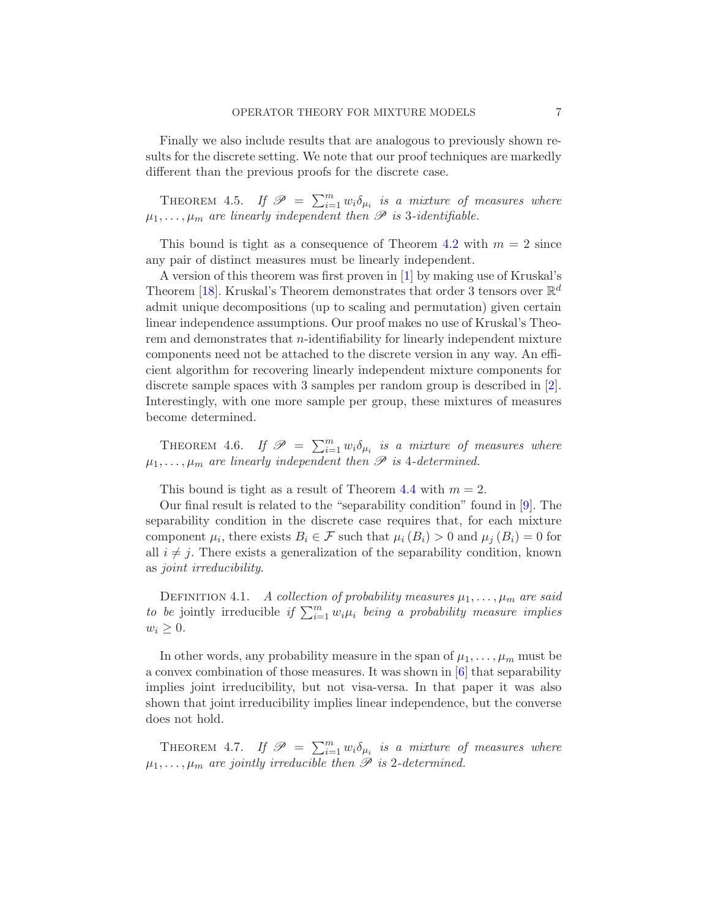Finally we also include results that are analogous to previously shown results for the discrete setting. We note that our proof techniques are markedly different than the previous proofs for the discrete case.

Theorem 4.5. *If $\mathscr{P} = \sum_{i=1}^m w_i \delta_{\mu_i}$ is a mixture of measures where $\mu_1, \ldots, \mu_m$ are linearly independent then $\mathscr{P}$ is 3-identifiable.*

This bound is tight as a consequence of Theorem 4.2 with $m = 2$ since any pair of distinct measures must be linearly independent.

A version of this theorem was first proven in [1] by making use of Kruskal's Theorem [18]. Kruskal's Theorem demonstrates that order 3 tensors over $\mathbb{R}^d$ admit unique decompositions (up to scaling and permutation) given certain linear independence assumptions. Our proof makes no use of Kruskal's Theorem and demonstrates that $n$-identifiability for linearly independent mixture components need not be attached to the discrete version in any way. An efficient algorithm for recovering linearly independent mixture components for discrete sample spaces with 3 samples per random group is described in [2]. Interestingly, with one more sample per group, these mixtures of measures become determined.

Theorem 4.6. *If $\mathscr{P} = \sum_{i=1}^m w_i \delta_{\mu_i}$ is a mixture of measures where $\mu_1, \ldots, \mu_m$ are linearly independent then $\mathscr{P}$ is 4-determined.*

This bound is tight as a result of Theorem 4.4 with $m = 2$.

Our final result is related to the "separability condition" found in [9]. The separability condition in the discrete case requires that, for each mixture component $\mu_i$, there exists $B_i \in \mathcal{F}$ such that $\mu_i(B_i) > 0$ and $\mu_j(B_i) = 0$ for all $i \neq j$. There exists a generalization of the separability condition, known as *joint irreducibility*.

Definition 4.1. *A collection of probability measures $\mu_1, \ldots, \mu_m$ are said to be* jointly irreducible *if $\sum_{i=1}^m w_i \mu_i$ being a probability measure implies $w_i \geq 0$.*

In other words, any probability measure in the span of $\mu_1, \ldots, \mu_m$ must be a convex combination of those measures. It was shown in [6] that separability implies joint irreducibility, but not visa-versa. In that paper it was also shown that joint irreducibility implies linear independence, but the converse does not hold.

Theorem 4.7. *If $\mathscr{P} = \sum_{i=1}^m w_i \delta_{\mu_i}$ is a mixture of measures where $\mu_1, \ldots, \mu_m$ are jointly irreducible then $\mathscr{P}$ is 2-determined.*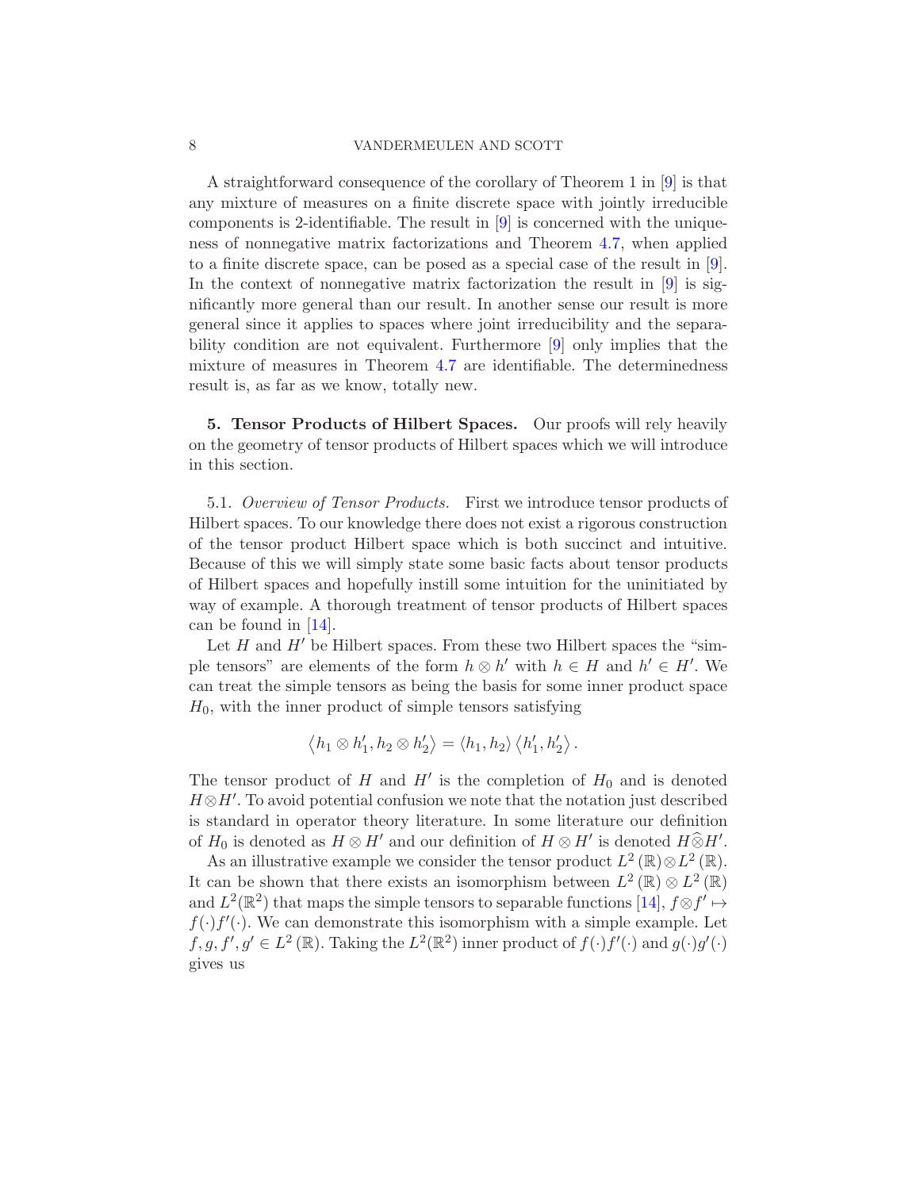A straightforward consequence of the corollary of Theorem 1 in [9] is that any mixture of measures on a finite discrete space with jointly irreducible components is 2-identifiable. The result in [9] is concerned with the uniqueness of nonnegative matrix factorizations and Theorem 4.7, when applied to a finite discrete space, can be posed as a special case of the result in [9]. In the context of nonnegative matrix factorization the result in [9] is significantly more general than our result. In another sense our result is more general since it applies to spaces where joint irreducibility and the separability condition are not equivalent. Furthermore [9] only implies that the mixture of measures in Theorem 4.7 are identifiable. The determinedness result is, as far as we know, totally new.

## 5. Tensor Products of Hilbert Spaces.

Our proofs will rely heavily on the geometry of tensor products of Hilbert spaces which we will introduce in this section.

### 5.1. *Overview of Tensor Products.*

First we introduce tensor products of Hilbert spaces. To our knowledge there does not exist a rigorous construction of the tensor product Hilbert space which is both succinct and intuitive. Because of this we will simply state some basic facts about tensor products of Hilbert spaces and hopefully instill some intuition for the uninitiated by way of example. A thorough treatment of tensor products of Hilbert spaces can be found in [14].

Let $H$ and $H'$ be Hilbert spaces. From these two Hilbert spaces the "simple tensors" are elements of the form $h \otimes h'$ with $h \in H$ and $h' \in H'$. We can treat the simple tensors as being the basis for some inner product space $H_0$, with the inner product of simple tensors satisfying

$$\left\langle h_1 \otimes h_1', h_2 \otimes h_2' \right\rangle = \left\langle h_1, h_2 \right\rangle \left\langle h_1', h_2' \right\rangle.$$

The tensor product of $H$ and $H'$ is the completion of $H_0$ and is denoted $H \otimes H'$. To avoid potential confusion we note that the notation just described is standard in operator theory literature. In some literature our definition of $H_0$ is denoted as $H \otimes H'$ and our definition of $H \otimes H'$ is denoted $H \widehat{\otimes} H'$.

As an illustrative example we consider the tensor product $L^2(\mathbb{R}) \otimes L^2(\mathbb{R})$. It can be shown that there exists an isomorphism between $L^2(\mathbb{R}) \otimes L^2(\mathbb{R})$ and $L^2(\mathbb{R}^2)$ that maps the simple tensors to separable functions [14], $f \otimes f' \mapsto f(\cdot) f'(\cdot)$. We can demonstrate this isomorphism with a simple example. Let $f, g, f', g' \in L^2(\mathbb{R})$. Taking the $L^2(\mathbb{R}^2)$ inner product of $f(\cdot) f'(\cdot)$ and $g(\cdot) g'(\cdot)$ gives us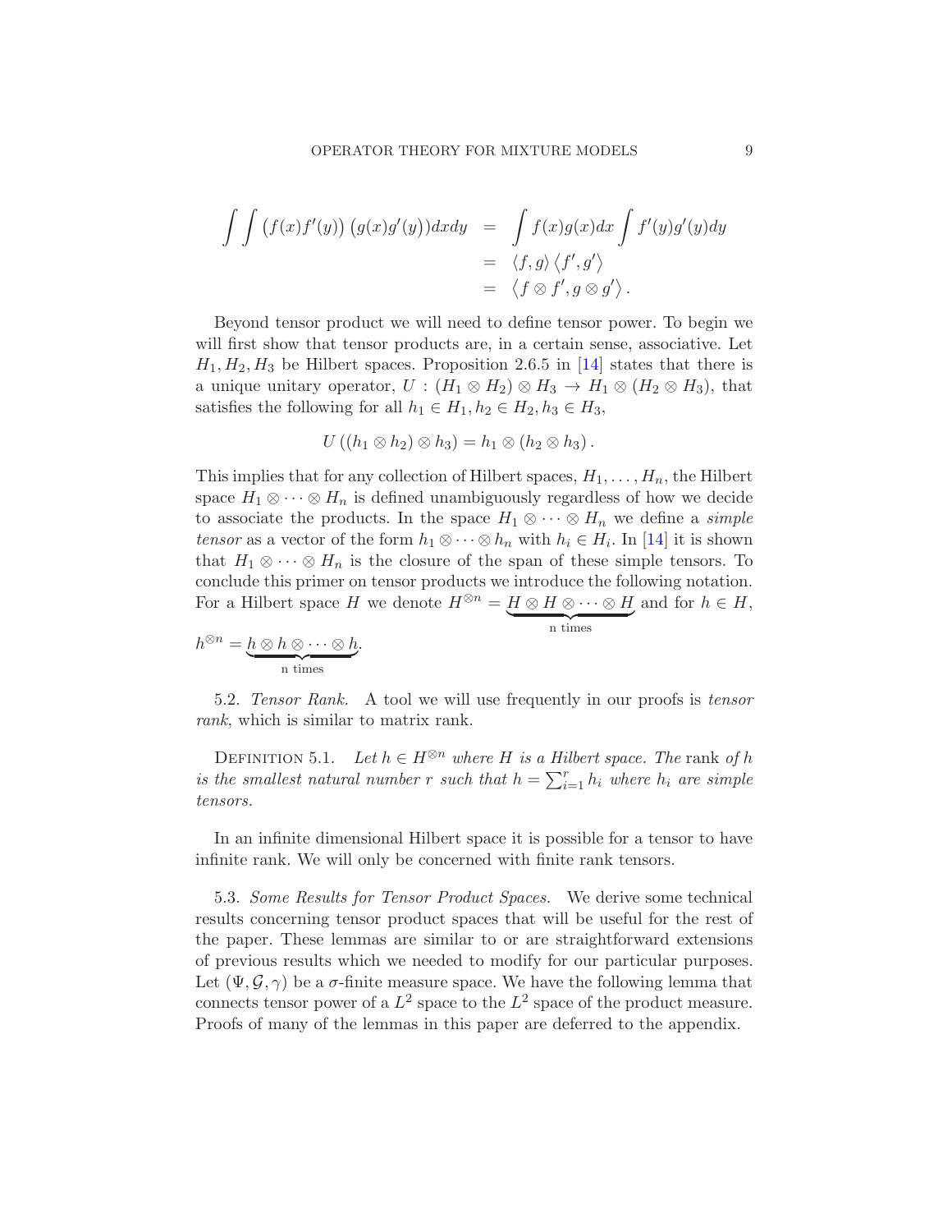$$
\begin{aligned}
\int\int \left(f(x)f'(y)\right)\left(g(x)g'(y)\right)dxdy &= \int f(x)g(x)dx \int f'(y)g'(y)dy \\
&= \langle f,g\rangle \langle f',g'\rangle \\
&= \langle f\otimes f', g\otimes g'\rangle .
\end{aligned}
$$

Beyond tensor product we will need to define tensor power. To begin we will first show that tensor products are, in a certain sense, associative. Let $H_1, H_2, H_3$ be Hilbert spaces. Proposition 2.6.5 in [14] states that there is a unique unitary operator, $U : (H_1 \otimes H_2) \otimes H_3 \to H_1 \otimes (H_2 \otimes H_3)$, that satisfies the following for all $h_1 \in H_1, h_2 \in H_2, h_3 \in H_3$,

$$
U\left((h_1 \otimes h_2) \otimes h_3\right) = h_1 \otimes (h_2 \otimes h_3).
$$

This implies that for any collection of Hilbert spaces, $H_1, \ldots, H_n$, the Hilbert space $H_1 \otimes \cdots \otimes H_n$ is defined unambiguously regardless of how we decide to associate the products. In the space $H_1 \otimes \cdots \otimes H_n$ we define a *simple tensor* as a vector of the form $h_1 \otimes \cdots \otimes h_n$ with $h_i \in H_i$. In [14] it is shown that $H_1 \otimes \cdots \otimes H_n$ is the closure of the span of these simple tensors. To conclude this primer on tensor products we introduce the following notation. For a Hilbert space $H$ we denote $H^{\otimes n} = \underbrace{H \otimes H \otimes \cdots \otimes H}_{\text{n times}}$ and for $h \in H$, $h^{\otimes n} = \underbrace{h \otimes h \otimes \cdots \otimes h}_{\text{n times}}$.

5.2. *Tensor Rank.* A tool we will use frequently in our proofs is *tensor rank*, which is similar to matrix rank.

Definition 5.1. *Let $h \in H^{\otimes n}$ where $H$ is a Hilbert space. The* rank *of $h$ is the smallest natural number $r$ such that $h = \sum_{i=1}^{r} h_i$ where $h_i$ are simple tensors.*

In an infinite dimensional Hilbert space it is possible for a tensor to have infinite rank. We will only be concerned with finite rank tensors.

5.3. *Some Results for Tensor Product Spaces.* We derive some technical results concerning tensor product spaces that will be useful for the rest of the paper. These lemmas are similar to or are straightforward extensions of previous results which we needed to modify for our particular purposes. Let $(\Psi, \mathcal{G}, \gamma)$ be a $\sigma$-finite measure space. We have the following lemma that connects tensor power of a $L^2$ space to the $L^2$ space of the product measure. Proofs of many of the lemmas in this paper are deferred to the appendix.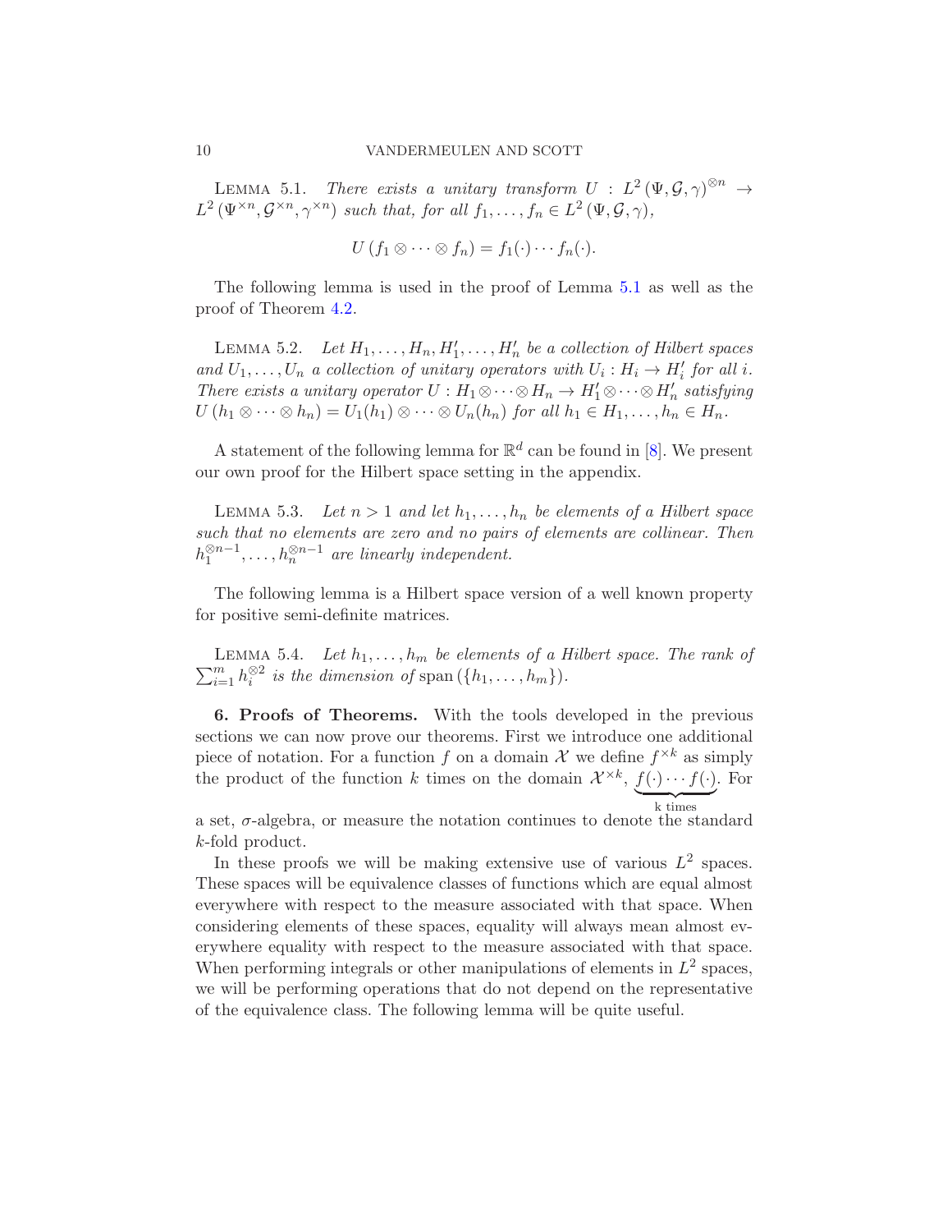Lemma 5.1. *There exists a unitary transform $U : L^2(\Psi, \mathcal{G}, \gamma)^{\otimes n} \to L^2(\Psi^{\times n}, \mathcal{G}^{\times n}, \gamma^{\times n})$ such that, for all $f_1, \ldots, f_n \in L^2(\Psi, \mathcal{G}, \gamma)$,*

$$U(f_1 \otimes \cdots \otimes f_n) = f_1(\cdot) \cdots f_n(\cdot).$$

The following lemma is used in the proof of Lemma 5.1 as well as the proof of Theorem 4.2.

Lemma 5.2. *Let $H_1, \ldots, H_n, H_1', \ldots, H_n'$ be a collection of Hilbert spaces and $U_1, \ldots, U_n$ a collection of unitary operators with $U_i : H_i \to H_i'$ for all $i$. There exists a unitary operator $U : H_1 \otimes \cdots \otimes H_n \to H_1' \otimes \cdots \otimes H_n'$ satisfying $U(h_1 \otimes \cdots \otimes h_n) = U_1(h_1) \otimes \cdots \otimes U_n(h_n)$ for all $h_1 \in H_1, \ldots, h_n \in H_n$.*

A statement of the following lemma for $\mathbb{R}^d$ can be found in [8]. We present our own proof for the Hilbert space setting in the appendix.

Lemma 5.3. *Let $n > 1$ and let $h_1, \ldots, h_n$ be elements of a Hilbert space such that no elements are zero and no pairs of elements are collinear. Then $h_1^{\otimes n-1}, \ldots, h_n^{\otimes n-1}$ are linearly independent.*

The following lemma is a Hilbert space version of a well known property for positive semi-definite matrices.

Lemma 5.4. *Let $h_1, \ldots, h_m$ be elements of a Hilbert space. The rank of $\sum_{i=1}^m h_i^{\otimes 2}$ is the dimension of* $\operatorname{span}(\{h_1, \ldots, h_m\})$.

## 6. Proofs of Theorems.

With the tools developed in the previous sections we can now prove our theorems. First we introduce one additional piece of notation. For a function $f$ on a domain $\mathcal{X}$ we define $f^{\times k}$ as simply the product of the function $k$ times on the domain $\mathcal{X}^{\times k}$, $\underbrace{f(\cdot) \cdots f(\cdot)}_{\text{k times}}$. For a set, $\sigma$-algebra, or measure the notation continues to denote the standard $k$-fold product.

In these proofs we will be making extensive use of various $L^2$ spaces. These spaces will be equivalence classes of functions which are equal almost everywhere with respect to the measure associated with that space. When considering elements of these spaces, equality will always mean almost everywhere equality with respect to the measure associated with that space. When performing integrals or other manipulations of elements in $L^2$ spaces, we will be performing operations that do not depend on the representative of the equivalence class. The following lemma will be quite useful.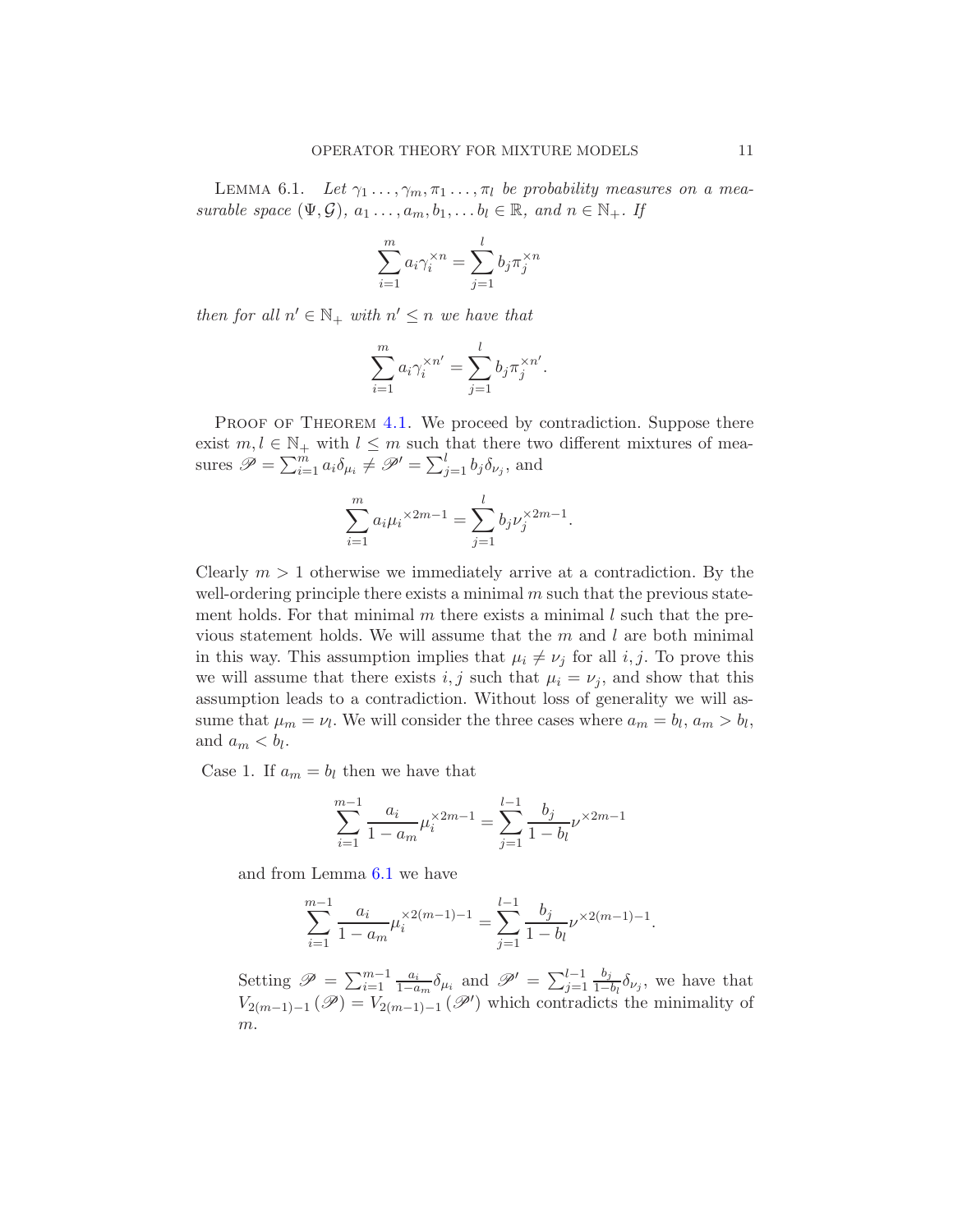Lemma 6.1. *Let $\gamma_1 \ldots, \gamma_m, \pi_1 \ldots, \pi_l$ be probability measures on a measurable space $(\Psi, \mathcal{G})$, $a_1 \ldots, a_m, b_1, \ldots b_l \in \mathbb{R}$, and $n \in \mathbb{N}_+$. If*

$$\sum_{i=1}^{m} a_i \gamma_i^{\times n} = \sum_{j=1}^{l} b_j \pi_j^{\times n}$$

*then for all $n' \in \mathbb{N}_+$ with $n' \leq n$ we have that*

$$\sum_{i=1}^{m} a_i \gamma_i^{\times n'} = \sum_{j=1}^{l} b_j \pi_j^{\times n'}.$$

Proof of Theorem 4.1. We proceed by contradiction. Suppose there exist $m, l \in \mathbb{N}_+$ with $l \leq m$ such that there two different mixtures of measures $\mathscr{P} = \sum_{i=1}^{m} a_i \delta_{\mu_i} \neq \mathscr{P}' = \sum_{j=1}^{l} b_j \delta_{\nu_j}$, and

$$\sum_{i=1}^{m} a_i {\mu_i}^{\times 2m-1} = \sum_{j=1}^{l} b_j \nu_j^{\times 2m-1}.$$

Clearly $m > 1$ otherwise we immediately arrive at a contradiction. By the well-ordering principle there exists a minimal $m$ such that the previous statement holds. For that minimal $m$ there exists a minimal $l$ such that the previous statement holds. We will assume that the $m$ and $l$ are both minimal in this way. This assumption implies that $\mu_i \neq \nu_j$ for all $i, j$. To prove this we will assume that there exists $i, j$ such that $\mu_i = \nu_j$, and show that this assumption leads to a contradiction. Without loss of generality we will assume that $\mu_m = \nu_l$. We will consider the three cases where $a_m = b_l$, $a_m > b_l$, and $a_m < b_l$.

Case 1. If $a_m = b_l$ then we have that

$$\sum_{i=1}^{m-1} \frac{a_i}{1 - a_m} \mu_i^{\times 2m-1} = \sum_{j=1}^{l-1} \frac{b_j}{1 - b_l} \nu^{\times 2m-1}$$

and from Lemma 6.1 we have

$$\sum_{i=1}^{m-1} \frac{a_i}{1 - a_m} \mu_i^{\times 2(m-1)-1} = \sum_{j=1}^{l-1} \frac{b_j}{1 - b_l} \nu^{\times 2(m-1)-1}.$$

Setting $\mathscr{P} = \sum_{i=1}^{m-1} \frac{a_i}{1-a_m} \delta_{\mu_i}$ and $\mathscr{P}' = \sum_{j=1}^{l-1} \frac{b_j}{1-b_l} \delta_{\nu_j}$, we have that $V_{2(m-1)-1}(\mathscr{P}) = V_{2(m-1)-1}(\mathscr{P}')$ which contradicts the minimality of $m$.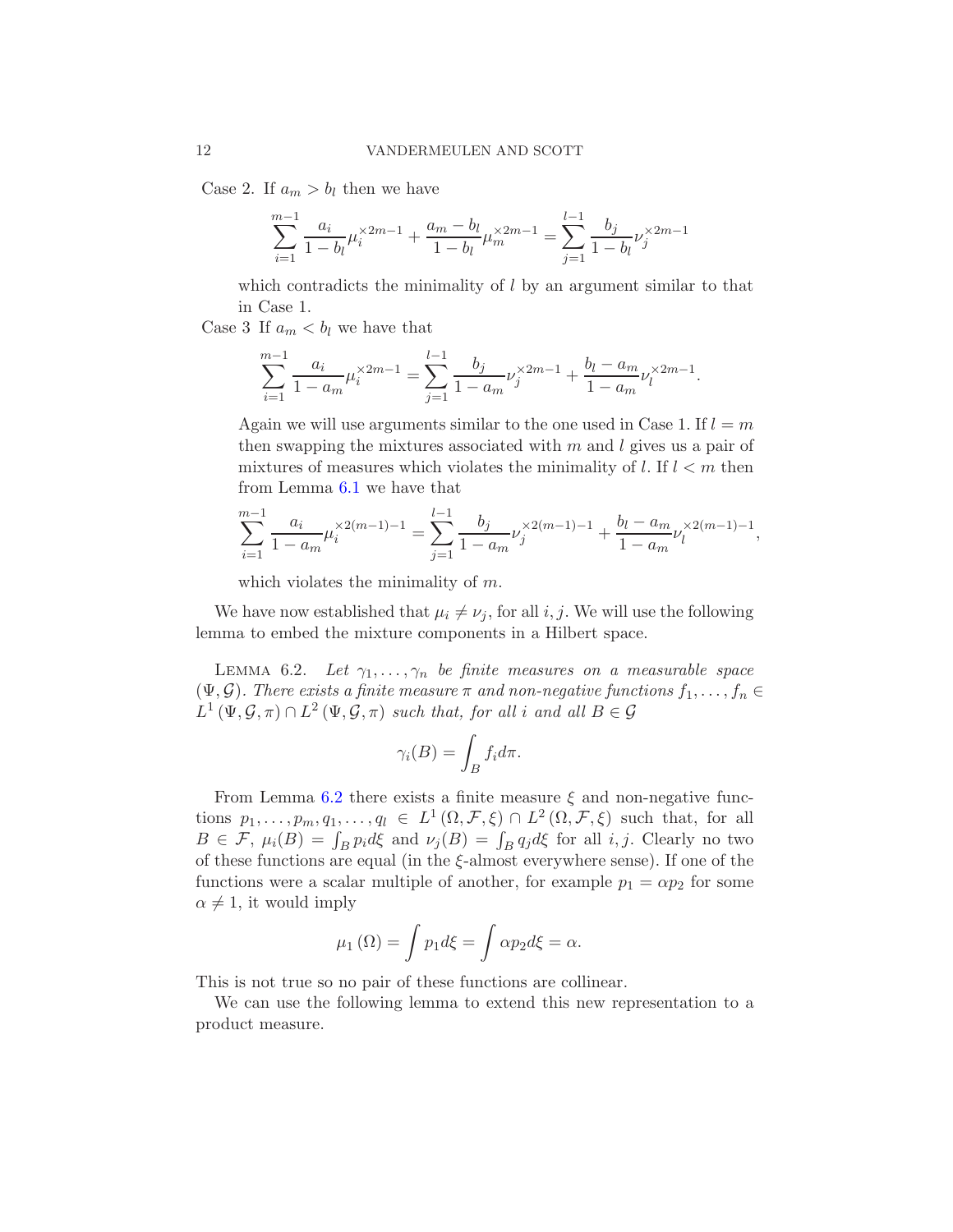Case 2. If $a_m > b_l$ then we have

$$\sum_{i=1}^{m-1} \frac{a_i}{1-b_l}\mu_i^{\times 2m-1} + \frac{a_m - b_l}{1-b_l}\mu_m^{\times 2m-1} = \sum_{j=1}^{l-1} \frac{b_j}{1-b_l}\nu_j^{\times 2m-1}$$

which contradicts the minimality of $l$ by an argument similar to that in Case 1.

Case 3 If $a_m < b_l$ we have that

$$\sum_{i=1}^{m-1} \frac{a_i}{1-a_m}\mu_i^{\times 2m-1} = \sum_{j=1}^{l-1} \frac{b_j}{1-a_m}\nu_j^{\times 2m-1} + \frac{b_l - a_m}{1-a_m}\nu_l^{\times 2m-1}.$$

Again we will use arguments similar to the one used in Case 1. If $l = m$ then swapping the mixtures associated with $m$ and $l$ gives us a pair of mixtures of measures which violates the minimality of $l$. If $l < m$ then from Lemma 6.1 we have that

$$\sum_{i=1}^{m-1} \frac{a_i}{1-a_m}\mu_i^{\times 2(m-1)-1} = \sum_{j=1}^{l-1} \frac{b_j}{1-a_m}\nu_j^{\times 2(m-1)-1} + \frac{b_l - a_m}{1-a_m}\nu_l^{\times 2(m-1)-1},$$

which violates the minimality of $m$.

We have now established that $\mu_i \neq \nu_j$, for all $i, j$. We will use the following lemma to embed the mixture components in a Hilbert space.

Lemma 6.2. *Let $\gamma_1, \ldots, \gamma_n$ be finite measures on a measurable space $(\Psi, \mathcal{G})$. There exists a finite measure $\pi$ and non-negative functions $f_1, \ldots, f_n \in L^1(\Psi, \mathcal{G}, \pi) \cap L^2(\Psi, \mathcal{G}, \pi)$ such that, for all $i$ and all $B \in \mathcal{G}$*

$$\gamma_i(B) = \int_B f_i d\pi.$$

From Lemma 6.2 there exists a finite measure $\xi$ and non-negative functions $p_1, \ldots, p_m, q_1, \ldots, q_l \in L^1(\Omega, \mathcal{F}, \xi) \cap L^2(\Omega, \mathcal{F}, \xi)$ such that, for all $B \in \mathcal{F}$, $\mu_i(B) = \int_B p_i d\xi$ and $\nu_j(B) = \int_B q_j d\xi$ for all $i, j$. Clearly no two of these functions are equal (in the $\xi$-almost everywhere sense). If one of the functions were a scalar multiple of another, for example $p_1 = \alpha p_2$ for some $\alpha \neq 1$, it would imply

$$\mu_1(\Omega) = \int p_1 d\xi = \int \alpha p_2 d\xi = \alpha.$$

This is not true so no pair of these functions are collinear.

We can use the following lemma to extend this new representation to a product measure.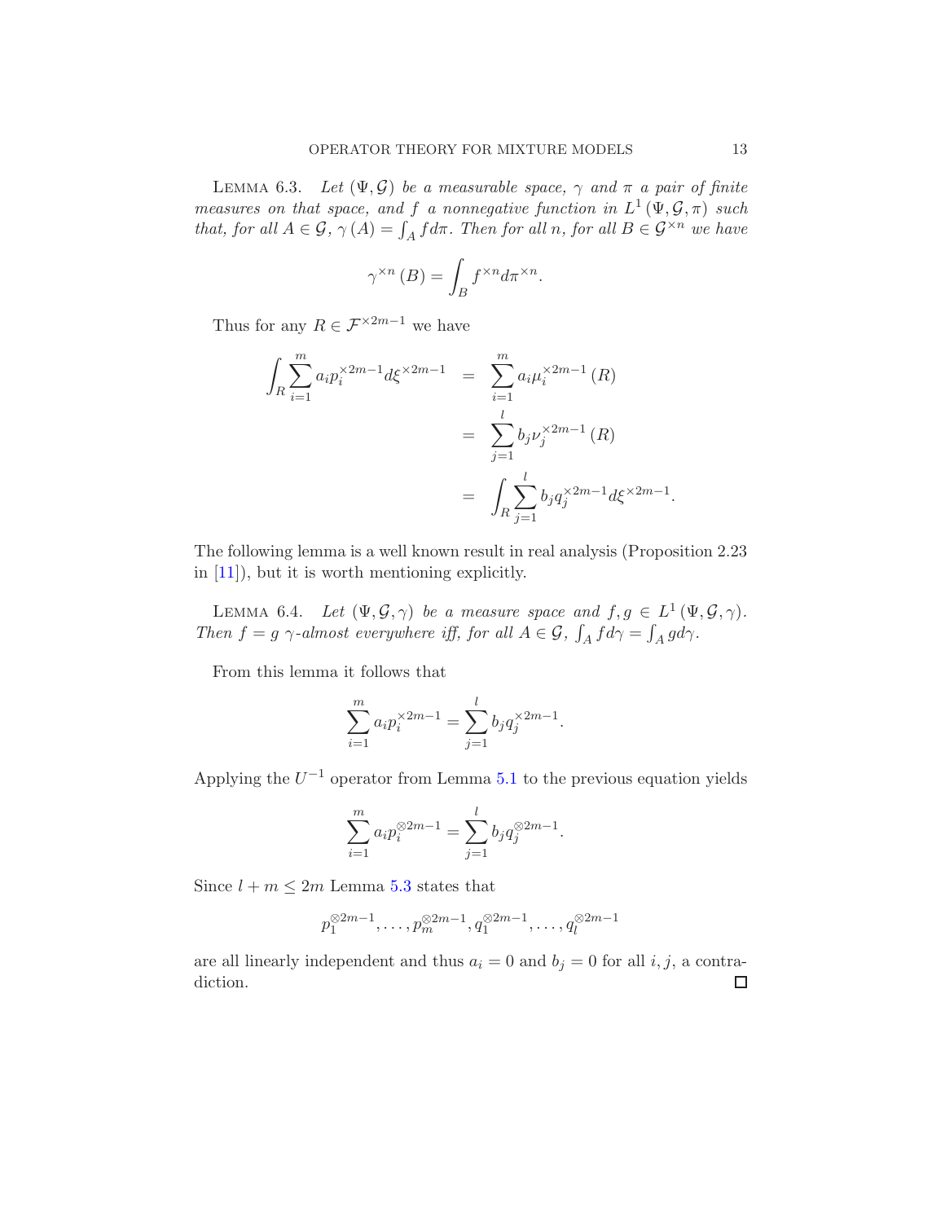Lemma 6.3. *Let $(\Psi, \mathcal{G})$ be a measurable space, $\gamma$ and $\pi$ a pair of finite measures on that space, and $f$ a nonnegative function in $L^1(\Psi, \mathcal{G}, \pi)$ such that, for all $A \in \mathcal{G}$, $\gamma(A) = \int_A f d\pi$. Then for all $n$, for all $B \in \mathcal{G}^{\times n}$ we have*

$$\gamma^{\times n}(B) = \int_B f^{\times n} d\pi^{\times n}.$$

Thus for any $R \in \mathcal{F}^{\times 2m-1}$ we have

$$\begin{aligned}
\int_R \sum_{i=1}^m a_i p_i^{\times 2m-1} d\xi^{\times 2m-1} &= \sum_{i=1}^m a_i \mu_i^{\times 2m-1}(R) \\
&= \sum_{j=1}^l b_j \nu_j^{\times 2m-1}(R) \\
&= \int_R \sum_{j=1}^l b_j q_j^{\times 2m-1} d\xi^{\times 2m-1}.
\end{aligned}$$

The following lemma is a well known result in real analysis (Proposition 2.23 in [11]), but it is worth mentioning explicitly.

Lemma 6.4. *Let $(\Psi, \mathcal{G}, \gamma)$ be a measure space and $f, g \in L^1(\Psi, \mathcal{G}, \gamma)$. Then $f = g$ $\gamma$-almost everywhere iff, for all $A \in \mathcal{G}$, $\int_A f d\gamma = \int_A g d\gamma$.*

From this lemma it follows that

$$\sum_{i=1}^m a_i p_i^{\times 2m-1} = \sum_{j=1}^l b_j q_j^{\times 2m-1}.$$

Applying the $U^{-1}$ operator from Lemma 5.1 to the previous equation yields

$$\sum_{i=1}^m a_i p_i^{\otimes 2m-1} = \sum_{j=1}^l b_j q_j^{\otimes 2m-1}.$$

Since $l + m \leq 2m$ Lemma 5.3 states that

$$p_1^{\otimes 2m-1}, \ldots, p_m^{\otimes 2m-1}, q_1^{\otimes 2m-1}, \ldots, q_l^{\otimes 2m-1}$$

are all linearly independent and thus $a_i = 0$ and $b_j = 0$ for all $i, j$, a contradiction. ∎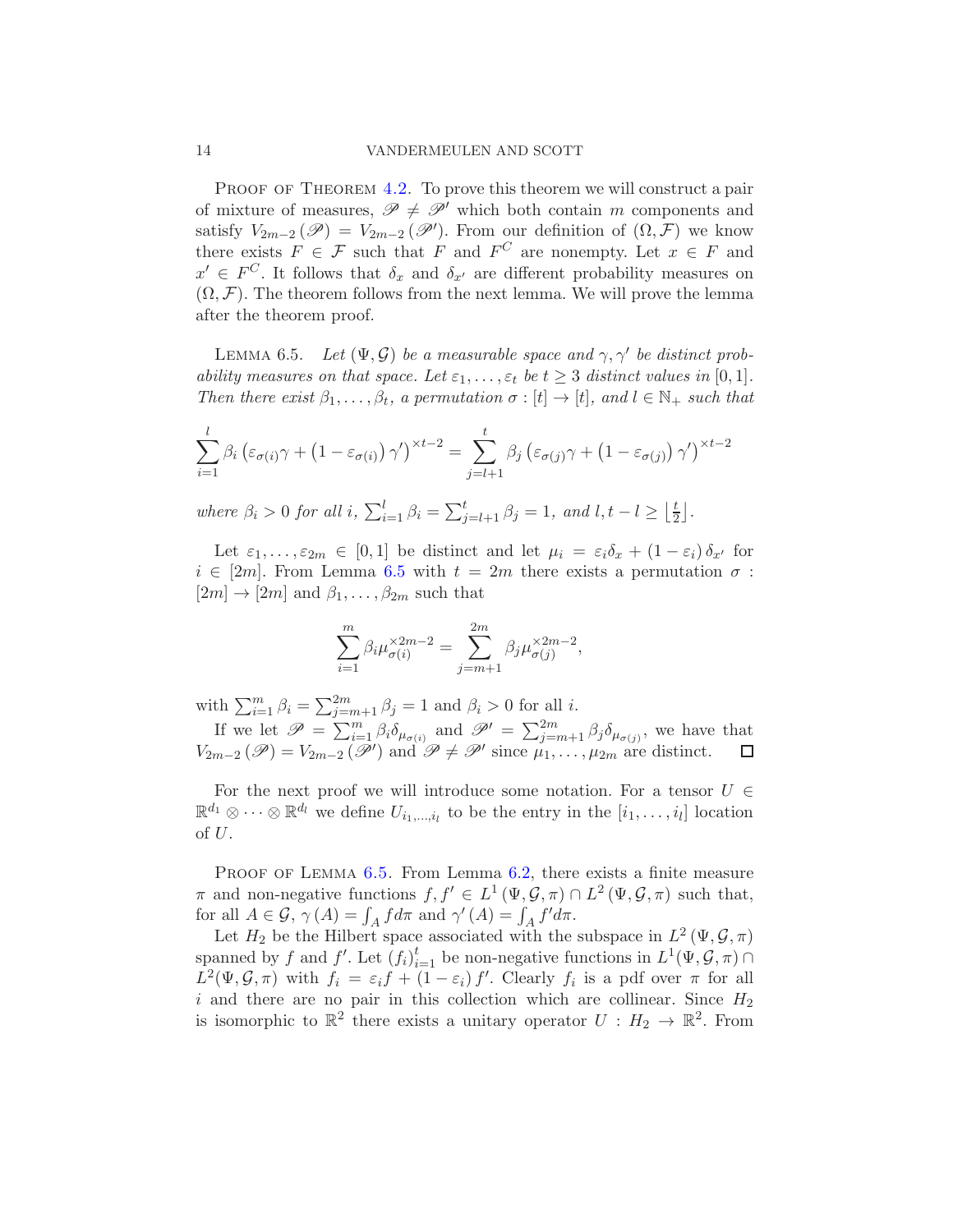PROOF OF THEOREM 4.2. To prove this theorem we will construct a pair of mixture of measures, $\mathscr{P} \neq \mathscr{P}'$ which both contain $m$ components and satisfy $V_{2m-2}(\mathscr{P}) = V_{2m-2}(\mathscr{P}')$. From our definition of $(\Omega, \mathcal{F})$ we know there exists $F \in \mathcal{F}$ such that $F$ and $F^C$ are nonempty. Let $x \in F$ and $x' \in F^C$. It follows that $\delta_x$ and $\delta_{x'}$ are different probability measures on $(\Omega, \mathcal{F})$. The theorem follows from the next lemma. We will prove the lemma after the theorem proof.

LEMMA 6.5. *Let $(\Psi, \mathcal{G})$ be a measurable space and $\gamma, \gamma'$ be distinct probability measures on that space. Let $\varepsilon_1, \ldots, \varepsilon_t$ be $t \geq 3$ distinct values in $[0,1]$. Then there exist $\beta_1, \ldots, \beta_t$, a permutation $\sigma : [t] \to [t]$, and $l \in \mathbb{N}_+$ such that*

$$\sum_{i=1}^{l} \beta_i \left(\varepsilon_{\sigma(i)}\gamma + \left(1 - \varepsilon_{\sigma(i)}\right)\gamma'\right)^{\times t-2} = \sum_{j=l+1}^{t} \beta_j \left(\varepsilon_{\sigma(j)}\gamma + \left(1 - \varepsilon_{\sigma(j)}\right)\gamma'\right)^{\times t-2}$$

*where $\beta_i > 0$ for all $i$, $\sum_{i=1}^{l} \beta_i = \sum_{j=l+1}^{t} \beta_j = 1$, and $l, t-l \geq \left\lfloor \frac{t}{2} \right\rfloor$.*

Let $\varepsilon_1, \ldots, \varepsilon_{2m} \in [0,1]$ be distinct and let $\mu_i = \varepsilon_i \delta_x + (1 - \varepsilon_i)\delta_{x'}$ for $i \in [2m]$. From Lemma 6.5 with $t = 2m$ there exists a permutation $\sigma : [2m] \to [2m]$ and $\beta_1, \ldots, \beta_{2m}$ such that

$$\sum_{i=1}^{m} \beta_i \mu_{\sigma(i)}^{\times 2m-2} = \sum_{j=m+1}^{2m} \beta_j \mu_{\sigma(j)}^{\times 2m-2},$$

with $\sum_{i=1}^{m} \beta_i = \sum_{j=m+1}^{2m} \beta_j = 1$ and $\beta_i > 0$ for all $i$.

If we let $\mathscr{P} = \sum_{i=1}^{m} \beta_i \delta_{\mu_{\sigma(i)}}$ and $\mathscr{P}' = \sum_{j=m+1}^{2m} \beta_j \delta_{\mu_{\sigma(j)}}$, we have that $V_{2m-2}(\mathscr{P}) = V_{2m-2}(\mathscr{P}')$ and $\mathscr{P} \neq \mathscr{P}'$ since $\mu_1, \ldots, \mu_{2m}$ are distinct. ∎

For the next proof we will introduce some notation. For a tensor $U \in \mathbb{R}^{d_1} \otimes \cdots \otimes \mathbb{R}^{d_l}$ we define $U_{i_1,\ldots,i_l}$ to be the entry in the $[i_1, \ldots, i_l]$ location of $U$.

PROOF OF LEMMA 6.5. From Lemma 6.2, there exists a finite measure $\pi$ and non-negative functions $f, f' \in L^1(\Psi, \mathcal{G}, \pi) \cap L^2(\Psi, \mathcal{G}, \pi)$ such that, for all $A \in \mathcal{G}$, $\gamma(A) = \int_A f d\pi$ and $\gamma'(A) = \int_A f' d\pi$.

Let $H_2$ be the Hilbert space associated with the subspace in $L^2(\Psi, \mathcal{G}, \pi)$ spanned by $f$ and $f'$. Let $(f_i)_{i=1}^t$ be non-negative functions in $L^1(\Psi, \mathcal{G}, \pi) \cap L^2(\Psi, \mathcal{G}, \pi)$ with $f_i = \varepsilon_i f + (1 - \varepsilon_i) f'$. Clearly $f_i$ is a pdf over $\pi$ for all $i$ and there are no pair in this collection which are collinear. Since $H_2$ is isomorphic to $\mathbb{R}^2$ there exists a unitary operator $U : H_2 \to \mathbb{R}^2$. From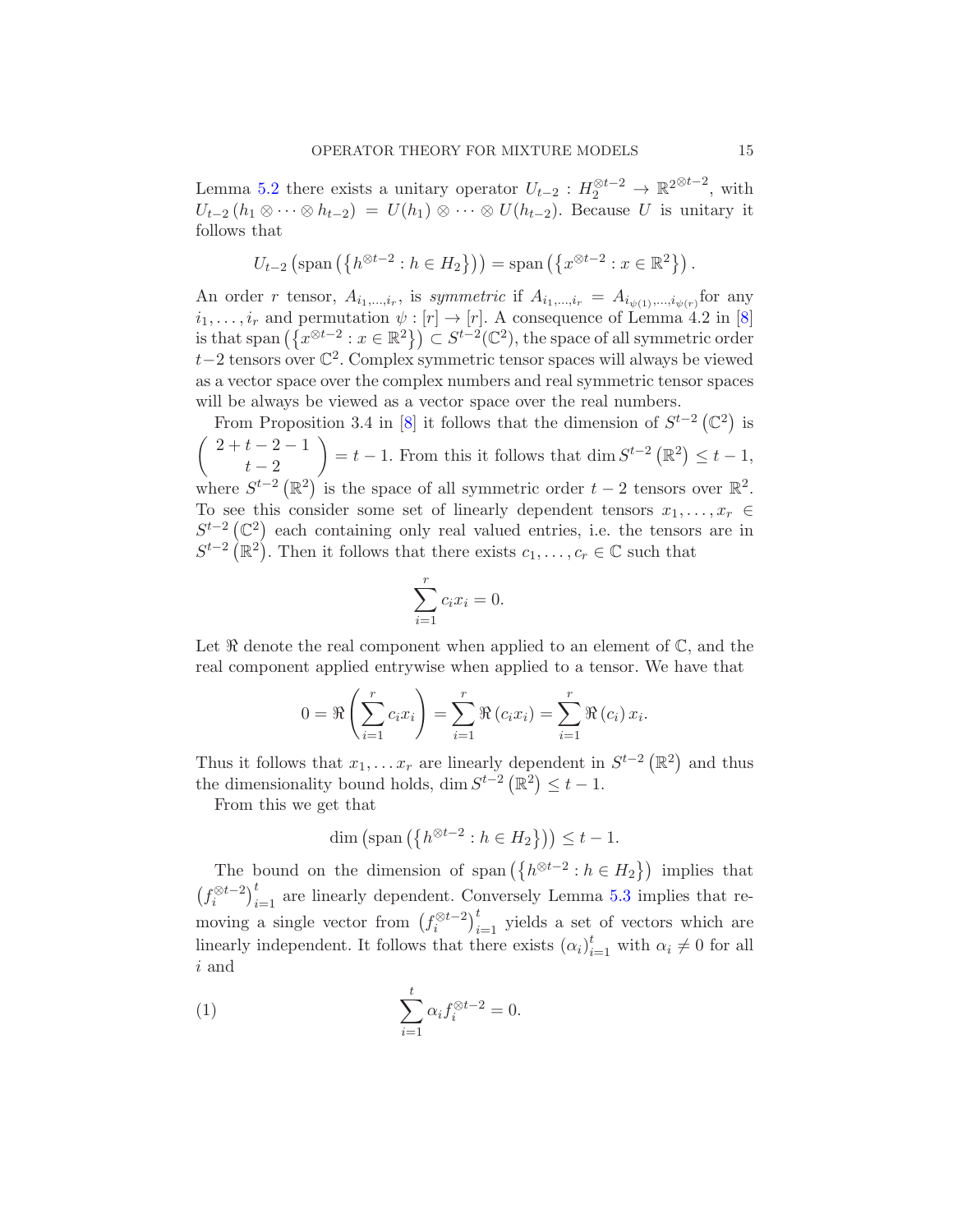Lemma 5.2 there exists a unitary operator $U_{t-2} : H_2^{\otimes t-2} \to \mathbb{R}^{2^{\otimes t-2}}$, with $U_{t-2}(h_1 \otimes \cdots \otimes h_{t-2}) = U(h_1) \otimes \cdots \otimes U(h_{t-2})$. Because $U$ is unitary it follows that

$$U_{t-2}\left(\operatorname{span}\left(\left\{h^{\otimes t-2} : h \in H_2\right\}\right)\right) = \operatorname{span}\left(\left\{x^{\otimes t-2} : x \in \mathbb{R}^2\right\}\right).$$

An order $r$ tensor, $A_{i_1,\ldots,i_r}$, is *symmetric* if $A_{i_1,\ldots,i_r} = A_{i_{\psi(1)},\ldots,i_{\psi(r)}}$for any $i_1, \ldots, i_r$ and permutation $\psi : [r] \to [r]$. A consequence of Lemma 4.2 in [8] is that $\operatorname{span}\left(\left\{x^{\otimes t-2} : x \in \mathbb{R}^2\right\}\right) \subset S^{t-2}(\mathbb{C}^2)$, the space of all symmetric order $t-2$ tensors over $\mathbb{C}^2$. Complex symmetric tensor spaces will always be viewed as a vector space over the complex numbers and real symmetric tensor spaces will be always be viewed as a vector space over the real numbers.

From Proposition 3.4 in [8] it follows that the dimension of $S^{t-2}\left(\mathbb{C}^2\right)$ is $\begin{pmatrix} 2+t-2-1 \\ t-2 \end{pmatrix} = t-1$. From this it follows that $\dim S^{t-2}\left(\mathbb{R}^2\right) \le t-1$, where $S^{t-2}\left(\mathbb{R}^2\right)$ is the space of all symmetric order $t-2$ tensors over $\mathbb{R}^2$. To see this consider some set of linearly dependent tensors $x_1, \ldots, x_r \in S^{t-2}\left(\mathbb{C}^2\right)$ each containing only real valued entries, i.e. the tensors are in $S^{t-2}\left(\mathbb{R}^2\right)$. Then it follows that there exists $c_1, \ldots, c_r \in \mathbb{C}$ such that

$$\sum_{i=1}^{r} c_i x_i = 0.$$

Let $\Re$ denote the real component when applied to an element of $\mathbb{C}$, and the real component applied entrywise when applied to a tensor. We have that

$$0 = \Re\left(\sum_{i=1}^{r} c_i x_i\right) = \sum_{i=1}^{r} \Re\left(c_i x_i\right) = \sum_{i=1}^{r} \Re\left(c_i\right) x_i.$$

Thus it follows that $x_1, \ldots x_r$ are linearly dependent in $S^{t-2}\left(\mathbb{R}^2\right)$ and thus the dimensionality bound holds, $\dim S^{t-2}\left(\mathbb{R}^2\right) \le t-1$.

From this we get that

$$\dim\left(\operatorname{span}\left(\left\{h^{\otimes t-2} : h \in H_2\right\}\right)\right) \le t-1.$$

The bound on the dimension of $\operatorname{span}\left(\left\{h^{\otimes t-2} : h \in H_2\right\}\right)$ implies that $\left(f_i^{\otimes t-2}\right)_{i=1}^t$ are linearly dependent. Conversely Lemma 5.3 implies that removing a single vector from $\left(f_i^{\otimes t-2}\right)_{i=1}^t$ yields a set of vectors which are linearly independent. It follows that there exists $(\alpha_i)_{i=1}^t$ with $\alpha_i \neq 0$ for all $i$ and

$$\sum_{i=1}^{t} \alpha_i f_i^{\otimes t-2} = 0. \tag{1}$$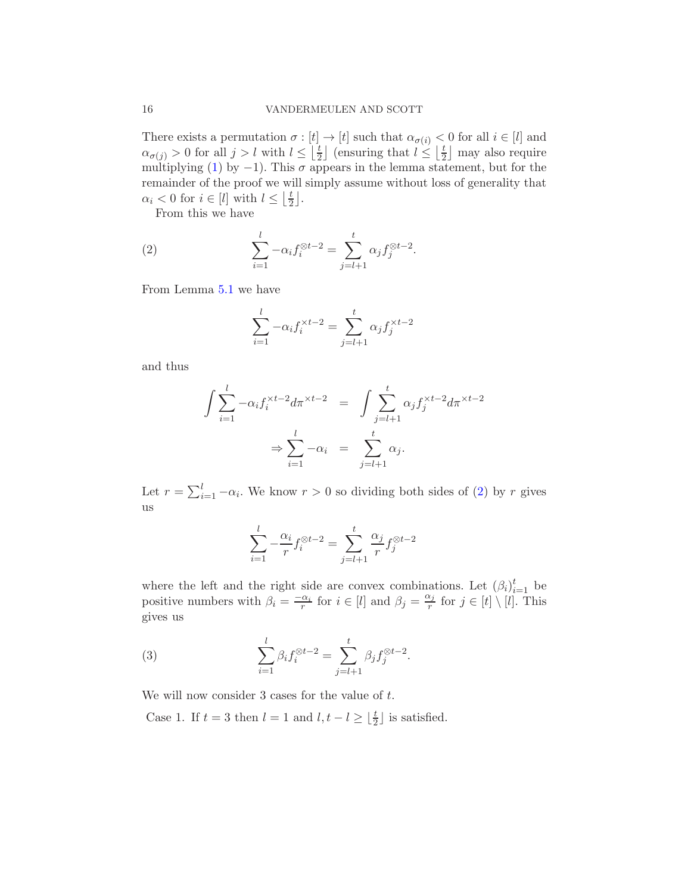There exists a permutation $\sigma : [t] \to [t]$ such that $\alpha_{\sigma(i)} < 0$ for all $i \in [l]$ and $\alpha_{\sigma(j)} > 0$ for all $j > l$ with $l \leq \left\lfloor \frac{t}{2} \right\rfloor$ (ensuring that $l \leq \left\lfloor \frac{t}{2} \right\rfloor$ may also require multiplying (1) by $-1$). This $\sigma$ appears in the lemma statement, but for the remainder of the proof we will simply assume without loss of generality that $\alpha_i < 0$ for $i \in [l]$ with $l \leq \left\lfloor \frac{t}{2} \right\rfloor$.

From this we have

$$\sum_{i=1}^{l} -\alpha_i f_i^{\otimes t-2} = \sum_{j=l+1}^{t} \alpha_j f_j^{\otimes t-2}. \tag{2}$$

From Lemma 5.1 we have

$$\sum_{i=1}^{l} -\alpha_i f_i^{\times t-2} = \sum_{j=l+1}^{t} \alpha_j f_j^{\times t-2}$$

and thus

$$\begin{aligned} \int \sum_{i=1}^{l} -\alpha_i f_i^{\times t-2} d\pi^{\times t-2} &= \int \sum_{j=l+1}^{t} \alpha_j f_j^{\times t-2} d\pi^{\times t-2} \\ \Rightarrow \sum_{i=1}^{l} -\alpha_i &= \sum_{j=l+1}^{t} \alpha_j. \end{aligned}$$

Let $r = \sum_{i=1}^{l} -\alpha_i$. We know $r > 0$ so dividing both sides of (2) by $r$ gives us

$$\sum_{i=1}^{l} -\frac{\alpha_i}{r} f_i^{\otimes t-2} = \sum_{j=l+1}^{t} \frac{\alpha_j}{r} f_j^{\otimes t-2}$$

where the left and the right side are convex combinations. Let $(\beta_i)_{i=1}^{t}$ be positive numbers with $\beta_i = \frac{-\alpha_i}{r}$ for $i \in [l]$ and $\beta_j = \frac{\alpha_j}{r}$ for $j \in [t] \setminus [l]$. This gives us

$$\sum_{i=1}^{l} \beta_i f_i^{\otimes t-2} = \sum_{j=l+1}^{t} \beta_j f_j^{\otimes t-2}. \tag{3}$$

We will now consider 3 cases for the value of $t$.

Case 1. If $t = 3$ then $l = 1$ and $l, t - l \geq \lfloor \frac{t}{2} \rfloor$ is satisfied.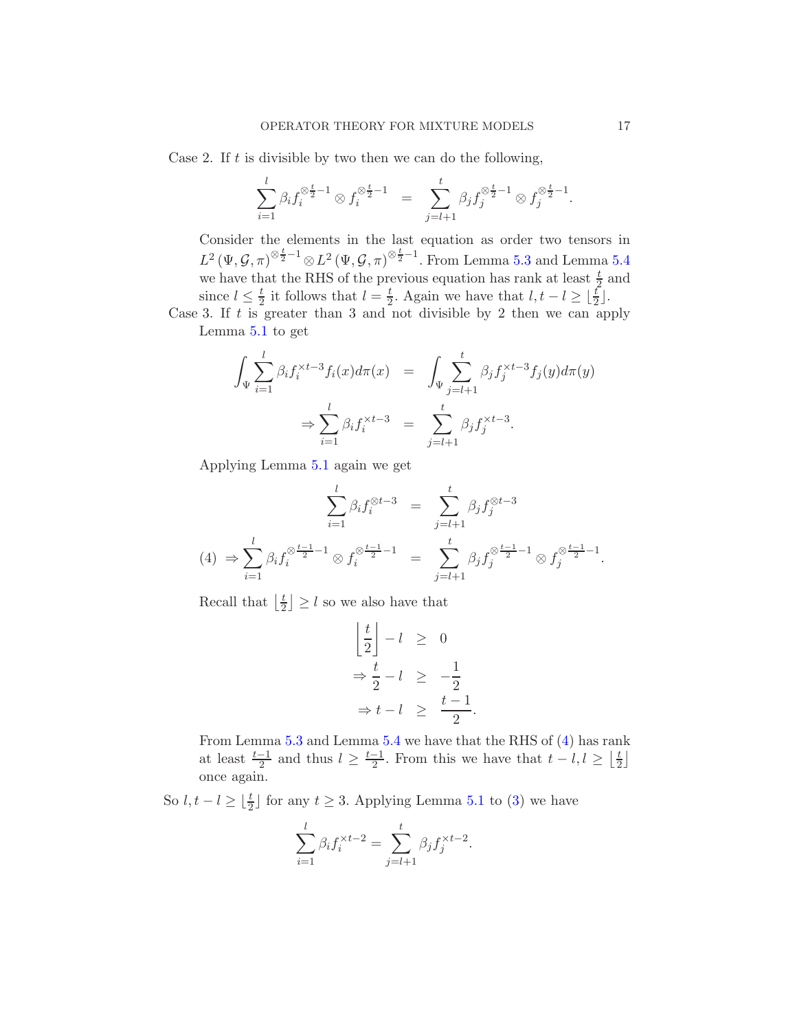Case 2. If $t$ is divisible by two then we can do the following,

$$\sum_{i=1}^{l} \beta_i f_i^{\otimes \frac{t}{2}-1} \otimes f_i^{\otimes \frac{t}{2}-1} = \sum_{j=l+1}^{t} \beta_j f_j^{\otimes \frac{t}{2}-1} \otimes f_j^{\otimes \frac{t}{2}-1}.$$

Consider the elements in the last equation as order two tensors in $L^2(\Psi, \mathcal{G}, \pi)^{\otimes \frac{t}{2}-1} \otimes L^2(\Psi, \mathcal{G}, \pi)^{\otimes \frac{t}{2}-1}$. From Lemma 5.3 and Lemma 5.4 we have that the RHS of the previous equation has rank at least $\frac{t}{2}$ and since $l \leq \frac{t}{2}$ it follows that $l = \frac{t}{2}$. Again we have that $l, t-l \geq \lfloor \frac{t}{2} \rfloor$.

Case 3. If $t$ is greater than 3 and not divisible by 2 then we can apply Lemma 5.1 to get

$$\begin{aligned}
\int_\Psi \sum_{i=1}^{l} \beta_i f_i^{\times t-3} f_i(x) d\pi(x) &= \int_\Psi \sum_{j=l+1}^{t} \beta_j f_j^{\times t-3} f_j(y) d\pi(y) \\
\Rightarrow \sum_{i=1}^{l} \beta_i f_i^{\times t-3} &= \sum_{j=l+1}^{t} \beta_j f_j^{\times t-3}.
\end{aligned}$$

Applying Lemma 5.1 again we get

$$\begin{aligned}
\sum_{i=1}^{l} \beta_i f_i^{\otimes t-3} &= \sum_{j=l+1}^{t} \beta_j f_j^{\otimes t-3} \\
\Rightarrow \sum_{i=1}^{l} \beta_i f_i^{\otimes \frac{t-1}{2}-1} \otimes f_i^{\otimes \frac{t-1}{2}-1} &= \sum_{j=l+1}^{t} \beta_j f_j^{\otimes \frac{t-1}{2}-1} \otimes f_j^{\otimes \frac{t-1}{2}-1}. \qquad (4)
\end{aligned}$$

Recall that $\lfloor \frac{t}{2} \rfloor \geq l$ so we also have that

$$\begin{aligned}
\left\lfloor \frac{t}{2} \right\rfloor - l &\geq 0 \\
\Rightarrow \frac{t}{2} - l &\geq -\frac{1}{2} \\
\Rightarrow t - l &\geq \frac{t-1}{2}.
\end{aligned}$$

From Lemma 5.3 and Lemma 5.4 we have that the RHS of (4) has rank at least $\frac{t-1}{2}$ and thus $l \geq \frac{t-1}{2}$. From this we have that $t-l, l \geq \lfloor \frac{t}{2} \rfloor$ once again.

So $l, t-l \geq \lfloor \frac{t}{2} \rfloor$ for any $t \geq 3$. Applying Lemma 5.1 to (3) we have

$$\sum_{i=1}^{l} \beta_i f_i^{\times t-2} = \sum_{j=l+1}^{t} \beta_j f_j^{\times t-2}.$$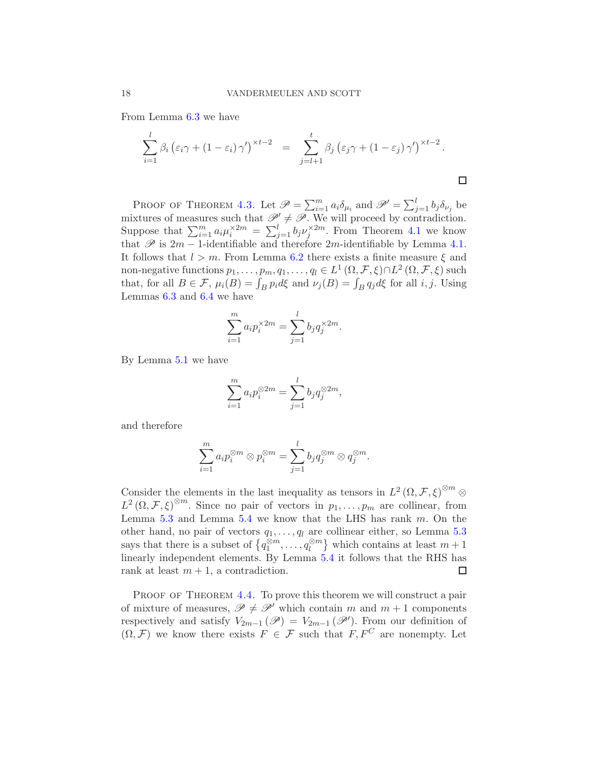From Lemma 6.3 we have

$$\sum_{i=1}^{l} \beta_i \left(\varepsilon_i \gamma + (1-\varepsilon_i)\gamma'\right)^{\times t-2} \quad = \quad \sum_{j=l+1}^{t} \beta_j \left(\varepsilon_j \gamma + (1-\varepsilon_j)\gamma'\right)^{\times t-2}.$$

□

Proof of Theorem 4.3. Let $\mathscr{P} = \sum_{i=1}^{m} a_i \delta_{\mu_i}$ and $\mathscr{P}' = \sum_{j=1}^{l} b_j \delta_{\nu_j}$ be mixtures of measures such that $\mathscr{P}' \neq \mathscr{P}$. We will proceed by contradiction. Suppose that $\sum_{i=1}^{m} a_i \mu_i^{\times 2m} = \sum_{j=1}^{l} b_j \nu_j^{\times 2m}$. From Theorem 4.1 we know that $\mathscr{P}$ is $2m-1$-identifiable and therefore $2m$-identifiable by Lemma 4.1. It follows that $l > m$. From Lemma 6.2 there exists a finite measure $\xi$ and non-negative functions $p_1, \ldots, p_m, q_1, \ldots, q_l \in L^1(\Omega, \mathcal{F}, \xi) \cap L^2(\Omega, \mathcal{F}, \xi)$ such that, for all $B \in \mathcal{F}$, $\mu_i(B) = \int_B p_i d\xi$ and $\nu_j(B) = \int_B q_j d\xi$ for all $i, j$. Using Lemmas 6.3 and 6.4 we have

$$\sum_{i=1}^{m} a_i p_i^{\times 2m} = \sum_{j=1}^{l} b_j q_j^{\times 2m}.$$

By Lemma 5.1 we have

$$\sum_{i=1}^{m} a_i p_i^{\otimes 2m} = \sum_{j=1}^{l} b_j q_j^{\otimes 2m},$$

and therefore

$$\sum_{i=1}^{m} a_i p_i^{\otimes m} \otimes p_i^{\otimes m} = \sum_{j=1}^{l} b_j q_j^{\otimes m} \otimes q_j^{\otimes m}.$$

Consider the elements in the last inequality as tensors in $L^2(\Omega, \mathcal{F}, \xi)^{\otimes m} \otimes L^2(\Omega, \mathcal{F}, \xi)^{\otimes m}$. Since no pair of vectors in $p_1, \ldots, p_m$ are collinear, from Lemma 5.3 and Lemma 5.4 we know that the LHS has rank $m$. On the other hand, no pair of vectors $q_1, \ldots, q_l$ are collinear either, so Lemma 5.3 says that there is a subset of $\left\{q_1^{\otimes m}, \ldots, q_l^{\otimes m}\right\}$ which contains at least $m+1$ linearly independent elements. By Lemma 5.4 it follows that the RHS has rank at least $m+1$, a contradiction. □

Proof of Theorem 4.4. To prove this theorem we will construct a pair of mixture of measures, $\mathscr{P} \neq \mathscr{P}'$ which contain $m$ and $m+1$ components respectively and satisfy $V_{2m-1}(\mathscr{P}) = V_{2m-1}(\mathscr{P}')$. From our definition of $(\Omega, \mathcal{F})$ we know there exists $F \in \mathcal{F}$ such that $F, F^C$ are nonempty. Let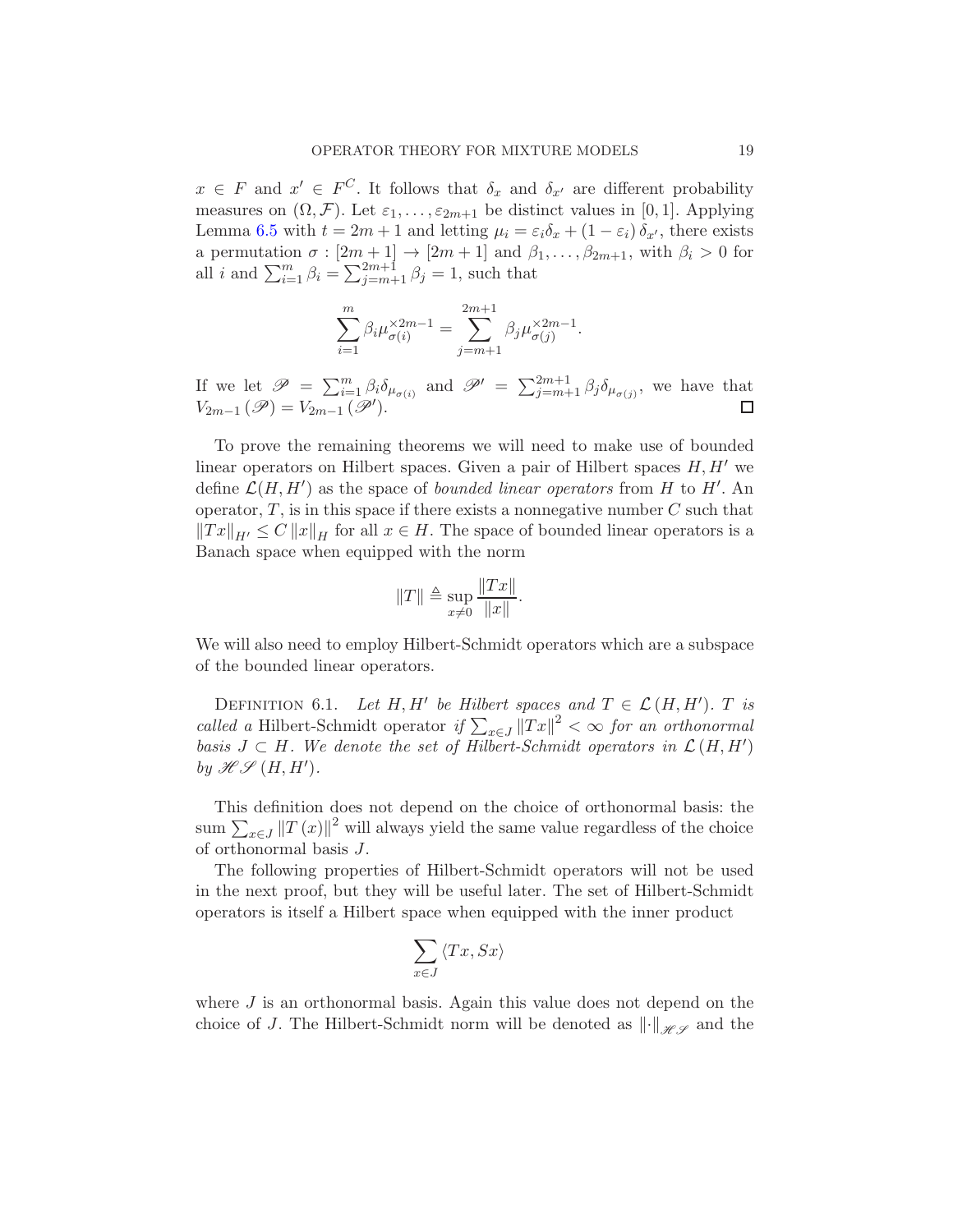$x \in F$ and $x' \in F^C$. It follows that $\delta_x$ and $\delta_{x'}$ are different probability measures on $(\Omega, \mathcal{F})$. Let $\varepsilon_1, \ldots, \varepsilon_{2m+1}$ be distinct values in $[0,1]$. Applying Lemma 6.5 with $t = 2m+1$ and letting $\mu_i = \varepsilon_i \delta_x + (1 - \varepsilon_i)\,\delta_{x'}$, there exists a permutation $\sigma : [2m+1] \to [2m+1]$ and $\beta_1, \ldots, \beta_{2m+1}$, with $\beta_i > 0$ for all $i$ and $\sum_{i=1}^{m} \beta_i = \sum_{j=m+1}^{2m+1} \beta_j = 1$, such that

$$\sum_{i=1}^{m} \beta_i \mu_{\sigma(i)}^{\times 2m-1} = \sum_{j=m+1}^{2m+1} \beta_j \mu_{\sigma(j)}^{\times 2m-1}.$$

If we let $\mathscr{P} = \sum_{i=1}^{m} \beta_i \delta_{\mu_{\sigma(i)}}$ and $\mathscr{P}' = \sum_{j=m+1}^{2m+1} \beta_j \delta_{\mu_{\sigma(j)}}$, we have that $V_{2m-1}(\mathscr{P}) = V_{2m-1}(\mathscr{P}')$. $\square$

To prove the remaining theorems we will need to make use of bounded linear operators on Hilbert spaces. Given a pair of Hilbert spaces $H, H'$ we define $\mathcal{L}(H, H')$ as the space of *bounded linear operators* from $H$ to $H'$. An operator, $T$, is in this space if there exists a nonnegative number $C$ such that $\|Tx\|_{H'} \le C\|x\|_H$ for all $x \in H$. The space of bounded linear operators is a Banach space when equipped with the norm

$$\|T\| \triangleq \sup_{x \neq 0} \frac{\|Tx\|}{\|x\|}.$$

We will also need to employ Hilbert-Schmidt operators which are a subspace of the bounded linear operators.

Definition 6.1. *Let $H, H'$ be Hilbert spaces and $T \in \mathcal{L}(H, H')$. $T$ is called a* Hilbert-Schmidt operator *if $\sum_{x \in J} \|Tx\|^2 < \infty$ for an orthonormal basis $J \subset H$. We denote the set of Hilbert-Schmidt operators in $\mathcal{L}(H, H')$ by $\mathscr{HS}(H, H')$.*

This definition does not depend on the choice of orthonormal basis: the sum $\sum_{x \in J} \|T(x)\|^2$ will always yield the same value regardless of the choice of orthonormal basis $J$.

The following properties of Hilbert-Schmidt operators will not be used in the next proof, but they will be useful later. The set of Hilbert-Schmidt operators is itself a Hilbert space when equipped with the inner product

$$\sum_{x \in J} \langle Tx, Sx \rangle$$

where $J$ is an orthonormal basis. Again this value does not depend on the choice of $J$. The Hilbert-Schmidt norm will be denoted as $\|\cdot\|_{\mathscr{HS}}$ and the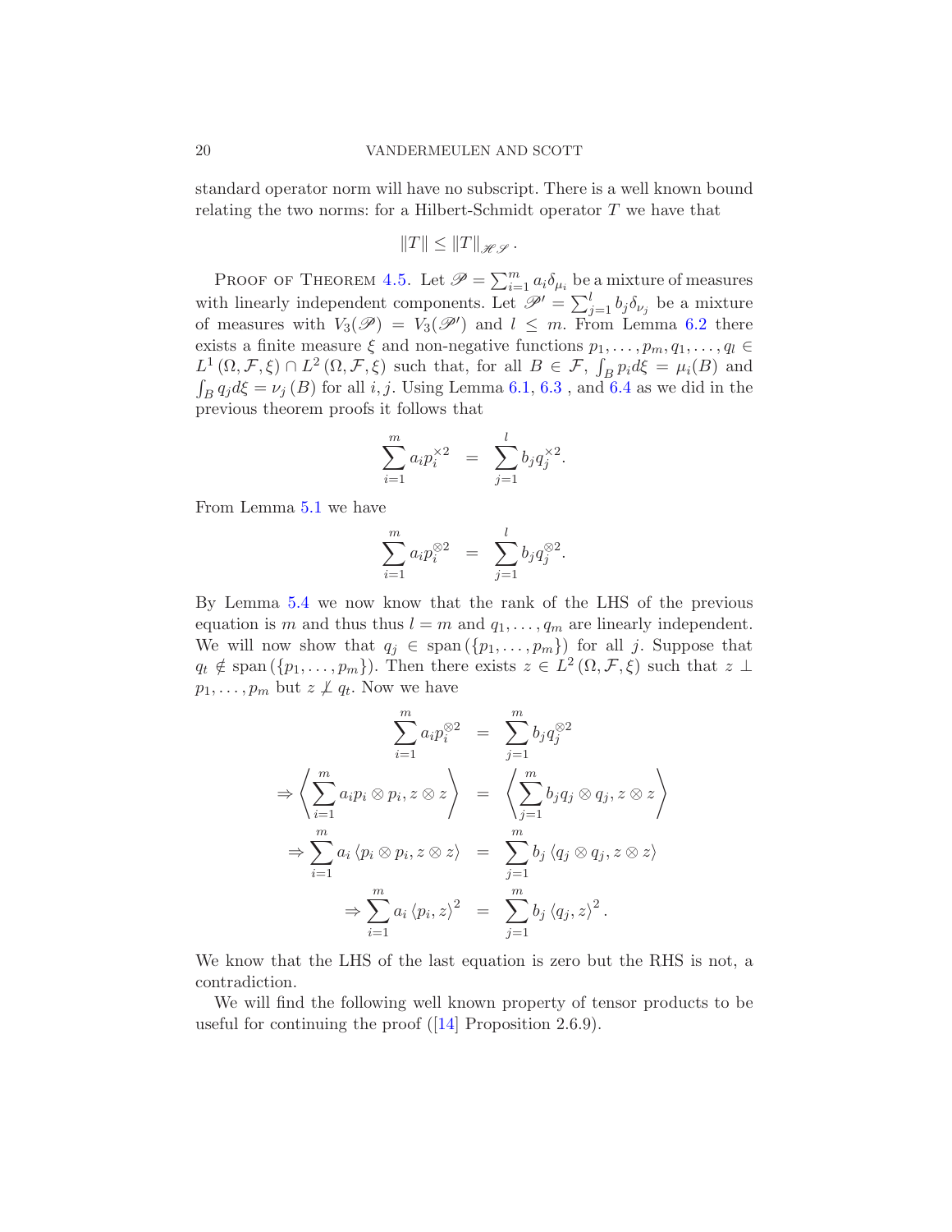standard operator norm will have no subscript. There is a well known bound relating the two norms: for a Hilbert-Schmidt operator $T$ we have that

$$\|T\| \leq \|T\|_{\mathscr{HS}}.$$

Proof of Theorem 4.5. Let $\mathscr{P} = \sum_{i=1}^m a_i \delta_{\mu_i}$ be a mixture of measures with linearly independent components. Let $\mathscr{P}' = \sum_{j=1}^l b_j \delta_{\nu_j}$ be a mixture of measures with $V_3(\mathscr{P}) = V_3(\mathscr{P}')$ and $l \leq m$. From Lemma 6.2 there exists a finite measure $\xi$ and non-negative functions $p_1, \ldots, p_m, q_1, \ldots, q_l \in L^1(\Omega, \mathcal{F}, \xi) \cap L^2(\Omega, \mathcal{F}, \xi)$ such that, for all $B \in \mathcal{F}$, $\int_B p_i d\xi = \mu_i(B)$ and $\int_B q_j d\xi = \nu_j(B)$ for all $i, j$. Using Lemma 6.1, 6.3 , and 6.4 as we did in the previous theorem proofs it follows that

$$\sum_{i=1}^m a_i p_i^{\times 2} \;\; = \;\; \sum_{j=1}^l b_j q_j^{\times 2}.$$

From Lemma 5.1 we have

$$\sum_{i=1}^m a_i p_i^{\otimes 2} \;\; = \;\; \sum_{j=1}^l b_j q_j^{\otimes 2}.$$

By Lemma 5.4 we now know that the rank of the LHS of the previous equation is $m$ and thus thus $l = m$ and $q_1, \ldots, q_m$ are linearly independent. We will now show that $q_j \in \operatorname{span}(\{p_1, \ldots, p_m\})$ for all $j$. Suppose that $q_t \notin \operatorname{span}(\{p_1, \ldots, p_m\})$. Then there exists $z \in L^2(\Omega, \mathcal{F}, \xi)$ such that $z \perp p_1, \ldots, p_m$ but $z \not\perp q_t$. Now we have

$$\begin{aligned}
\sum_{i=1}^m a_i p_i^{\otimes 2} &= \sum_{j=1}^m b_j q_j^{\otimes 2} \\
\Rightarrow \left\langle \sum_{i=1}^m a_i p_i \otimes p_i, z \otimes z \right\rangle &= \left\langle \sum_{j=1}^m b_j q_j \otimes q_j, z \otimes z \right\rangle \\
\Rightarrow \sum_{i=1}^m a_i \langle p_i \otimes p_i, z \otimes z \rangle &= \sum_{j=1}^m b_j \langle q_j \otimes q_j, z \otimes z \rangle \\
\Rightarrow \sum_{i=1}^m a_i \langle p_i, z \rangle^2 &= \sum_{j=1}^m b_j \langle q_j, z \rangle^2 .
\end{aligned}$$

We know that the LHS of the last equation is zero but the RHS is not, a contradiction.

We will find the following well known property of tensor products to be useful for continuing the proof ([14] Proposition 2.6.9).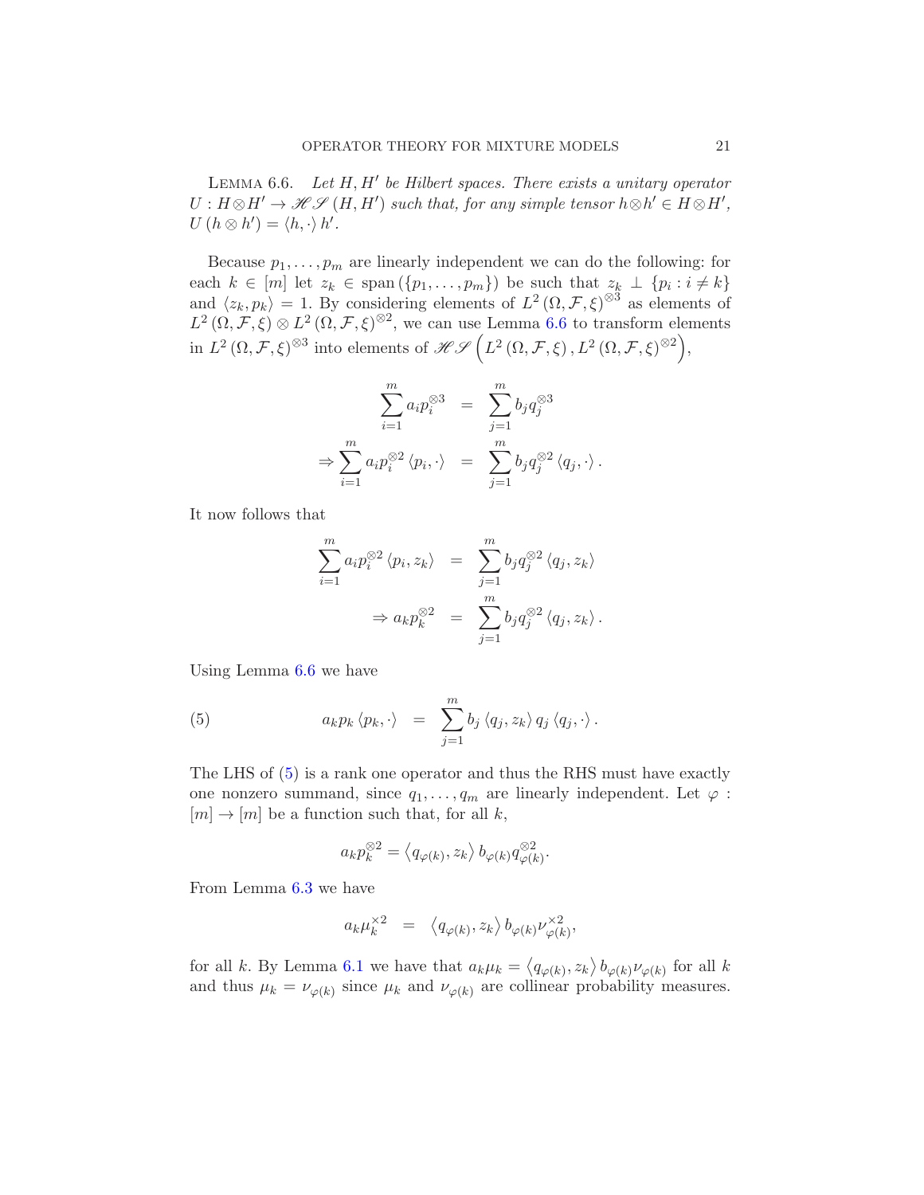LEMMA 6.6. *Let $H, H'$ be Hilbert spaces. There exists a unitary operator $U : H \otimes H' \to \mathscr{HS}(H, H')$ such that, for any simple tensor $h \otimes h' \in H \otimes H'$, $U(h \otimes h') = \langle h, \cdot \rangle h'$.*

Because $p_1, \ldots, p_m$ are linearly independent we can do the following: for each $k \in [m]$ let $z_k \in \operatorname{span}(\{p_1, \ldots, p_m\})$ be such that $z_k \perp \{p_i : i \neq k\}$ and $\langle z_k, p_k \rangle = 1$. By considering elements of $L^2(\Omega, \mathcal{F}, \xi)^{\otimes 3}$ as elements of $L^2(\Omega, \mathcal{F}, \xi) \otimes L^2(\Omega, \mathcal{F}, \xi)^{\otimes 2}$, we can use Lemma 6.6 to transform elements in $L^2(\Omega, \mathcal{F}, \xi)^{\otimes 3}$ into elements of $\mathscr{HS}\left(L^2(\Omega, \mathcal{F}, \xi), L^2(\Omega, \mathcal{F}, \xi)^{\otimes 2}\right)$,

$$\begin{aligned} \sum_{i=1}^m a_i p_i^{\otimes 3} &= \sum_{j=1}^m b_j q_j^{\otimes 3} \\ \Rightarrow \sum_{i=1}^m a_i p_i^{\otimes 2} \langle p_i, \cdot \rangle &= \sum_{j=1}^m b_j q_j^{\otimes 2} \langle q_j, \cdot \rangle . \end{aligned}$$

It now follows that

$$\begin{aligned} \sum_{i=1}^m a_i p_i^{\otimes 2} \langle p_i, z_k \rangle &= \sum_{j=1}^m b_j q_j^{\otimes 2} \langle q_j, z_k \rangle \\ \Rightarrow a_k p_k^{\otimes 2} &= \sum_{j=1}^m b_j q_j^{\otimes 2} \langle q_j, z_k \rangle . \end{aligned}$$

Using Lemma 6.6 we have

$$a_k p_k \langle p_k, \cdot \rangle = \sum_{j=1}^m b_j \langle q_j, z_k \rangle q_j \langle q_j, \cdot \rangle . \tag{5}$$

The LHS of (5) is a rank one operator and thus the RHS must have exactly one nonzero summand, since $q_1, \ldots, q_m$ are linearly independent. Let $\varphi : [m] \to [m]$ be a function such that, for all $k$,

$$a_k p_k^{\otimes 2} = \left\langle q_{\varphi(k)}, z_k \right\rangle b_{\varphi(k)} q_{\varphi(k)}^{\otimes 2}.$$

From Lemma 6.3 we have

$$a_k \mu_k^{\times 2} = \left\langle q_{\varphi(k)}, z_k \right\rangle b_{\varphi(k)} \nu_{\varphi(k)}^{\times 2},$$

for all $k$. By Lemma 6.1 we have that $a_k \mu_k = \left\langle q_{\varphi(k)}, z_k \right\rangle b_{\varphi(k)} \nu_{\varphi(k)}$ for all $k$ and thus $\mu_k = \nu_{\varphi(k)}$ since $\mu_k$ and $\nu_{\varphi(k)}$ are collinear probability measures.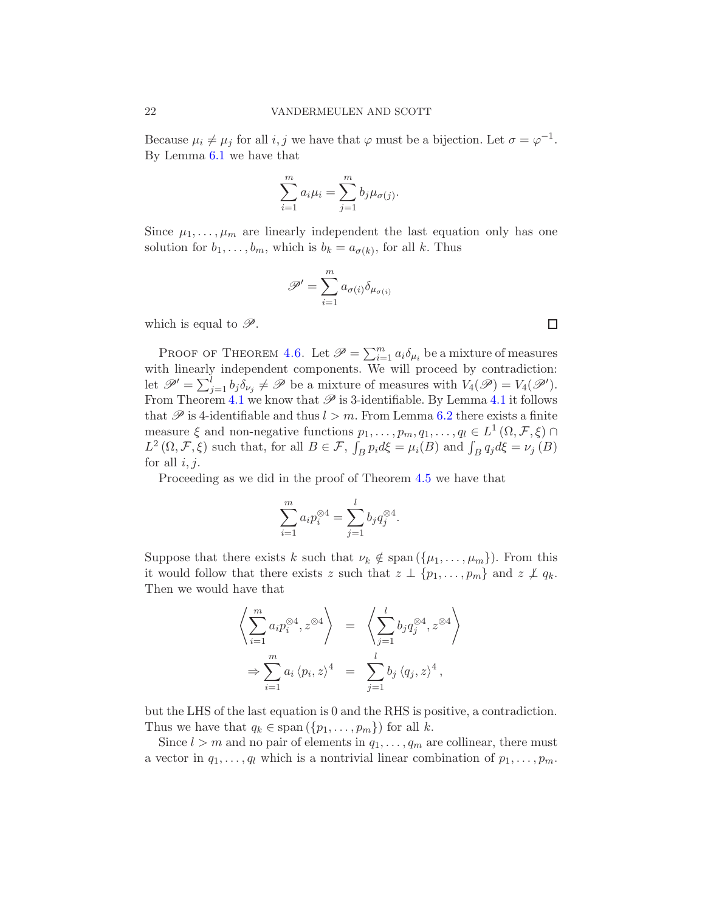Because $\mu_i \neq \mu_j$ for all $i, j$ we have that $\varphi$ must be a bijection. Let $\sigma = \varphi^{-1}$. By Lemma 6.1 we have that

$$\sum_{i=1}^{m} a_i \mu_i = \sum_{j=1}^{m} b_j \mu_{\sigma(j)}.$$

Since $\mu_1, \ldots, \mu_m$ are linearly independent the last equation only has one solution for $b_1, \ldots, b_m$, which is $b_k = a_{\sigma(k)}$, for all $k$. Thus

$$\mathscr{P}' = \sum_{i=1}^{m} a_{\sigma(i)} \delta_{\mu_{\sigma(i)}}$$

which is equal to $\mathscr{P}$. $\square$

Proof of Theorem 4.6. Let $\mathscr{P} = \sum_{i=1}^{m} a_i \delta_{\mu_i}$ be a mixture of measures with linearly independent components. We will proceed by contradiction: let $\mathscr{P}' = \sum_{j=1}^{l} b_j \delta_{\nu_j} \neq \mathscr{P}$ be a mixture of measures with $V_4(\mathscr{P}) = V_4(\mathscr{P}')$. From Theorem 4.1 we know that $\mathscr{P}$ is 3-identifiable. By Lemma 4.1 it follows that $\mathscr{P}$ is 4-identifiable and thus $l > m$. From Lemma 6.2 there exists a finite measure $\xi$ and non-negative functions $p_1, \ldots, p_m, q_1, \ldots, q_l \in L^1(\Omega, \mathcal{F}, \xi) \cap L^2(\Omega, \mathcal{F}, \xi)$ such that, for all $B \in \mathcal{F}$, $\int_B p_i d\xi = \mu_i(B)$ and $\int_B q_j d\xi = \nu_j(B)$ for all $i, j$.

Proceeding as we did in the proof of Theorem 4.5 we have that

$$\sum_{i=1}^{m} a_i p_i^{\otimes 4} = \sum_{j=1}^{l} b_j q_j^{\otimes 4}.$$

Suppose that there exists $k$ such that $\nu_k \notin \operatorname{span}(\{\mu_1, \ldots, \mu_m\})$. From this it would follow that there exists $z$ such that $z \perp \{p_1, \ldots, p_m\}$ and $z \not\perp q_k$. Then we would have that

$$\begin{aligned}
\left\langle \sum_{i=1}^{m} a_i p_i^{\otimes 4}, z^{\otimes 4} \right\rangle &= \left\langle \sum_{j=1}^{l} b_j q_j^{\otimes 4}, z^{\otimes 4} \right\rangle \\
\Rightarrow \sum_{i=1}^{m} a_i \left\langle p_i, z \right\rangle^4 &= \sum_{j=1}^{l} b_j \left\langle q_j, z \right\rangle^4,
\end{aligned}$$

but the LHS of the last equation is 0 and the RHS is positive, a contradiction. Thus we have that $q_k \in \operatorname{span}(\{p_1, \ldots, p_m\})$ for all $k$.

Since $l > m$ and no pair of elements in $q_1, \ldots, q_m$ are collinear, there must a vector in $q_1, \ldots, q_l$ which is a nontrivial linear combination of $p_1, \ldots, p_m$.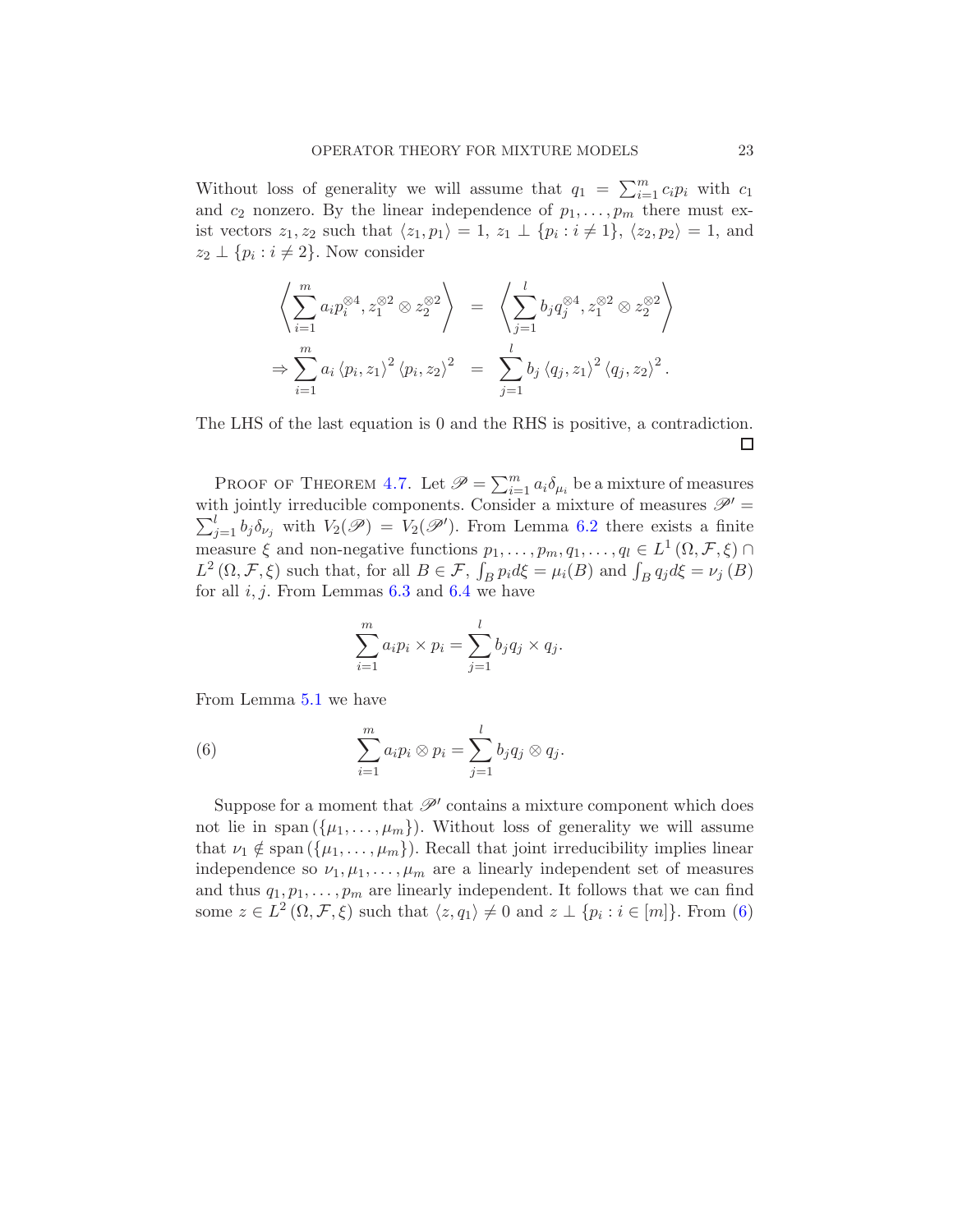Without loss of generality we will assume that $q_1 = \sum_{i=1}^m c_i p_i$ with $c_1$ and $c_2$ nonzero. By the linear independence of $p_1, \ldots, p_m$ there must exist vectors $z_1, z_2$ such that $\langle z_1, p_1 \rangle = 1$, $z_1 \perp \{p_i : i \neq 1\}$, $\langle z_2, p_2 \rangle = 1$, and $z_2 \perp \{p_i : i \neq 2\}$. Now consider

$$
\begin{aligned}
\left\langle \sum_{i=1}^m a_i p_i^{\otimes 4}, z_1^{\otimes 2} \otimes z_2^{\otimes 2} \right\rangle &= \left\langle \sum_{j=1}^l b_j q_j^{\otimes 4}, z_1^{\otimes 2} \otimes z_2^{\otimes 2} \right\rangle \\
\Rightarrow \sum_{i=1}^m a_i \langle p_i, z_1 \rangle^2 \langle p_i, z_2 \rangle^2 &= \sum_{j=1}^l b_j \langle q_j, z_1 \rangle^2 \langle q_j, z_2 \rangle^2 .
\end{aligned}
$$

The LHS of the last equation is 0 and the RHS is positive, a contradiction. $\square$

Proof of Theorem 4.7. Let $\mathscr{P} = \sum_{i=1}^m a_i \delta_{\mu_i}$ be a mixture of measures with jointly irreducible components. Consider a mixture of measures $\mathscr{P}' = \sum_{j=1}^l b_j \delta_{\nu_j}$ with $V_2(\mathscr{P}) = V_2(\mathscr{P}')$. From Lemma 6.2 there exists a finite measure $\xi$ and non-negative functions $p_1, \ldots, p_m, q_1, \ldots, q_l \in L^1(\Omega, \mathcal{F}, \xi) \cap L^2(\Omega, \mathcal{F}, \xi)$ such that, for all $B \in \mathcal{F}$, $\int_B p_i d\xi = \mu_i(B)$ and $\int_B q_j d\xi = \nu_j(B)$ for all $i, j$. From Lemmas 6.3 and 6.4 we have

$$
\sum_{i=1}^m a_i p_i \times p_i = \sum_{j=1}^l b_j q_j \times q_j .
$$

From Lemma 5.1 we have

$$
\sum_{i=1}^m a_i p_i \otimes p_i = \sum_{j=1}^l b_j q_j \otimes q_j . \tag{6}
$$

Suppose for a moment that $\mathscr{P}'$ contains a mixture component which does not lie in $\operatorname{span}(\{\mu_1, \ldots, \mu_m\})$. Without loss of generality we will assume that $\nu_1 \notin \operatorname{span}(\{\mu_1, \ldots, \mu_m\})$. Recall that joint irreducibility implies linear independence so $\nu_1, \mu_1, \ldots, \mu_m$ are a linearly independent set of measures and thus $q_1, p_1, \ldots, p_m$ are linearly independent. It follows that we can find some $z \in L^2(\Omega, \mathcal{F}, \xi)$ such that $\langle z, q_1 \rangle \neq 0$ and $z \perp \{p_i : i \in [m]\}$. From (6)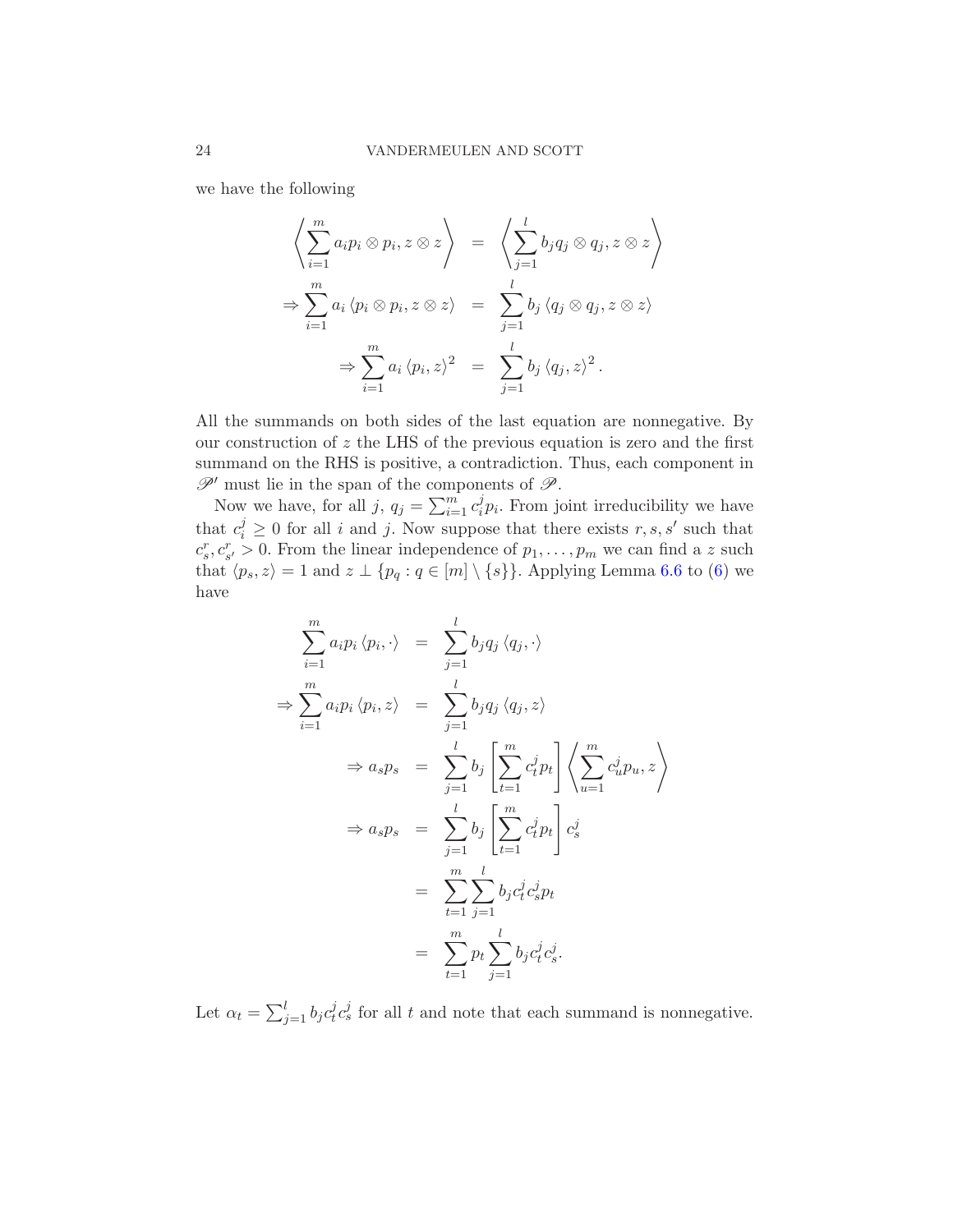we have the following

$$
\begin{aligned}
\left\langle \sum_{i=1}^{m} a_i p_i \otimes p_i, z \otimes z \right\rangle &= \left\langle \sum_{j=1}^{l} b_j q_j \otimes q_j, z \otimes z \right\rangle \\
\Rightarrow \sum_{i=1}^{m} a_i \langle p_i \otimes p_i, z \otimes z \rangle &= \sum_{j=1}^{l} b_j \langle q_j \otimes q_j, z \otimes z \rangle \\
\Rightarrow \sum_{i=1}^{m} a_i \langle p_i, z \rangle^2 &= \sum_{j=1}^{l} b_j \langle q_j, z \rangle^2 .
\end{aligned}
$$

All the summands on both sides of the last equation are nonnegative. By our construction of $z$ the LHS of the previous equation is zero and the first summand on the RHS is positive, a contradiction. Thus, each component in $\mathscr{P}'$ must lie in the span of the components of $\mathscr{P}$.

Now we have, for all $j$, $q_j = \sum_{i=1}^{m} c_i^j p_i$. From joint irreducibility we have that $c_i^j \geq 0$ for all $i$ and $j$. Now suppose that there exists $r, s, s'$ such that $c_s^r, c_{s'}^r > 0$. From the linear independence of $p_1, \ldots, p_m$ we can find a $z$ such that $\langle p_s, z \rangle = 1$ and $z \perp \{p_q : q \in [m] \setminus \{s\}\}$. Applying Lemma 6.6 to (6) we have

$$
\begin{aligned}
\sum_{i=1}^{m} a_i p_i \langle p_i, \cdot \rangle &= \sum_{j=1}^{l} b_j q_j \langle q_j, \cdot \rangle \\
\Rightarrow \sum_{i=1}^{m} a_i p_i \langle p_i, z \rangle &= \sum_{j=1}^{l} b_j q_j \langle q_j, z \rangle \\
\Rightarrow a_s p_s &= \sum_{j=1}^{l} b_j \left[ \sum_{t=1}^{m} c_t^j p_t \right] \left\langle \sum_{u=1}^{m} c_u^j p_u, z \right\rangle \\
\Rightarrow a_s p_s &= \sum_{j=1}^{l} b_j \left[ \sum_{t=1}^{m} c_t^j p_t \right] c_s^j \\
&= \sum_{t=1}^{m} \sum_{j=1}^{l} b_j c_t^j c_s^j p_t \\
&= \sum_{t=1}^{m} p_t \sum_{j=1}^{l} b_j c_t^j c_s^j .
\end{aligned}
$$

Let $\alpha_t = \sum_{j=1}^{l} b_j c_t^j c_s^j$ for all $t$ and note that each summand is nonnegative.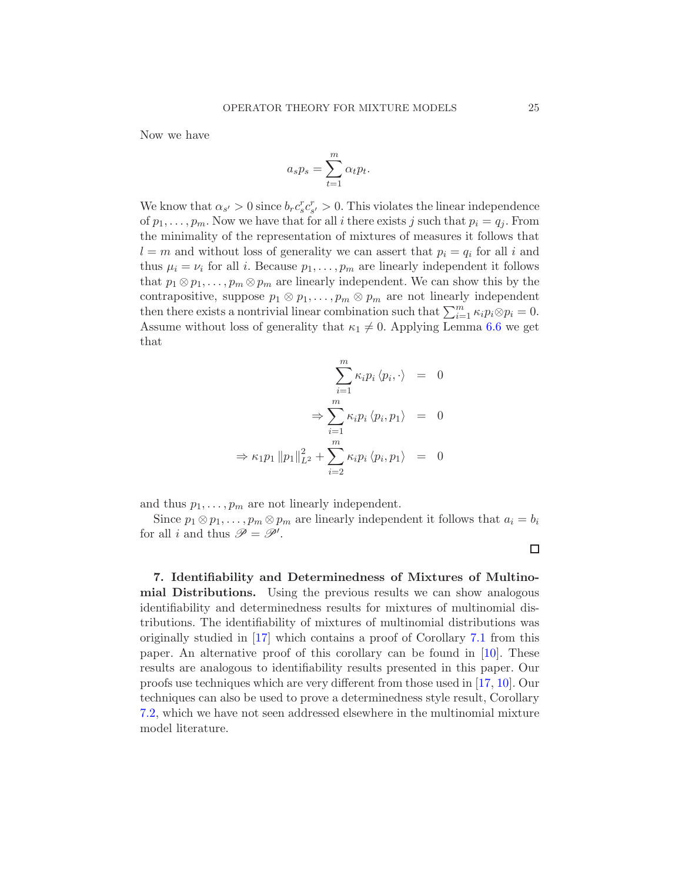Now we have

$$a_s p_s = \sum_{t=1}^{m} \alpha_t p_t.$$

We know that $\alpha_{s'} > 0$ since $b_r c_s^r c_{s'}^r > 0$. This violates the linear independence of $p_1, \ldots, p_m$. Now we have that for all $i$ there exists $j$ such that $p_i = q_j$. From the minimality of the representation of mixtures of measures it follows that $l = m$ and without loss of generality we can assert that $p_i = q_i$ for all $i$ and thus $\mu_i = \nu_i$ for all $i$. Because $p_1, \ldots, p_m$ are linearly independent it follows that $p_1 \otimes p_1, \ldots, p_m \otimes p_m$ are linearly independent. We can show this by the contrapositive, suppose $p_1 \otimes p_1, \ldots, p_m \otimes p_m$ are not linearly independent then there exists a nontrivial linear combination such that $\sum_{i=1}^m \kappa_i p_i \otimes p_i = 0$. Assume without loss of generality that $\kappa_1 \neq 0$. Applying Lemma 6.6 we get that

$$\begin{aligned}
\sum_{i=1}^{m} \kappa_i p_i \langle p_i, \cdot \rangle &= 0 \\
\Rightarrow \sum_{i=1}^{m} \kappa_i p_i \langle p_i, p_1 \rangle &= 0 \\
\Rightarrow \kappa_1 p_1 \|p_1\|_{L^2}^2 + \sum_{i=2}^{m} \kappa_i p_i \langle p_i, p_1 \rangle &= 0
\end{aligned}$$

and thus $p_1, \ldots, p_m$ are not linearly independent.

Since $p_1 \otimes p_1, \ldots, p_m \otimes p_m$ are linearly independent it follows that $a_i = b_i$ for all $i$ and thus $\mathscr{P} = \mathscr{P}'$.

□

**7. Identifiability and Determinedness of Mixtures of Multinomial Distributions.** Using the previous results we can show analogous identifiability and determinedness results for mixtures of multinomial distributions. The identifiability of mixtures of multinomial distributions was originally studied in [17] which contains a proof of Corollary 7.1 from this paper. An alternative proof of this corollary can be found in [10]. These results are analogous to identifiability results presented in this paper. Our proofs use techniques which are very different from those used in [17, 10]. Our techniques can also be used to prove a determinedness style result, Corollary 7.2, which we have not seen addressed elsewhere in the multinomial mixture model literature.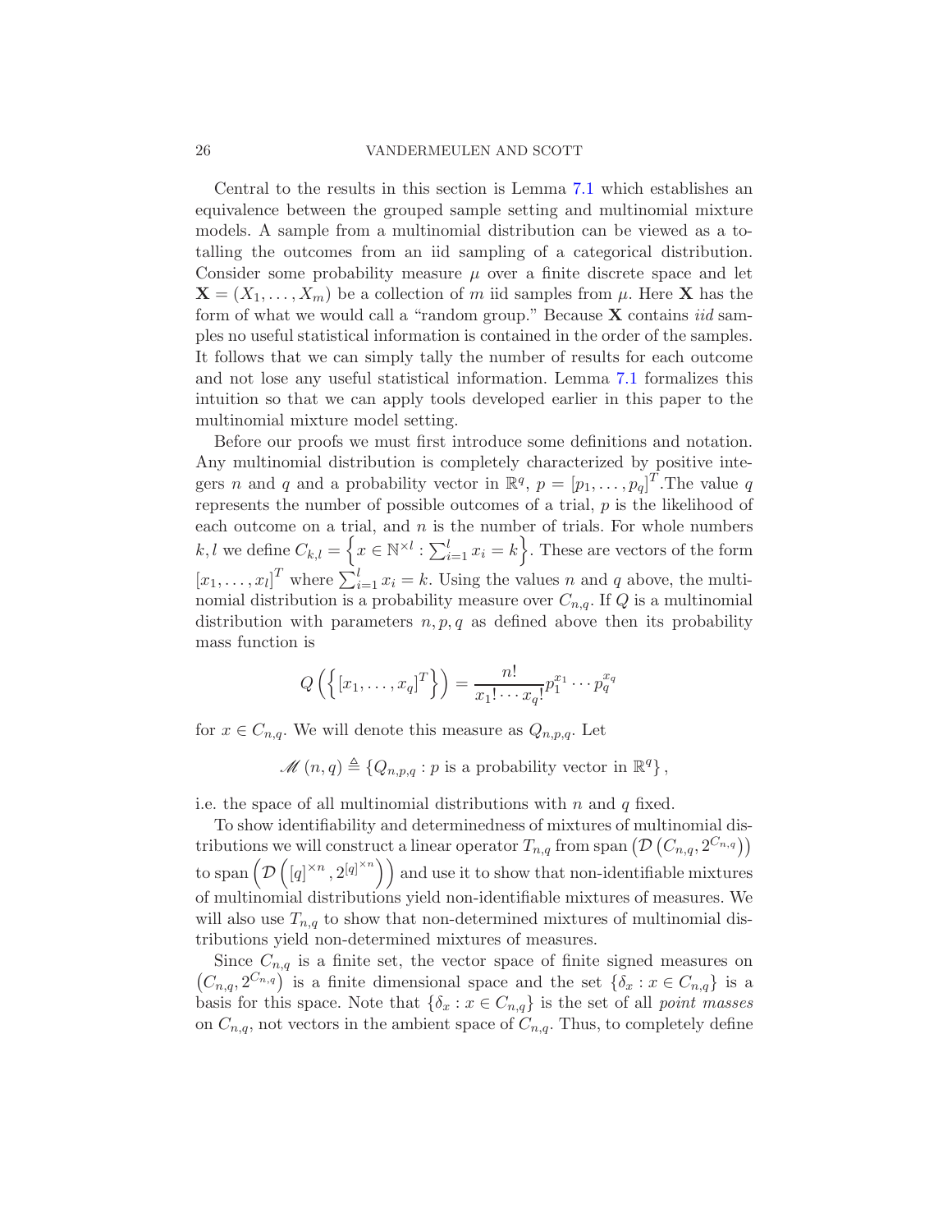Central to the results in this section is Lemma 7.1 which establishes an equivalence between the grouped sample setting and multinomial mixture models. A sample from a multinomial distribution can be viewed as a totalling the outcomes from an iid sampling of a categorical distribution. Consider some probability measure $\mu$ over a finite discrete space and let $\mathbf{X} = (X_1, \ldots, X_m)$ be a collection of $m$ iid samples from $\mu$. Here $\mathbf{X}$ has the form of what we would call a "random group." Because $\mathbf{X}$ contains *iid* samples no useful statistical information is contained in the order of the samples. It follows that we can simply tally the number of results for each outcome and not lose any useful statistical information. Lemma 7.1 formalizes this intuition so that we can apply tools developed earlier in this paper to the multinomial mixture model setting.

Before our proofs we must first introduce some definitions and notation. Any multinomial distribution is completely characterized by positive integers $n$ and $q$ and a probability vector in $\mathbb{R}^q$, $p = [p_1, \ldots, p_q]^T$.The value $q$ represents the number of possible outcomes of a trial, $p$ is the likelihood of each outcome on a trial, and $n$ is the number of trials. For whole numbers $k, l$ we define $C_{k,l} = \left\{ x \in \mathbb{N}^{\times l} : \sum_{i=1}^{l} x_i = k \right\}$. These are vectors of the form $[x_1, \ldots, x_l]^T$ where $\sum_{i=1}^{l} x_i = k$. Using the values $n$ and $q$ above, the multinomial distribution is a probability measure over $C_{n,q}$. If $Q$ is a multinomial distribution with parameters $n, p, q$ as defined above then its probability mass function is

$$Q\left(\left\{[x_1, \ldots, x_q]^T\right\}\right) = \frac{n!}{x_1! \cdots x_q!} p_1^{x_1} \cdots p_q^{x_q}$$

for $x \in C_{n,q}$. We will denote this measure as $Q_{n,p,q}$. Let

$$\mathscr{M}(n, q) \triangleq \{Q_{n,p,q} : p \text{ is a probability vector in } \mathbb{R}^q\},$$

i.e. the space of all multinomial distributions with $n$ and $q$ fixed.

To show identifiability and determinedness of mixtures of multinomial distributions we will construct a linear operator $T_{n,q}$ from $\operatorname{span}\left(\mathcal{D}\left(C_{n,q}, 2^{C_{n,q}}\right)\right)$ to $\operatorname{span}\left(\mathcal{D}\left([q]^{\times n}, 2^{[q]^{\times n}}\right)\right)$ and use it to show that non-identifiable mixtures of multinomial distributions yield non-identifiable mixtures of measures. We will also use $T_{n,q}$ to show that non-determined mixtures of multinomial distributions yield non-determined mixtures of measures.

Since $C_{n,q}$ is a finite set, the vector space of finite signed measures on $\left(C_{n,q}, 2^{C_{n,q}}\right)$ is a finite dimensional space and the set $\{\delta_x : x \in C_{n,q}\}$ is a basis for this space. Note that $\{\delta_x : x \in C_{n,q}\}$ is the set of all *point masses* on $C_{n,q}$, not vectors in the ambient space of $C_{n,q}$. Thus, to completely define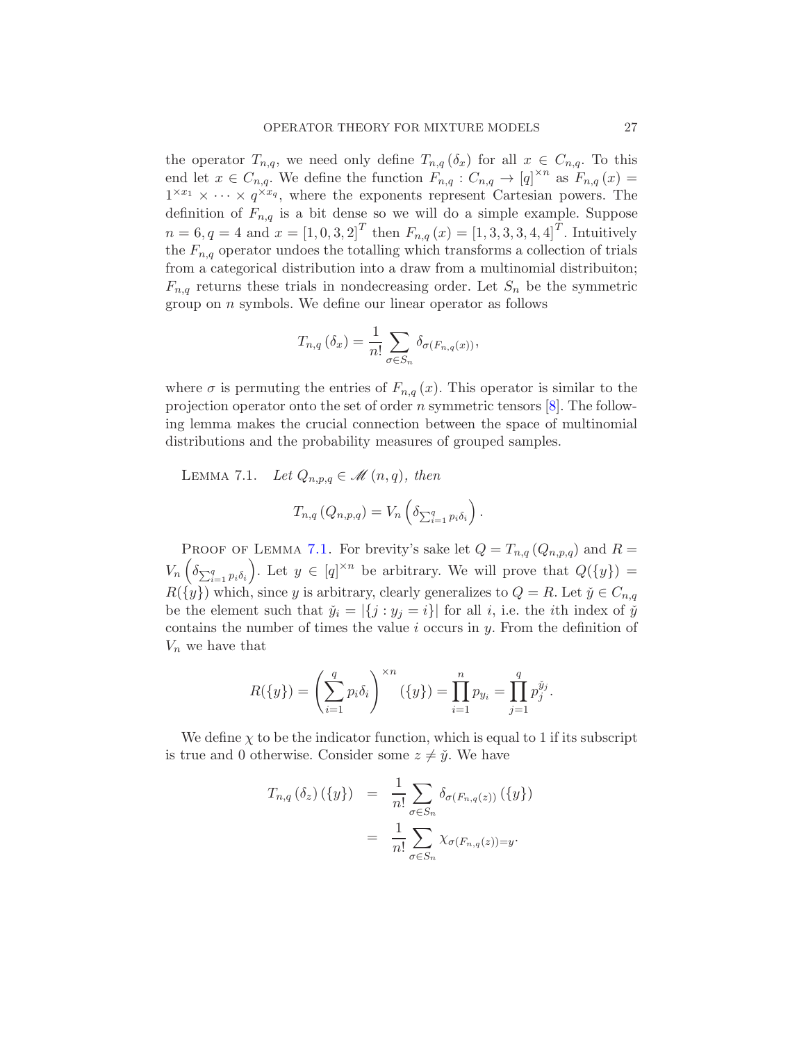the operator $T_{n,q}$, we need only define $T_{n,q}(\delta_x)$ for all $x \in C_{n,q}$. To this end let $x \in C_{n,q}$. We define the function $F_{n,q} : C_{n,q} \to [q]^{\times n}$ as $F_{n,q}(x) = 1^{\times x_1} \times \cdots \times q^{\times x_q}$, where the exponents represent Cartesian powers. The definition of $F_{n,q}$ is a bit dense so we will do a simple example. Suppose $n = 6, q = 4$ and $x = [1, 0, 3, 2]^T$ then $F_{n,q}(x) = [1, 3, 3, 3, 4, 4]^T$. Intuitively the $F_{n,q}$ operator undoes the totalling which transforms a collection of trials from a categorical distribution into a draw from a multinomial distribuiton; $F_{n,q}$ returns these trials in nondecreasing order. Let $S_n$ be the symmetric group on $n$ symbols. We define our linear operator as follows

$$T_{n,q}(\delta_x) = \frac{1}{n!} \sum_{\sigma \in S_n} \delta_{\sigma(F_{n,q}(x))},$$

where $\sigma$ is permuting the entries of $F_{n,q}(x)$. This operator is similar to the projection operator onto the set of order $n$ symmetric tensors [8]. The following lemma makes the crucial connection between the space of multinomial distributions and the probability measures of grouped samples.

Lemma 7.1. *Let $Q_{n,p,q} \in \mathscr{M}(n,q)$, then*

$$T_{n,q}(Q_{n,p,q}) = V_n\left(\delta_{\sum_{i=1}^q p_i \delta_i}\right).$$

Proof of Lemma 7.1. For brevity's sake let $Q = T_{n,q}(Q_{n,p,q})$ and $R = V_n\left(\delta_{\sum_{i=1}^q p_i \delta_i}\right)$. Let $y \in [q]^{\times n}$ be arbitrary. We will prove that $Q(\{y\}) = R(\{y\})$ which, since $y$ is arbitrary, clearly generalizes to $Q = R$. Let $\check{y} \in C_{n,q}$ be the element such that $\check{y}_i = |\{j : y_j = i\}|$ for all $i$, i.e. the $i$th index of $\check{y}$ contains the number of times the value $i$ occurs in $y$. From the definition of $V_n$ we have that

$$R(\{y\}) = \left(\sum_{i=1}^q p_i \delta_i\right)^{\times n}(\{y\}) = \prod_{i=1}^n p_{y_i} = \prod_{j=1}^q p_j^{\check{y}_j}.$$

We define $\chi$ to be the indicator function, which is equal to 1 if its subscript is true and 0 otherwise. Consider some $z \neq \check{y}$. We have

$$\begin{aligned}
T_{n,q}(\delta_z)(\{y\}) &= \frac{1}{n!} \sum_{\sigma \in S_n} \delta_{\sigma(F_{n,q}(z))}(\{y\}) \\
&= \frac{1}{n!} \sum_{\sigma \in S_n} \chi_{\sigma(F_{n,q}(z))=y}.
\end{aligned}$$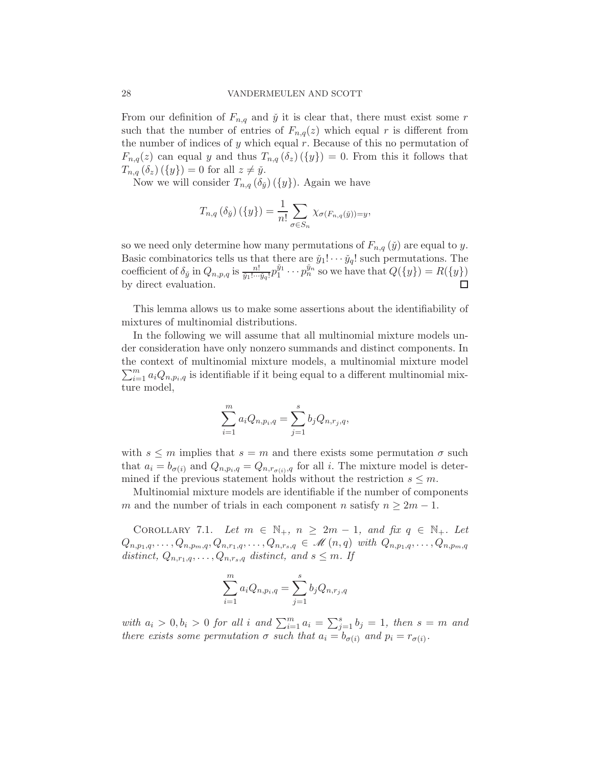From our definition of $F_{n,q}$ and $\breve{y}$ it is clear that, there must exist some $r$ such that the number of entries of $F_{n,q}(z)$ which equal $r$ is different from the number of indices of $y$ which equal $r$. Because of this no permutation of $F_{n,q}(z)$ can equal $y$ and thus $T_{n,q}(\delta_z)(\{y\}) = 0$. From this it follows that $T_{n,q}(\delta_z)(\{y\}) = 0$ for all $z \neq \breve{y}$.

Now we will consider $T_{n,q}(\delta_{\breve{y}})(\{y\})$. Again we have

$$T_{n,q}(\delta_{\breve{y}})(\{y\}) = \frac{1}{n!}\sum_{\sigma \in S_n} \chi_{\sigma(F_{n,q}(\breve{y}))=y},$$

so we need only determine how many permutations of $F_{n,q}(\breve{y})$ are equal to $y$. Basic combinatorics tells us that there are $\breve{y}_1! \cdots \breve{y}_q!$ such permutations. The coefficient of $\delta_{\breve{y}}$ in $Q_{n,p,q}$ is $\frac{n!}{\breve{y}_1! \cdots \breve{y}_q!} p_1^{\breve{y}_1} \cdots p_n^{\breve{y}_n}$ so we have that $Q(\{y\}) = R(\{y\})$ by direct evaluation. □

This lemma allows us to make some assertions about the identifiability of mixtures of multinomial distributions.

In the following we will assume that all multinomial mixture models under consideration have only nonzero summands and distinct components. In the context of multinomial mixture models, a multinomial mixture model $\sum_{i=1}^m a_i Q_{n,p_i,q}$ is identifiable if it being equal to a different multinomial mixture model,

$$\sum_{i=1}^m a_i Q_{n,p_i,q} = \sum_{j=1}^s b_j Q_{n,r_j,q},$$

with $s \leq m$ implies that $s = m$ and there exists some permutation $\sigma$ such that $a_i = b_{\sigma(i)}$ and $Q_{n,p_i,q} = Q_{n,r_{\sigma(i)},q}$ for all $i$. The mixture model is determined if the previous statement holds without the restriction $s \leq m$.

Multinomial mixture models are identifiable if the number of components $m$ and the number of trials in each component $n$ satisfy $n \geq 2m - 1$.

Corollary 7.1. *Let $m \in \mathbb{N}_+$, $n \geq 2m-1$, and fix $q \in \mathbb{N}_+$. Let $Q_{n,p_1,q}, \ldots, Q_{n,p_m,q}, Q_{n,r_1,q}, \ldots, Q_{n,r_s,q} \in \mathscr{M}(n,q)$ with $Q_{n,p_1,q}, \ldots, Q_{n,p_m,q}$ distinct, $Q_{n,r_1,q}, \ldots, Q_{n,r_s,q}$ distinct, and $s \leq m$. If*

$$\sum_{i=1}^m a_i Q_{n,p_i,q} = \sum_{j=1}^s b_j Q_{n,r_j,q}$$

*with $a_i > 0, b_i > 0$ for all $i$ and $\sum_{i=1}^m a_i = \sum_{j=1}^s b_j = 1$, then $s = m$ and there exists some permutation $\sigma$ such that $a_i = b_{\sigma(i)}$ and $p_i = r_{\sigma(i)}$.*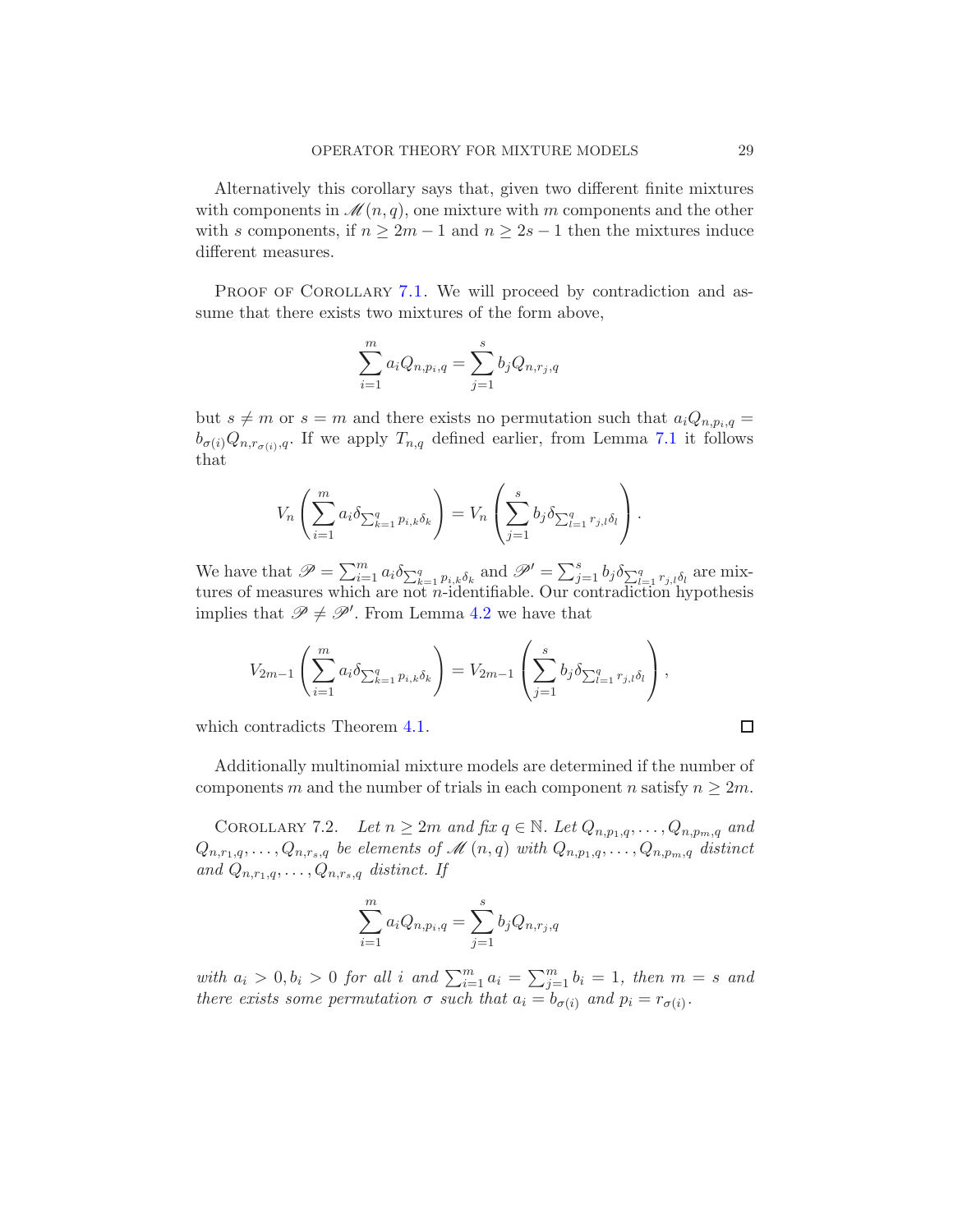Alternatively this corollary says that, given two different finite mixtures with components in $\mathscr{M}(n,q)$, one mixture with $m$ components and the other with $s$ components, if $n \geq 2m-1$ and $n \geq 2s-1$ then the mixtures induce different measures.

Proof of Corollary 7.1. We will proceed by contradiction and assume that there exists two mixtures of the form above,

$$\sum_{i=1}^{m} a_i Q_{n,p_i,q} = \sum_{j=1}^{s} b_j Q_{n,r_j,q}$$

but $s \neq m$ or $s = m$ and there exists no permutation such that $a_i Q_{n,p_i,q} = b_{\sigma(i)} Q_{n,r_{\sigma(i)},q}$. If we apply $T_{n,q}$ defined earlier, from Lemma 7.1 it follows that

$$V_n\left(\sum_{i=1}^{m} a_i \delta_{\sum_{k=1}^{q} p_{i,k}\delta_k}\right) = V_n\left(\sum_{j=1}^{s} b_j \delta_{\sum_{l=1}^{q} r_{j,l}\delta_l}\right).$$

We have that $\mathscr{P} = \sum_{i=1}^{m} a_i \delta_{\sum_{k=1}^{q} p_{i,k}\delta_k}$ and $\mathscr{P}' = \sum_{j=1}^{s} b_j \delta_{\sum_{l=1}^{q} r_{j,l}\delta_l}$ are mixtures of measures which are not $n$-identifiable. Our contradiction hypothesis implies that $\mathscr{P} \neq \mathscr{P}'$. From Lemma 4.2 we have that

$$V_{2m-1}\left(\sum_{i=1}^{m} a_i \delta_{\sum_{k=1}^{q} p_{i,k}\delta_k}\right) = V_{2m-1}\left(\sum_{j=1}^{s} b_j \delta_{\sum_{l=1}^{q} r_{j,l}\delta_l}\right),$$

which contradicts Theorem 4.1. $\square$

Additionally multinomial mixture models are determined if the number of components $m$ and the number of trials in each component $n$ satisfy $n \geq 2m$.

Corollary 7.2. *Let $n \geq 2m$ and fix $q \in \mathbb{N}$. Let $Q_{n,p_1,q}, \ldots, Q_{n,p_m,q}$ and $Q_{n,r_1,q}, \ldots, Q_{n,r_s,q}$ be elements of $\mathscr{M}(n,q)$ with $Q_{n,p_1,q}, \ldots, Q_{n,p_m,q}$ distinct and $Q_{n,r_1,q}, \ldots, Q_{n,r_s,q}$ distinct. If*

$$\sum_{i=1}^{m} a_i Q_{n,p_i,q} = \sum_{j=1}^{s} b_j Q_{n,r_j,q}$$

*with $a_i > 0, b_i > 0$ for all $i$ and $\sum_{i=1}^{m} a_i = \sum_{j=1}^{m} b_i = 1$, then $m = s$ and there exists some permutation $\sigma$ such that $a_i = b_{\sigma(i)}$ and $p_i = r_{\sigma(i)}$.*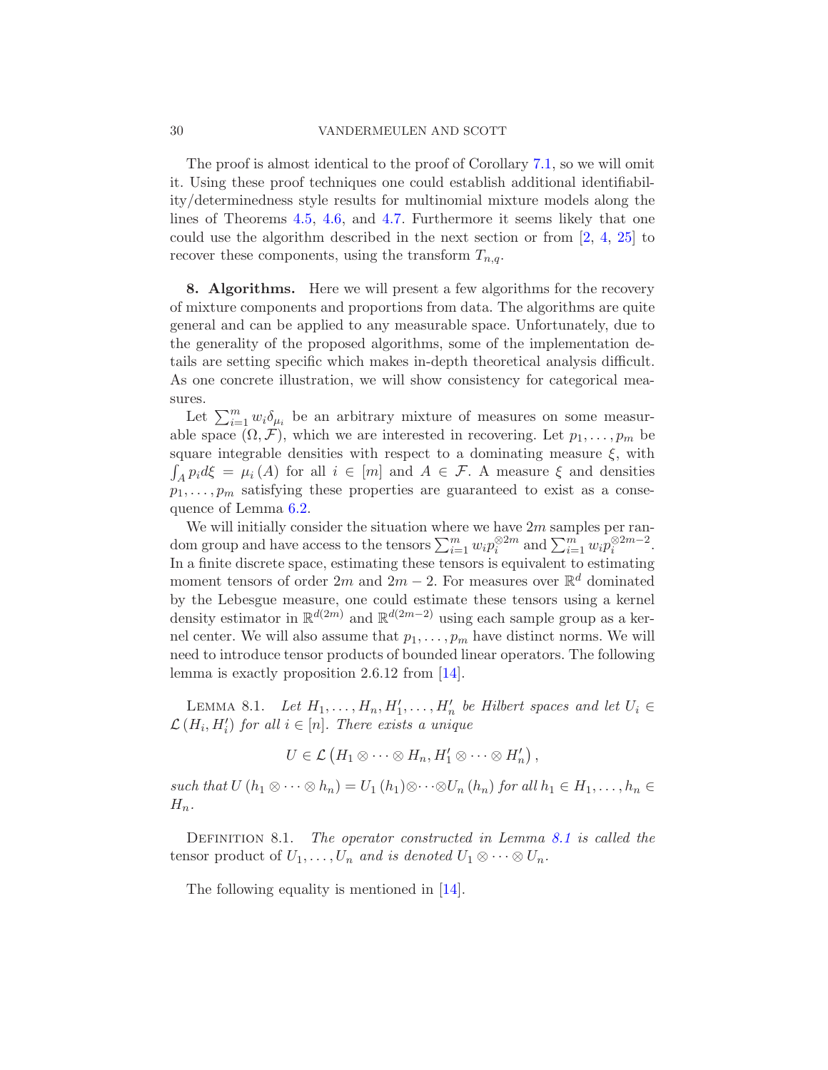The proof is almost identical to the proof of Corollary 7.1, so we will omit it. Using these proof techniques one could establish additional identifiability/determinedness style results for multinomial mixture models along the lines of Theorems 4.5, 4.6, and 4.7. Furthermore it seems likely that one could use the algorithm described in the next section or from [2, 4, 25] to recover these components, using the transform $T_{n,q}$.

## 8. Algorithms.

Here we will present a few algorithms for the recovery of mixture components and proportions from data. The algorithms are quite general and can be applied to any measurable space. Unfortunately, due to the generality of the proposed algorithms, some of the implementation details are setting specific which makes in-depth theoretical analysis difficult. As one concrete illustration, we will show consistency for categorical measures.

Let $\sum_{i=1}^m w_i \delta_{\mu_i}$ be an arbitrary mixture of measures on some measurable space $(\Omega, \mathcal{F})$, which we are interested in recovering. Let $p_1, \ldots, p_m$ be square integrable densities with respect to a dominating measure $\xi$, with $\int_A p_i d\xi = \mu_i(A)$ for all $i \in [m]$ and $A \in \mathcal{F}$. A measure $\xi$ and densities $p_1, \ldots, p_m$ satisfying these properties are guaranteed to exist as a consequence of Lemma 6.2.

We will initially consider the situation where we have $2m$ samples per random group and have access to the tensors $\sum_{i=1}^m w_i p_i^{\otimes 2m}$ and $\sum_{i=1}^m w_i p_i^{\otimes 2m-2}$. In a finite discrete space, estimating these tensors is equivalent to estimating moment tensors of order $2m$ and $2m-2$. For measures over $\mathbb{R}^d$ dominated by the Lebesgue measure, one could estimate these tensors using a kernel density estimator in $\mathbb{R}^{d(2m)}$ and $\mathbb{R}^{d(2m-2)}$ using each sample group as a kernel center. We will also assume that $p_1, \ldots, p_m$ have distinct norms. We will need to introduce tensor products of bounded linear operators. The following lemma is exactly proposition 2.6.12 from [14].

Lemma 8.1. *Let $H_1, \ldots, H_n, H'_1, \ldots, H'_n$ be Hilbert spaces and let $U_i \in \mathcal{L}(H_i, H'_i)$ for all $i \in [n]$. There exists a unique*

$$U \in \mathcal{L}\left(H_1 \otimes \cdots \otimes H_n, H'_1 \otimes \cdots \otimes H'_n\right),$$

*such that $U(h_1 \otimes \cdots \otimes h_n) = U_1(h_1) \otimes \cdots \otimes U_n(h_n)$ for all $h_1 \in H_1, \ldots, h_n \in H_n$.*

Definition 8.1. *The operator constructed in Lemma 8.1 is called the* tensor product *of $U_1, \ldots, U_n$ and is denoted $U_1 \otimes \cdots \otimes U_n$.*

The following equality is mentioned in [14].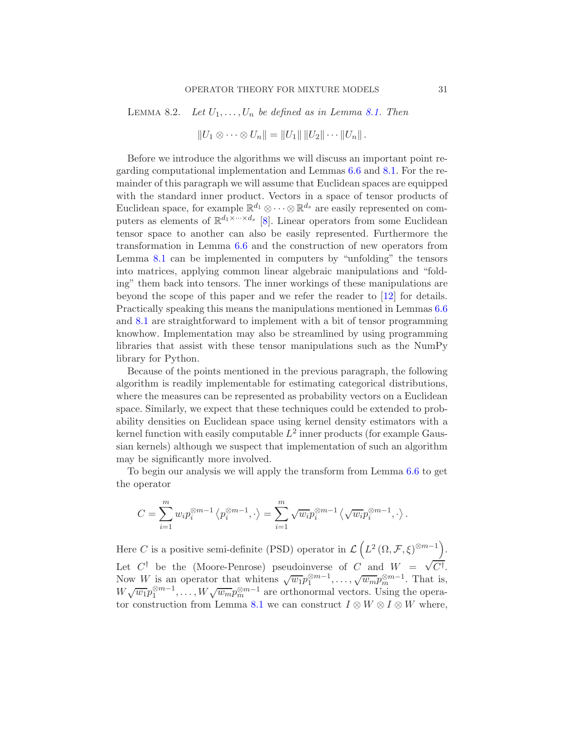Lemma 8.2. *Let $U_1, \ldots, U_n$ be defined as in Lemma 8.1. Then*

$$\|U_1 \otimes \cdots \otimes U_n\| = \|U_1\| \|U_2\| \cdots \|U_n\| .$$

Before we introduce the algorithms we will discuss an important point regarding computational implementation and Lemmas 6.6 and 8.1. For the remainder of this paragraph we will assume that Euclidean spaces are equipped with the standard inner product. Vectors in a space of tensor products of Euclidean space, for example $\mathbb{R}^{d_1} \otimes \cdots \otimes \mathbb{R}^{d_s}$ are easily represented on computers as elements of $\mathbb{R}^{d_1 \times \cdots \times d_s}$ [8]. Linear operators from some Euclidean tensor space to another can also be easily represented. Furthermore the transformation in Lemma 6.6 and the construction of new operators from Lemma 8.1 can be implemented in computers by "unfolding" the tensors into matrices, applying common linear algebraic manipulations and "folding" them back into tensors. The inner workings of these manipulations are beyond the scope of this paper and we refer the reader to [12] for details. Practically speaking this means the manipulations mentioned in Lemmas 6.6 and 8.1 are straightforward to implement with a bit of tensor programming knowhow. Implementation may also be streamlined by using programming libraries that assist with these tensor manipulations such as the NumPy library for Python.

Because of the points mentioned in the previous paragraph, the following algorithm is readily implementable for estimating categorical distributions, where the measures can be represented as probability vectors on a Euclidean space. Similarly, we expect that these techniques could be extended to probability densities on Euclidean space using kernel density estimators with a kernel function with easily computable $L^2$ inner products (for example Gaussian kernels) although we suspect that implementation of such an algorithm may be significantly more involved.

To begin our analysis we will apply the transform from Lemma 6.6 to get the operator

$$C = \sum_{i=1}^{m} w_i p_i^{\otimes m-1} \left\langle p_i^{\otimes m-1}, \cdot \right\rangle = \sum_{i=1}^{m} \sqrt{w_i} p_i^{\otimes m-1} \left\langle \sqrt{w_i} p_i^{\otimes m-1}, \cdot \right\rangle .$$

Here $C$ is a positive semi-definite (PSD) operator in $\mathcal{L}\left(L^2\left(\Omega, \mathcal{F}, \xi\right)^{\otimes m-1}\right)$. Let $C^\dagger$ be the (Moore-Penrose) pseudoinverse of $C$ and $W = \sqrt{C^\dagger}$. Now $W$ is an operator that whitens $\sqrt{w_1} p_1^{\otimes m-1}, \ldots, \sqrt{w_m} p_m^{\otimes m-1}$. That is, $W\sqrt{w_1} p_1^{\otimes m-1}, \ldots, W\sqrt{w_m} p_m^{\otimes m-1}$ are orthonormal vectors. Using the operator construction from Lemma 8.1 we can construct $I \otimes W \otimes I \otimes W$ where,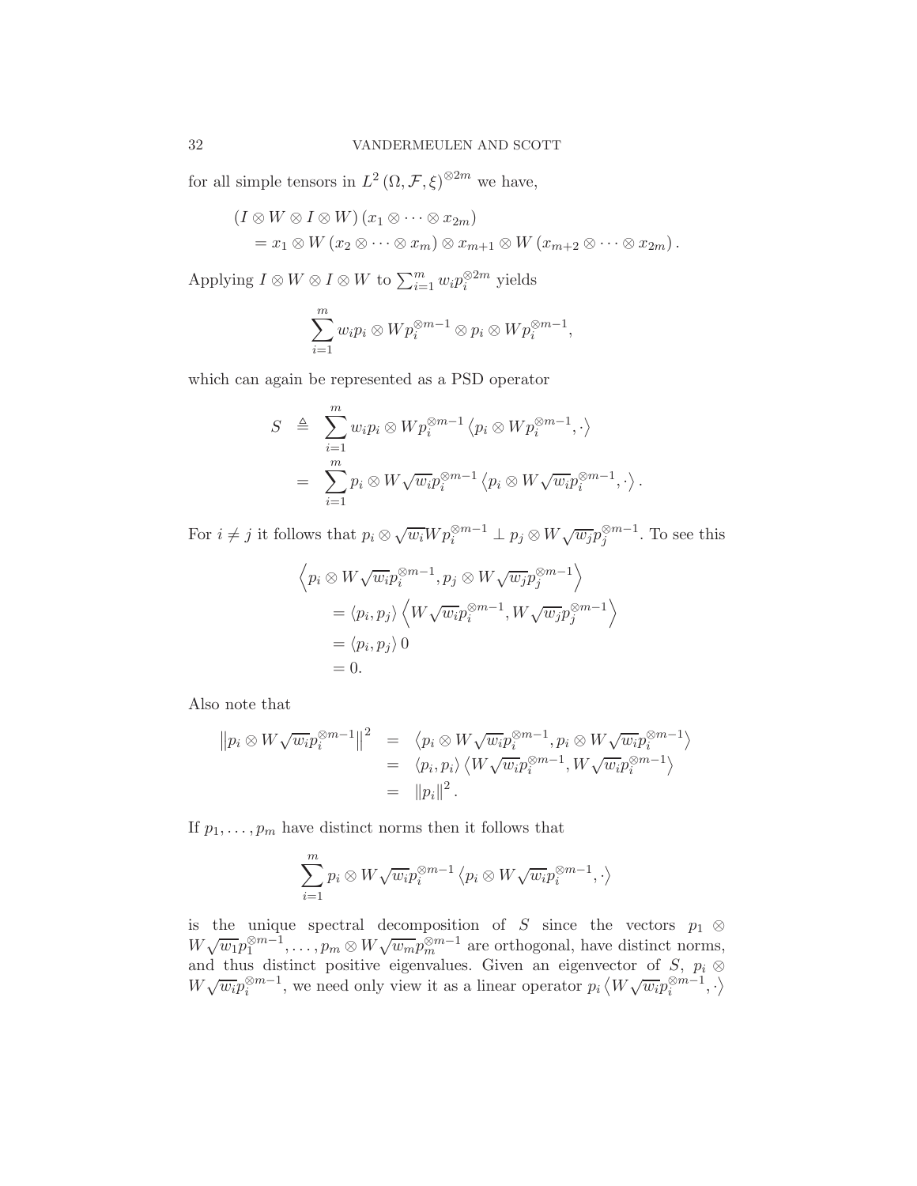for all simple tensors in $L^2(\Omega, \mathcal{F}, \xi)^{\otimes 2m}$ we have,

$$
\begin{aligned}
&(I \otimes W \otimes I \otimes W)(x_1 \otimes \cdots \otimes x_{2m}) \\
&\quad = x_1 \otimes W(x_2 \otimes \cdots \otimes x_m) \otimes x_{m+1} \otimes W(x_{m+2} \otimes \cdots \otimes x_{2m}).
\end{aligned}
$$

Applying $I \otimes W \otimes I \otimes W$ to $\sum_{i=1}^m w_i p_i^{\otimes 2m}$ yields

$$
\sum_{i=1}^m w_i p_i \otimes W p_i^{\otimes m-1} \otimes p_i \otimes W p_i^{\otimes m-1},
$$

which can again be represented as a PSD operator

$$
\begin{aligned}
S &\triangleq \sum_{i=1}^m w_i p_i \otimes W p_i^{\otimes m-1} \left\langle p_i \otimes W p_i^{\otimes m-1}, \cdot \right\rangle \\
&= \sum_{i=1}^m p_i \otimes W \sqrt{w_i} p_i^{\otimes m-1} \left\langle p_i \otimes W \sqrt{w_i} p_i^{\otimes m-1}, \cdot \right\rangle.
\end{aligned}
$$

For $i \neq j$ it follows that $p_i \otimes \sqrt{w_i} W p_i^{\otimes m-1} \perp p_j \otimes W \sqrt{w_j} p_j^{\otimes m-1}$. To see this

$$
\begin{aligned}
&\left\langle p_i \otimes W \sqrt{w_i} p_i^{\otimes m-1}, p_j \otimes W \sqrt{w_j} p_j^{\otimes m-1} \right\rangle \\
&\quad = \langle p_i, p_j \rangle \left\langle W \sqrt{w_i} p_i^{\otimes m-1}, W \sqrt{w_j} p_j^{\otimes m-1} \right\rangle \\
&\quad = \langle p_i, p_j \rangle \, 0 \\
&\quad = 0.
\end{aligned}
$$

Also note that

$$
\begin{aligned}
\left\| p_i \otimes W \sqrt{w_i} p_i^{\otimes m-1} \right\|^2 &= \left\langle p_i \otimes W \sqrt{w_i} p_i^{\otimes m-1}, p_i \otimes W \sqrt{w_i} p_i^{\otimes m-1} \right\rangle \\
&= \langle p_i, p_i \rangle \left\langle W \sqrt{w_i} p_i^{\otimes m-1}, W \sqrt{w_i} p_i^{\otimes m-1} \right\rangle \\
&= \| p_i \|^2.
\end{aligned}
$$

If $p_1, \ldots, p_m$ have distinct norms then it follows that

$$
\sum_{i=1}^m p_i \otimes W \sqrt{w_i} p_i^{\otimes m-1} \left\langle p_i \otimes W \sqrt{w_i} p_i^{\otimes m-1}, \cdot \right\rangle
$$

is the unique spectral decomposition of $S$ since the vectors $p_1 \otimes W \sqrt{w_1} p_1^{\otimes m-1}, \ldots, p_m \otimes W \sqrt{w_m} p_m^{\otimes m-1}$ are orthogonal, have distinct norms, and thus distinct positive eigenvalues. Given an eigenvector of $S$, $p_i \otimes W \sqrt{w_i} p_i^{\otimes m-1}$, we need only view it as a linear operator $p_i \left\langle W \sqrt{w_i} p_i^{\otimes m-1}, \cdot \right\rangle$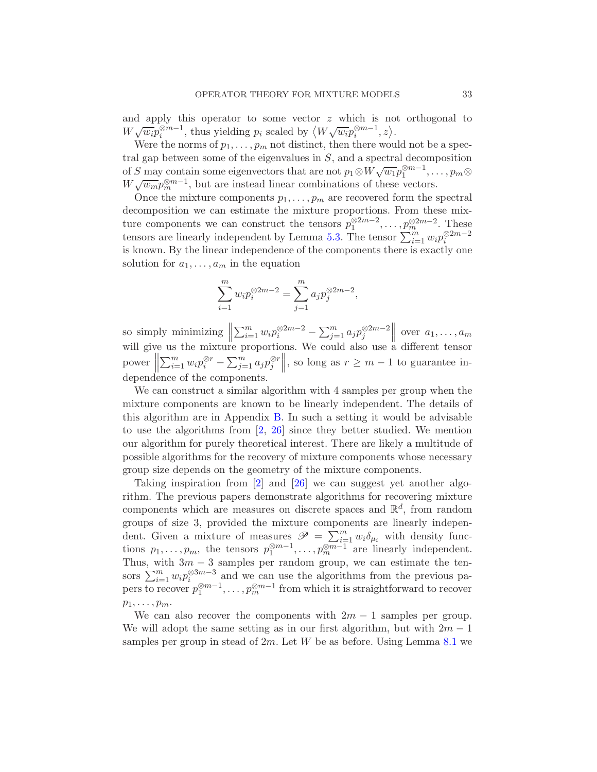and apply this operator to some vector $z$ which is not orthogonal to $W\sqrt{w_i}p_i^{\otimes m-1}$, thus yielding $p_i$ scaled by $\left\langle W\sqrt{w_i}p_i^{\otimes m-1}, z\right\rangle$.

Were the norms of $p_1, \ldots, p_m$ not distinct, then there would not be a spectral gap between some of the eigenvalues in $S$, and a spectral decomposition of $S$ may contain some eigenvectors that are not $p_1 \otimes W\sqrt{w_1}p_1^{\otimes m-1}, \ldots, p_m \otimes W\sqrt{w_m}p_m^{\otimes m-1}$, but are instead linear combinations of these vectors.

Once the mixture components $p_1, \ldots, p_m$ are recovered form the spectral decomposition we can estimate the mixture proportions. From these mixture components we can construct the tensors $p_1^{\otimes 2m-2}, \ldots, p_m^{\otimes 2m-2}$. These tensors are linearly independent by Lemma 5.3. The tensor $\sum_{i=1}^m w_i p_i^{\otimes 2m-2}$ is known. By the linear independence of the components there is exactly one solution for $a_1, \ldots, a_m$ in the equation

$$\sum_{i=1}^m w_i p_i^{\otimes 2m-2} = \sum_{j=1}^m a_j p_j^{\otimes 2m-2},$$

so simply minimizing $\left\| \sum_{i=1}^m w_i p_i^{\otimes 2m-2} - \sum_{j=1}^m a_j p_j^{\otimes 2m-2} \right\|$ over $a_1, \ldots, a_m$ will give us the mixture proportions. We could also use a different tensor power $\left\| \sum_{i=1}^m w_i p_i^{\otimes r} - \sum_{j=1}^m a_j p_j^{\otimes r} \right\|$, so long as $r \geq m-1$ to guarantee independence of the components.

We can construct a similar algorithm with 4 samples per group when the mixture components are known to be linearly independent. The details of this algorithm are in Appendix B. In such a setting it would be advisable to use the algorithms from [2, 26] since they better studied. We mention our algorithm for purely theoretical interest. There are likely a multitude of possible algorithms for the recovery of mixture components whose necessary group size depends on the geometry of the mixture components.

Taking inspiration from [2] and [26] we can suggest yet another algorithm. The previous papers demonstrate algorithms for recovering mixture components which are measures on discrete spaces and $\mathbb{R}^d$, from random groups of size 3, provided the mixture components are linearly independent. Given a mixture of measures $\mathscr{P} = \sum_{i=1}^m w_i \delta_{\mu_i}$ with density functions $p_1, \ldots, p_m$, the tensors $p_1^{\otimes m-1}, \ldots, p_m^{\otimes m-1}$ are linearly independent. Thus, with $3m-3$ samples per random group, we can estimate the tensors $\sum_{i=1}^m w_i p_i^{\otimes 3m-3}$ and we can use the algorithms from the previous papers to recover $p_1^{\otimes m-1}, \ldots, p_m^{\otimes m-1}$ from which it is straightforward to recover $p_1, \ldots, p_m$.

We can also recover the components with $2m-1$ samples per group. We will adopt the same setting as in our first algorithm, but with $2m-1$ samples per group in stead of $2m$. Let $W$ be as before. Using Lemma 8.1 we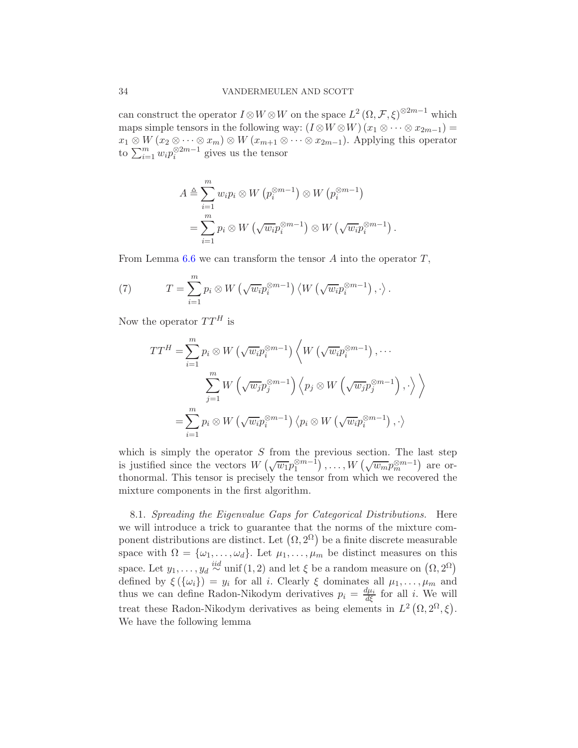can construct the operator $I \otimes W \otimes W$ on the space $L^2(\Omega, \mathcal{F}, \xi)^{\otimes 2m-1}$ which maps simple tensors in the following way: $(I \otimes W \otimes W)(x_1 \otimes \cdots \otimes x_{2m-1}) = x_1 \otimes W(x_2 \otimes \cdots \otimes x_m) \otimes W(x_{m+1} \otimes \cdots \otimes x_{2m-1})$. Applying this operator to $\sum_{i=1}^m w_i p_i^{\otimes 2m-1}$ gives us the tensor

$$
\begin{aligned}
A &\triangleq \sum_{i=1}^m w_i p_i \otimes W\left(p_i^{\otimes m-1}\right) \otimes W\left(p_i^{\otimes m-1}\right) \\
&= \sum_{i=1}^m p_i \otimes W\left(\sqrt{w_i} p_i^{\otimes m-1}\right) \otimes W\left(\sqrt{w_i} p_i^{\otimes m-1}\right).
\end{aligned}
$$

From Lemma 6.6 we can transform the tensor $A$ into the operator $T$,

$$
T = \sum_{i=1}^m p_i \otimes W\left(\sqrt{w_i} p_i^{\otimes m-1}\right) \left\langle W\left(\sqrt{w_i} p_i^{\otimes m-1}\right), \cdot \right\rangle. \tag{7}
$$

Now the operator $TT^H$ is

$$
\begin{aligned}
TT^H &= \sum_{i=1}^m p_i \otimes W\left(\sqrt{w_i} p_i^{\otimes m-1}\right) \Bigg\langle W\left(\sqrt{w_i} p_i^{\otimes m-1}\right), \cdots \\
&\qquad \sum_{j=1}^m W\left(\sqrt{w_j} p_j^{\otimes m-1}\right) \left\langle p_j \otimes W\left(\sqrt{w_j} p_j^{\otimes m-1}\right), \cdot \right\rangle \Bigg\rangle \\
&= \sum_{i=1}^m p_i \otimes W\left(\sqrt{w_i} p_i^{\otimes m-1}\right) \left\langle p_i \otimes W\left(\sqrt{w_i} p_i^{\otimes m-1}\right), \cdot \right\rangle
\end{aligned}
$$

which is simply the operator $S$ from the previous section. The last step is justified since the vectors $W\left(\sqrt{w_1} p_1^{\otimes m-1}\right), \ldots, W\left(\sqrt{w_m} p_m^{\otimes m-1}\right)$ are orthonormal. This tensor is precisely the tensor from which we recovered the mixture components in the first algorithm.

8.1. *Spreading the Eigenvalue Gaps for Categorical Distributions.* Here we will introduce a trick to guarantee that the norms of the mixture component distributions are distinct. Let $\left(\Omega, 2^\Omega\right)$ be a finite discrete measurable space with $\Omega = \{\omega_1, \ldots, \omega_d\}$. Let $\mu_1, \ldots, \mu_m$ be distinct measures on this space. Let $y_1, \ldots, y_d \overset{iid}{\sim} \operatorname{unif}(1, 2)$ and let $\xi$ be a random measure on $\left(\Omega, 2^\Omega\right)$ defined by $\xi(\{\omega_i\}) = y_i$ for all $i$. Clearly $\xi$ dominates all $\mu_1, \ldots, \mu_m$ and thus we can define Radon-Nikodym derivatives $p_i = \frac{d\mu_i}{d\xi}$ for all $i$. We will treat these Radon-Nikodym derivatives as being elements in $L^2\left(\Omega, 2^\Omega, \xi\right)$. We have the following lemma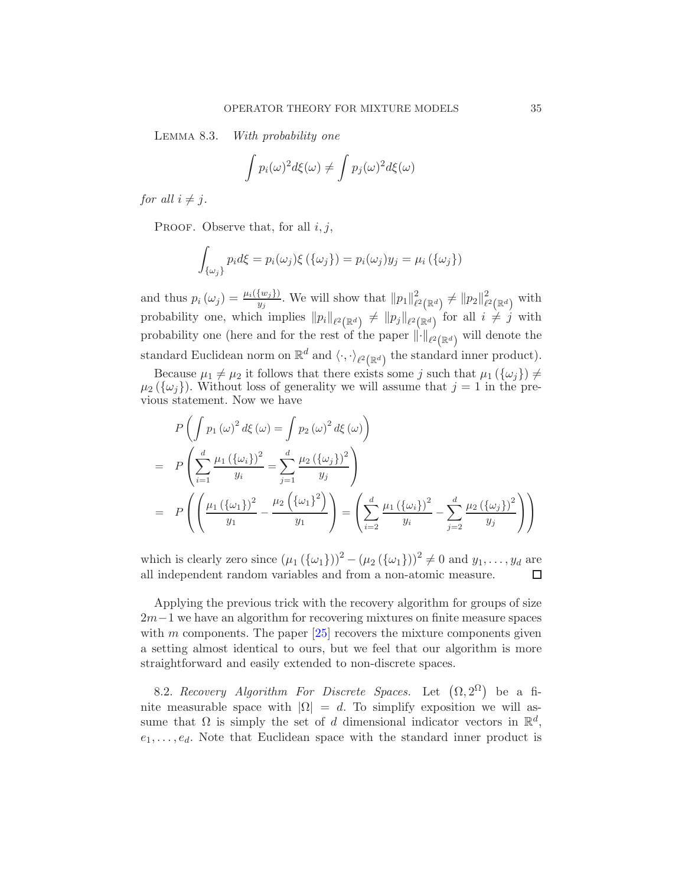Lemma 8.3. *With probability one*

$$\int p_i(\omega)^2 d\xi(\omega) \neq \int p_j(\omega)^2 d\xi(\omega)$$

*for all* $i \neq j$.

Proof. Observe that, for all $i, j$,

$$\int_{\{\omega_j\}} p_i d\xi = p_i(\omega_j)\xi(\{\omega_j\}) = p_i(\omega_j) y_j = \mu_i(\{\omega_j\})$$

and thus $p_i(\omega_j) = \frac{\mu_i(\{w_j\})}{y_j}$. We will show that $\|p_1\|^2_{\ell^2(\mathbb{R}^d)} \neq \|p_2\|^2_{\ell^2(\mathbb{R}^d)}$ with probability one, which implies $\|p_i\|_{\ell^2(\mathbb{R}^d)} \neq \|p_j\|_{\ell^2(\mathbb{R}^d)}$ for all $i \neq j$ with probability one (here and for the rest of the paper $\|\cdot\|_{\ell^2(\mathbb{R}^d)}$ will denote the standard Euclidean norm on $\mathbb{R}^d$ and $\langle \cdot, \cdot \rangle_{\ell^2(\mathbb{R}^d)}$ the standard inner product).

Because $\mu_1 \neq \mu_2$ it follows that there exists some $j$ such that $\mu_1(\{\omega_j\}) \neq \mu_2(\{\omega_j\})$. Without loss of generality we will assume that $j = 1$ in the previous statement. Now we have

$$\begin{aligned}
& P\left(\int p_1(\omega)^2 d\xi(\omega) = \int p_2(\omega)^2 d\xi(\omega)\right) \\
= \; & P\left(\sum_{i=1}^{d} \frac{\mu_1(\{\omega_i\})^2}{y_i} = \sum_{j=1}^{d} \frac{\mu_2(\{\omega_j\})^2}{y_j}\right) \\
= \; & P\left(\left(\frac{\mu_1(\{\omega_1\})^2}{y_1} - \frac{\mu_2\left(\{\omega_1\}^2\right)}{y_1}\right) = \left(\sum_{i=2}^{d} \frac{\mu_1(\{\omega_i\})^2}{y_i} - \sum_{j=2}^{d} \frac{\mu_2(\{\omega_j\})^2}{y_j}\right)\right)
\end{aligned}$$

which is clearly zero since $(\mu_1(\{\omega_1\}))^2 - (\mu_2(\{\omega_1\}))^2 \neq 0$ and $y_1, \ldots, y_d$ are all independent random variables and from a non-atomic measure. □

Applying the previous trick with the recovery algorithm for groups of size $2m-1$ we have an algorithm for recovering mixtures on finite measure spaces with $m$ components. The paper [25] recovers the mixture components given a setting almost identical to ours, but we feel that our algorithm is more straightforward and easily extended to non-discrete spaces.

8.2. *Recovery Algorithm For Discrete Spaces.* Let $(\Omega, 2^\Omega)$ be a finite measurable space with $|\Omega| = d$. To simplify exposition we will assume that $\Omega$ is simply the set of $d$ dimensional indicator vectors in $\mathbb{R}^d$, $e_1, \ldots, e_d$. Note that Euclidean space with the standard inner product is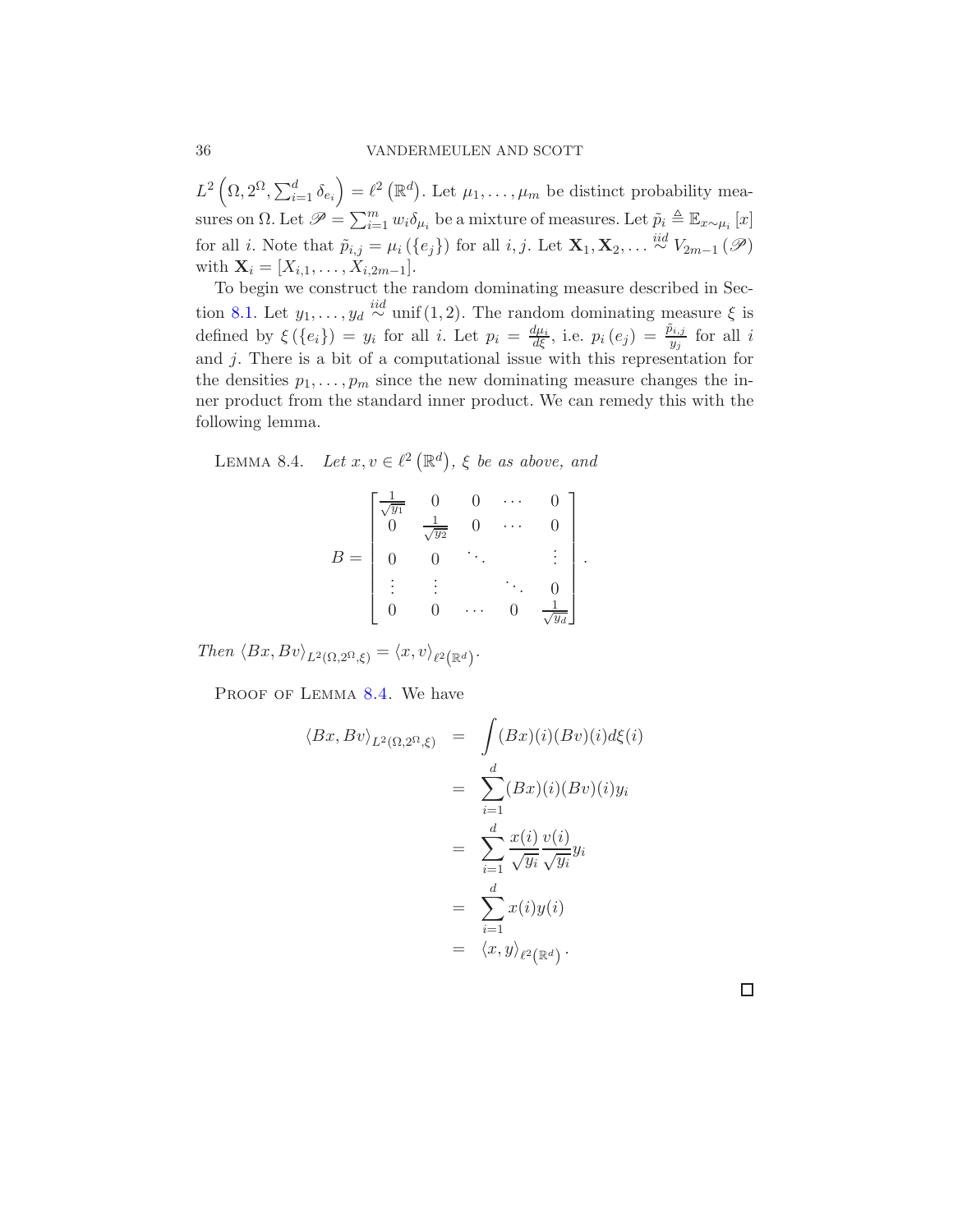$L^2\left(\Omega, 2^\Omega, \sum_{i=1}^d \delta_{e_i}\right) = \ell^2\left(\mathbb{R}^d\right)$. Let $\mu_1, \ldots, \mu_m$ be distinct probability measures on $\Omega$. Let $\mathscr{P} = \sum_{i=1}^m w_i \delta_{\mu_i}$ be a mixture of measures. Let $\tilde{p}_i \triangleq \mathbb{E}_{x \sim \mu_i}[x]$ for all $i$. Note that $\tilde{p}_{i,j} = \mu_i(\{e_j\})$ for all $i, j$. Let $\mathbf{X}_1, \mathbf{X}_2, \ldots \overset{iid}{\sim} V_{2m-1}(\mathscr{P})$ with $\mathbf{X}_i = [X_{i,1}, \ldots, X_{i,2m-1}]$.

To begin we construct the random dominating measure described in Section 8.1. Let $y_1, \ldots, y_d \overset{iid}{\sim} \operatorname{unif}(1,2)$. The random dominating measure $\xi$ is defined by $\xi(\{e_i\}) = y_i$ for all $i$. Let $p_i = \frac{d\mu_i}{d\xi}$, i.e. $p_i(e_j) = \frac{\tilde{p}_{i,j}}{y_j}$ for all $i$ and $j$. There is a bit of a computational issue with this representation for the densities $p_1, \ldots, p_m$ since the new dominating measure changes the inner product from the standard inner product. We can remedy this with the following lemma.

LEMMA 8.4. *Let $x, v \in \ell^2\left(\mathbb{R}^d\right)$, $\xi$ be as above, and*

$$B = \begin{bmatrix} \frac{1}{\sqrt{y_1}} & 0 & 0 & \cdots & 0 \\ 0 & \frac{1}{\sqrt{y_2}} & 0 & \cdots & 0 \\ 0 & 0 & \ddots & & \vdots \\ \vdots & \vdots & & \ddots & 0 \\ 0 & 0 & \cdots & 0 & \frac{1}{\sqrt{y_d}} \end{bmatrix}.$$

*Then $\langle Bx, Bv \rangle_{L^2(\Omega, 2^\Omega, \xi)} = \langle x, v \rangle_{\ell^2(\mathbb{R}^d)}$.*

PROOF OF LEMMA 8.4. We have

$$\begin{aligned}
\langle Bx, Bv \rangle_{L^2(\Omega, 2^\Omega, \xi)} &= \int (Bx)(i)(Bv)(i) d\xi(i) \\
&= \sum_{i=1}^d (Bx)(i)(Bv)(i) y_i \\
&= \sum_{i=1}^d \frac{x(i)}{\sqrt{y_i}} \frac{v(i)}{\sqrt{y_i}} y_i \\
&= \sum_{i=1}^d x(i) y(i) \\
&= \langle x, y \rangle_{\ell^2(\mathbb{R}^d)}.
\end{aligned}$$

∎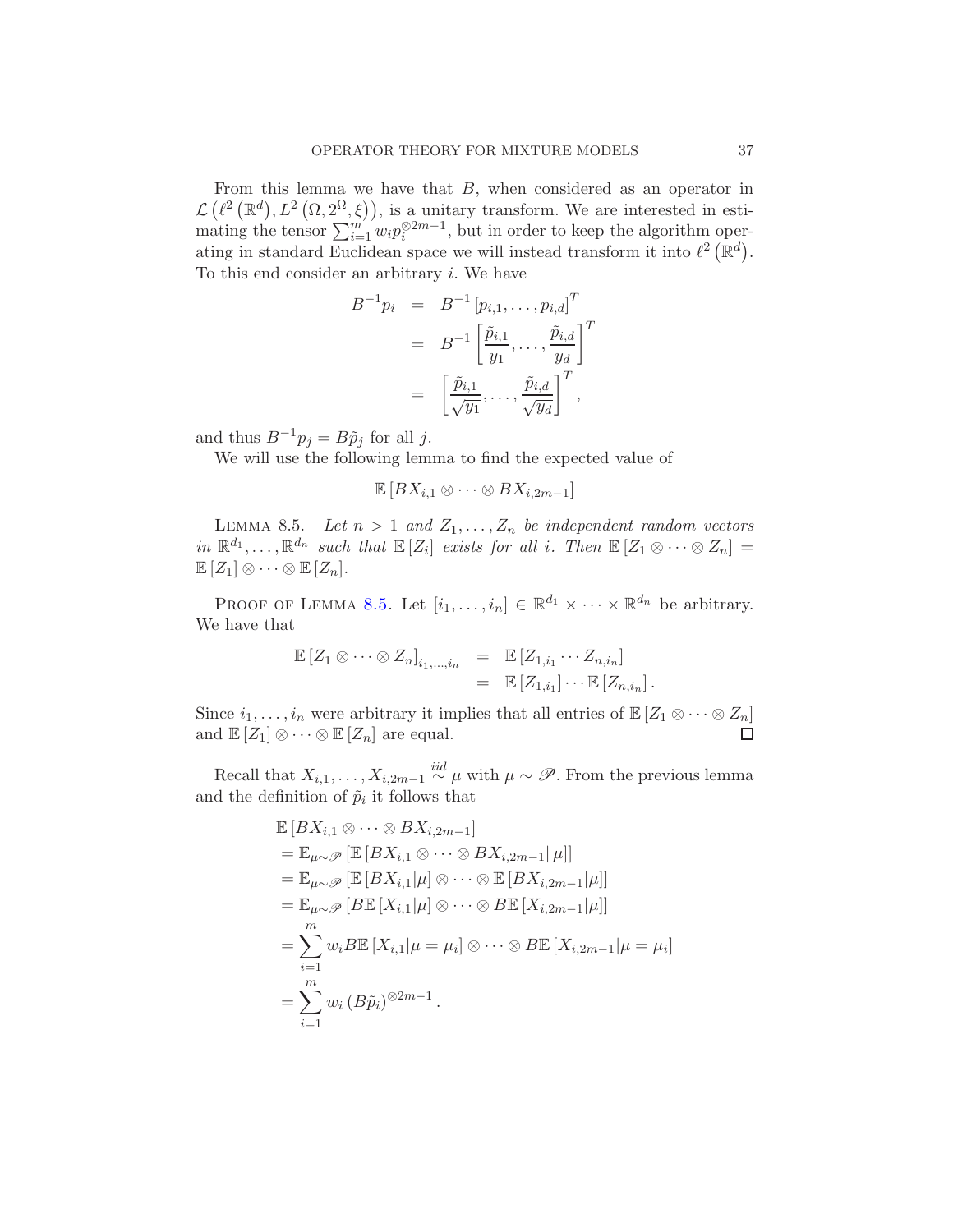From this lemma we have that $B$, when considered as an operator in $\mathcal{L}\left(\ell^2\left(\mathbb{R}^d\right), L^2\left(\Omega, 2^\Omega, \xi\right)\right)$, is a unitary transform. We are interested in estimating the tensor $\sum_{i=1}^m w_i p_i^{\otimes 2m-1}$, but in order to keep the algorithm operating in standard Euclidean space we will instead transform it into $\ell^2\left(\mathbb{R}^d\right)$. To this end consider an arbitrary $i$. We have

$$
\begin{aligned}
B^{-1} p_i &= B^{-1}\left[p_{i,1}, \ldots, p_{i,d}\right]^T \\
&= B^{-1}\left[\frac{\tilde{p}_{i,1}}{y_1}, \ldots, \frac{\tilde{p}_{i,d}}{y_d}\right]^T \\
&= \left[\frac{\tilde{p}_{i,1}}{\sqrt{y_1}}, \ldots, \frac{\tilde{p}_{i,d}}{\sqrt{y_d}}\right]^T,
\end{aligned}
$$

and thus $B^{-1} p_j = B\tilde{p}_j$ for all $j$.

We will use the following lemma to find the expected value of

$$
\mathbb{E}\left[BX_{i,1} \otimes \cdots \otimes BX_{i,2m-1}\right]
$$

**Lemma 8.5.** *Let $n > 1$ and $Z_1, \ldots, Z_n$ be independent random vectors in $\mathbb{R}^{d_1}, \ldots, \mathbb{R}^{d_n}$ such that $\mathbb{E}\left[Z_i\right]$ exists for all $i$. Then $\mathbb{E}\left[Z_1 \otimes \cdots \otimes Z_n\right] = \mathbb{E}\left[Z_1\right] \otimes \cdots \otimes \mathbb{E}\left[Z_n\right]$.*

Proof of Lemma 8.5. Let $[i_1, \ldots, i_n] \in \mathbb{R}^{d_1} \times \cdots \times \mathbb{R}^{d_n}$ be arbitrary. We have that

$$
\begin{aligned}
\mathbb{E}\left[Z_1 \otimes \cdots \otimes Z_n\right]_{i_1,\ldots,i_n} &= \mathbb{E}\left[Z_{1,i_1} \cdots Z_{n,i_n}\right] \\
&= \mathbb{E}\left[Z_{1,i_1}\right] \cdots \mathbb{E}\left[Z_{n,i_n}\right].
\end{aligned}
$$

Since $i_1, \ldots, i_n$ were arbitrary it implies that all entries of $\mathbb{E}\left[Z_1 \otimes \cdots \otimes Z_n\right]$ and $\mathbb{E}\left[Z_1\right] \otimes \cdots \otimes \mathbb{E}\left[Z_n\right]$ are equal. ∎

Recall that $X_{i,1}, \ldots, X_{i,2m-1} \overset{iid}{\sim} \mu$ with $\mu \sim \mathscr{P}$. From the previous lemma and the definition of $\tilde{p}_i$ it follows that

$$
\begin{aligned}
&\mathbb{E}\left[BX_{i,1} \otimes \cdots \otimes BX_{i,2m-1}\right] \\
&= \mathbb{E}_{\mu\sim\mathscr{P}}\left[\mathbb{E}\left[BX_{i,1} \otimes \cdots \otimes BX_{i,2m-1} \middle| \mu\right]\right] \\
&= \mathbb{E}_{\mu\sim\mathscr{P}}\left[\mathbb{E}\left[BX_{i,1}|\mu\right] \otimes \cdots \otimes \mathbb{E}\left[BX_{i,2m-1}|\mu\right]\right] \\
&= \mathbb{E}_{\mu\sim\mathscr{P}}\left[B\mathbb{E}\left[X_{i,1}|\mu\right] \otimes \cdots \otimes B\mathbb{E}\left[X_{i,2m-1}|\mu\right]\right] \\
&= \sum_{i=1}^m w_i B\mathbb{E}\left[X_{i,1}|\mu = \mu_i\right] \otimes \cdots \otimes B\mathbb{E}\left[X_{i,2m-1}|\mu = \mu_i\right] \\
&= \sum_{i=1}^m w_i \left(B\tilde{p}_i\right)^{\otimes 2m-1}.
\end{aligned}
$$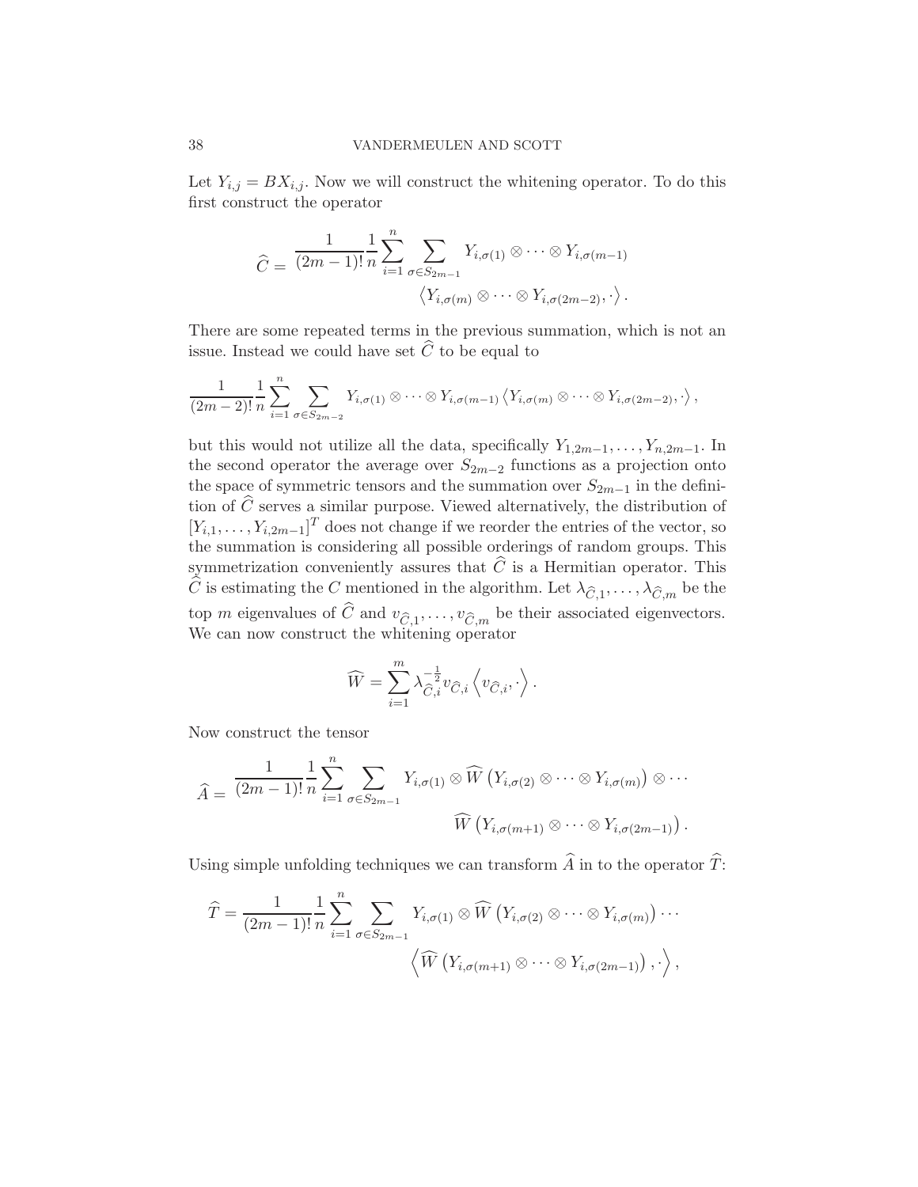Let $Y_{i,j} = BX_{i,j}$. Now we will construct the whitening operator. To do this first construct the operator

$$\widehat{C} = \frac{1}{(2m-1)!}\frac{1}{n}\sum_{i=1}^{n}\sum_{\sigma \in S_{2m-1}} Y_{i,\sigma(1)} \otimes \cdots \otimes Y_{i,\sigma(m-1)} \left\langle Y_{i,\sigma(m)} \otimes \cdots \otimes Y_{i,\sigma(2m-2)}, \cdot \right\rangle.$$

There are some repeated terms in the previous summation, which is not an issue. Instead we could have set $\widehat{C}$ to be equal to

$$\frac{1}{(2m-2)!}\frac{1}{n}\sum_{i=1}^{n}\sum_{\sigma \in S_{2m-2}} Y_{i,\sigma(1)} \otimes \cdots \otimes Y_{i,\sigma(m-1)} \left\langle Y_{i,\sigma(m)} \otimes \cdots \otimes Y_{i,\sigma(2m-2)}, \cdot \right\rangle,$$

but this would not utilize all the data, specifically $Y_{1,2m-1}, \ldots, Y_{n,2m-1}$. In the second operator the average over $S_{2m-2}$ functions as a projection onto the space of symmetric tensors and the summation over $S_{2m-1}$ in the definition of $\widehat{C}$ serves a similar purpose. Viewed alternatively, the distribution of $[Y_{i,1}, \ldots, Y_{i,2m-1}]^T$ does not change if we reorder the entries of the vector, so the summation is considering all possible orderings of random groups. This symmetrization conveniently assures that $\widehat{C}$ is a Hermitian operator. This $\widehat{C}$ is estimating the $C$ mentioned in the algorithm. Let $\lambda_{\widehat{C},1}, \ldots, \lambda_{\widehat{C},m}$ be the top $m$ eigenvalues of $\widehat{C}$ and $v_{\widehat{C},1}, \ldots, v_{\widehat{C},m}$ be their associated eigenvectors. We can now construct the whitening operator

$$\widehat{W} = \sum_{i=1}^{m} \lambda_{\widehat{C},i}^{-\frac{1}{2}} v_{\widehat{C},i} \left\langle v_{\widehat{C},i}, \cdot \right\rangle.$$

Now construct the tensor

$$\widehat{A} = \frac{1}{(2m-1)!}\frac{1}{n}\sum_{i=1}^{n}\sum_{\sigma \in S_{2m-1}} Y_{i,\sigma(1)} \otimes \widehat{W}\left(Y_{i,\sigma(2)} \otimes \cdots \otimes Y_{i,\sigma(m)}\right) \otimes \cdots \widehat{W}\left(Y_{i,\sigma(m+1)} \otimes \cdots \otimes Y_{i,\sigma(2m-1)}\right).$$

Using simple unfolding techniques we can transform $\widehat{A}$ in to the operator $\widehat{T}$:

$$\widehat{T} = \frac{1}{(2m-1)!}\frac{1}{n}\sum_{i=1}^{n}\sum_{\sigma \in S_{2m-1}} Y_{i,\sigma(1)} \otimes \widehat{W}\left(Y_{i,\sigma(2)} \otimes \cdots \otimes Y_{i,\sigma(m)}\right) \cdots \left\langle \widehat{W}\left(Y_{i,\sigma(m+1)} \otimes \cdots \otimes Y_{i,\sigma(2m-1)}\right), \cdot \right\rangle,$$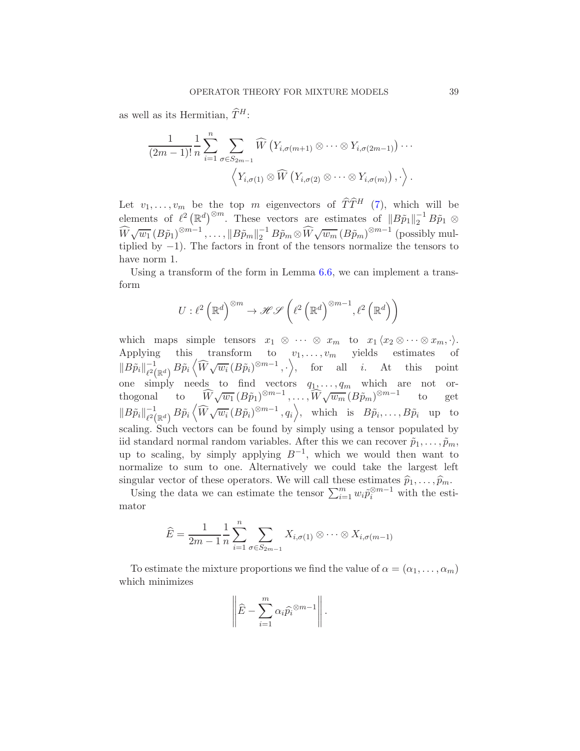as well as its Hermitian, $\widehat{T}^H$:

$$\frac{1}{(2m-1)!}\frac{1}{n}\sum_{i=1}^{n}\sum_{\sigma\in S_{2m-1}} \widehat{W}\left(Y_{i,\sigma(m+1)}\otimes\cdots\otimes Y_{i,\sigma(2m-1)}\right)\cdots \left\langle Y_{i,\sigma(1)}\otimes \widehat{W}\left(Y_{i,\sigma(2)}\otimes\cdots\otimes Y_{i,\sigma(m)}\right),\cdot\right\rangle.$$

Let $v_1,\ldots,v_m$ be the top $m$ eigenvectors of $\widehat{T}\widehat{T}^H$ (7), which will be elements of $\ell^2\left(\mathbb{R}^d\right)^{\otimes m}$. These vectors are estimates of $\|B\tilde{p}_1\|_2^{-1} B\tilde{p}_1 \otimes \widehat{W}\sqrt{w_1}\left(B\tilde{p}_1\right)^{\otimes m-1},\ldots,\|B\tilde{p}_m\|_2^{-1} B\tilde{p}_m\otimes\widehat{W}\sqrt{w_m}\left(B\tilde{p}_m\right)^{\otimes m-1}$ (possibly multiplied by $-1$). The factors in front of the tensors normalize the tensors to have norm 1.

Using a transform of the form in Lemma 6.6, we can implement a transform

$$U:\ell^2\left(\mathbb{R}^d\right)^{\otimes m}\to \mathscr{H}\mathscr{S}\left(\ell^2\left(\mathbb{R}^d\right)^{\otimes m-1},\ell^2\left(\mathbb{R}^d\right)\right)$$

which maps simple tensors $x_1\otimes\cdots\otimes x_m$ to $x_1\left\langle x_2\otimes\cdots\otimes x_m,\cdot\right\rangle$. Applying this transform to $v_1,\ldots,v_m$ yields estimates of $\|B\tilde{p}_i\|_{\ell^2\left(\mathbb{R}^d\right)}^{-1} B\tilde{p}_i\left\langle \widehat{W}\sqrt{w_i}\left(B\tilde{p}_i\right)^{\otimes m-1},\cdot\right\rangle$, for all $i$. At this point one simply needs to find vectors $q_1,\ldots,q_m$ which are not orthogonal to $\widehat{W}\sqrt{w_1}\left(B\tilde{p}_1\right)^{\otimes m-1},\ldots,\widehat{W}\sqrt{w_m}\left(B\tilde{p}_m\right)^{\otimes m-1}$ to get $\|B\tilde{p}_i\|_{\ell^2\left(\mathbb{R}^d\right)}^{-1} B\tilde{p}_i\left\langle \widehat{W}\sqrt{w_i}\left(B\tilde{p}_i\right)^{\otimes m-1},q_i\right\rangle$, which is $B\tilde{p}_i,\ldots,B\tilde{p}_i$ up to scaling. Such vectors can be found by simply using a tensor populated by iid standard normal random variables. After this we can recover $\tilde{p}_1,\ldots,\tilde{p}_m$, up to scaling, by simply applying $B^{-1}$, which we would then want to normalize to sum to one. Alternatively we could take the largest left singular vector of these operators. We will call these estimates $\widehat{p}_1,\ldots,\widehat{p}_m$.

Using the data we can estimate the tensor $\sum_{i=1}^m w_i\tilde{p}_i^{\otimes m-1}$ with the estimator

$$\widehat{E}=\frac{1}{2m-1}\frac{1}{n}\sum_{i=1}^{n}\sum_{\sigma\in S_{2m-1}} X_{i,\sigma(1)}\otimes\cdots\otimes X_{i,\sigma(m-1)}$$

To estimate the mixture proportions we find the value of $\alpha=(\alpha_1,\ldots,\alpha_m)$ which minimizes

$$\left\|\widehat{E}-\sum_{i=1}^{m}\alpha_i\widehat{p_i}^{\otimes m-1}\right\|.$$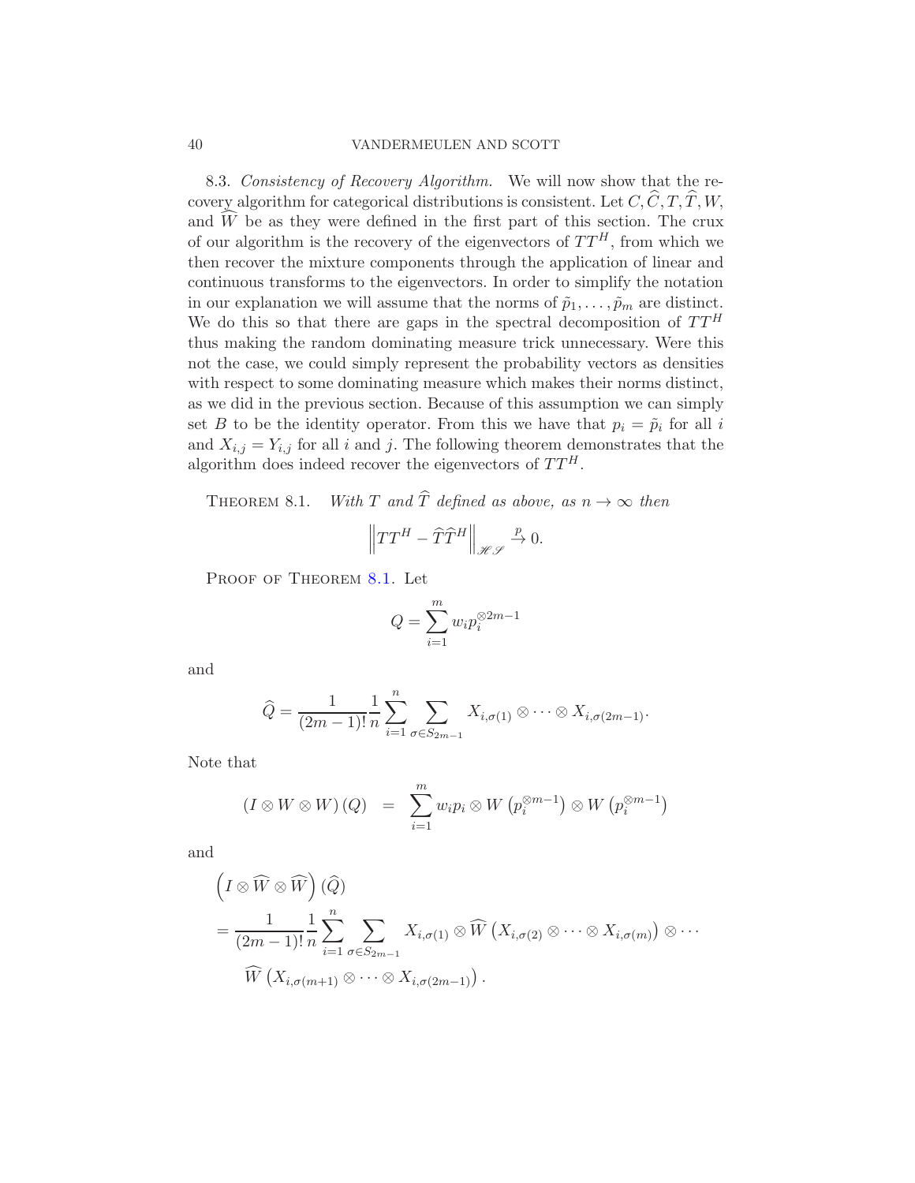8.3. *Consistency of Recovery Algorithm.* We will now show that the recovery algorithm for categorical distributions is consistent. Let $C, \widehat{C}, T, \widehat{T}, W$, and $\widehat{W}$ be as they were defined in the first part of this section. The crux of our algorithm is the recovery of the eigenvectors of $TT^H$, from which we then recover the mixture components through the application of linear and continuous transforms to the eigenvectors. In order to simplify the notation in our explanation we will assume that the norms of $\tilde{p}_1, \ldots, \tilde{p}_m$ are distinct. We do this so that there are gaps in the spectral decomposition of $TT^H$ thus making the random dominating measure trick unnecessary. Were this not the case, we could simply represent the probability vectors as densities with respect to some dominating measure which makes their norms distinct, as we did in the previous section. Because of this assumption we can simply set $B$ to be the identity operator. From this we have that $p_i = \tilde{p}_i$ for all $i$ and $X_{i,j} = Y_{i,j}$ for all $i$ and $j$. The following theorem demonstrates that the algorithm does indeed recover the eigenvectors of $TT^H$.

**Theorem 8.1.** *With $T$ and $\widehat{T}$ defined as above, as $n \to \infty$ then*

$$\left\| TT^H - \widehat{T}\widehat{T}^H \right\|_{\mathscr{HS}} \xrightarrow{p} 0.$$

Proof of Theorem 8.1. Let

$$Q = \sum_{i=1}^{m} w_i p_i^{\otimes 2m-1}$$

and

$$\widehat{Q} = \frac{1}{(2m-1)!} \frac{1}{n} \sum_{i=1}^{n} \sum_{\sigma \in S_{2m-1}} X_{i,\sigma(1)} \otimes \cdots \otimes X_{i,\sigma(2m-1)}.$$

Note that

$$\left(I \otimes W \otimes W\right)(Q) \quad = \quad \sum_{i=1}^{m} w_i p_i \otimes W\left(p_i^{\otimes m-1}\right) \otimes W\left(p_i^{\otimes m-1}\right)$$

and

$$\begin{aligned}
&\left(I \otimes \widehat{W} \otimes \widehat{W}\right)(\widehat{Q}) \\
&= \frac{1}{(2m-1)!} \frac{1}{n} \sum_{i=1}^{n} \sum_{\sigma \in S_{2m-1}} X_{i,\sigma(1)} \otimes \widehat{W}\left(X_{i,\sigma(2)} \otimes \cdots \otimes X_{i,\sigma(m)}\right) \otimes \cdots \\
&\quad \widehat{W}\left(X_{i,\sigma(m+1)} \otimes \cdots \otimes X_{i,\sigma(2m-1)}\right).
\end{aligned}$$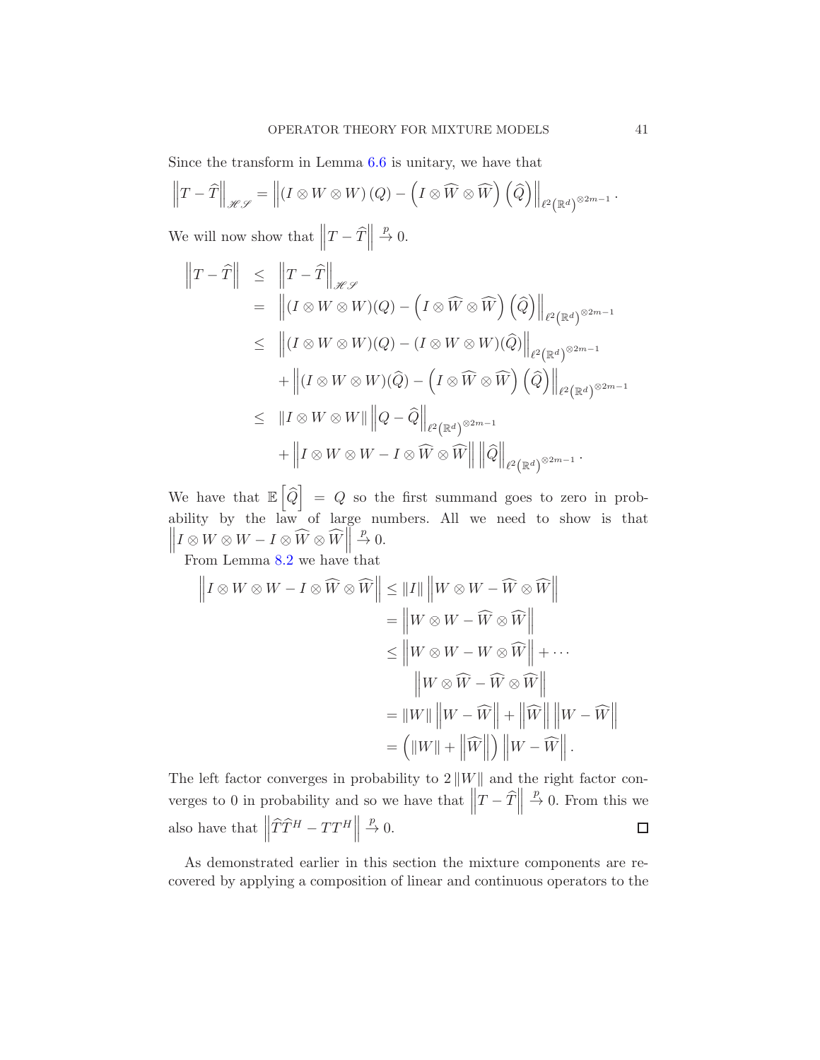Since the transform in Lemma 6.6 is unitary, we have that

$$\left\|T - \widehat{T}\right\|_{\mathscr{HS}} = \left\|\left(I \otimes W \otimes W\right)(Q) - \left(I \otimes \widehat{W} \otimes \widehat{W}\right)\left(\widehat{Q}\right)\right\|_{\ell^2\left(\mathbb{R}^d\right)^{\otimes 2m-1}}.$$

We will now show that $\left\|T - \widehat{T}\right\| \xrightarrow{p} 0$.

$$\begin{aligned}
\left\|T - \widehat{T}\right\| &\leq \left\|T - \widehat{T}\right\|_{\mathscr{HS}} \\
&= \left\|(I \otimes W \otimes W)(Q) - \left(I \otimes \widehat{W} \otimes \widehat{W}\right)\left(\widehat{Q}\right)\right\|_{\ell^2\left(\mathbb{R}^d\right)^{\otimes 2m-1}} \\
&\leq \left\|(I \otimes W \otimes W)(Q) - (I \otimes W \otimes W)(\widehat{Q})\right\|_{\ell^2\left(\mathbb{R}^d\right)^{\otimes 2m-1}} \\
&\quad + \left\|(I \otimes W \otimes W)(\widehat{Q}) - \left(I \otimes \widehat{W} \otimes \widehat{W}\right)\left(\widehat{Q}\right)\right\|_{\ell^2\left(\mathbb{R}^d\right)^{\otimes 2m-1}} \\
&\leq \|I \otimes W \otimes W\| \left\|Q - \widehat{Q}\right\|_{\ell^2\left(\mathbb{R}^d\right)^{\otimes 2m-1}} \\
&\quad + \left\|I \otimes W \otimes W - I \otimes \widehat{W} \otimes \widehat{W}\right\| \left\|\widehat{Q}\right\|_{\ell^2\left(\mathbb{R}^d\right)^{\otimes 2m-1}}.
\end{aligned}$$

We have that $\mathbb{E}\left[\widehat{Q}\right] = Q$ so the first summand goes to zero in probability by the law of large numbers. All we need to show is that $\left\|I \otimes W \otimes W - I \otimes \widehat{W} \otimes \widehat{W}\right\| \xrightarrow{p} 0$.

From Lemma 8.2 we have that

$$\begin{aligned}
\left\|I \otimes W \otimes W - I \otimes \widehat{W} \otimes \widehat{W}\right\| &\leq \|I\| \left\|W \otimes W - \widehat{W} \otimes \widehat{W}\right\| \\
&= \left\|W \otimes W - \widehat{W} \otimes \widehat{W}\right\| \\
&\leq \left\|W \otimes W - W \otimes \widehat{W}\right\| + \cdots \\
&\quad \left\|W \otimes \widehat{W} - \widehat{W} \otimes \widehat{W}\right\| \\
&= \|W\| \left\|W - \widehat{W}\right\| + \left\|\widehat{W}\right\| \left\|W - \widehat{W}\right\| \\
&= \left(\|W\| + \left\|\widehat{W}\right\|\right) \left\|W - \widehat{W}\right\|.
\end{aligned}$$

The left factor converges in probability to $2\|W\|$ and the right factor converges to 0 in probability and so we have that $\left\|T - \widehat{T}\right\| \xrightarrow{p} 0$. From this we also have that $\left\|\widehat{T}\widehat{T}^H - TT^H\right\| \xrightarrow{p} 0$. ∎

As demonstrated earlier in this section the mixture components are recovered by applying a composition of linear and continuous operators to the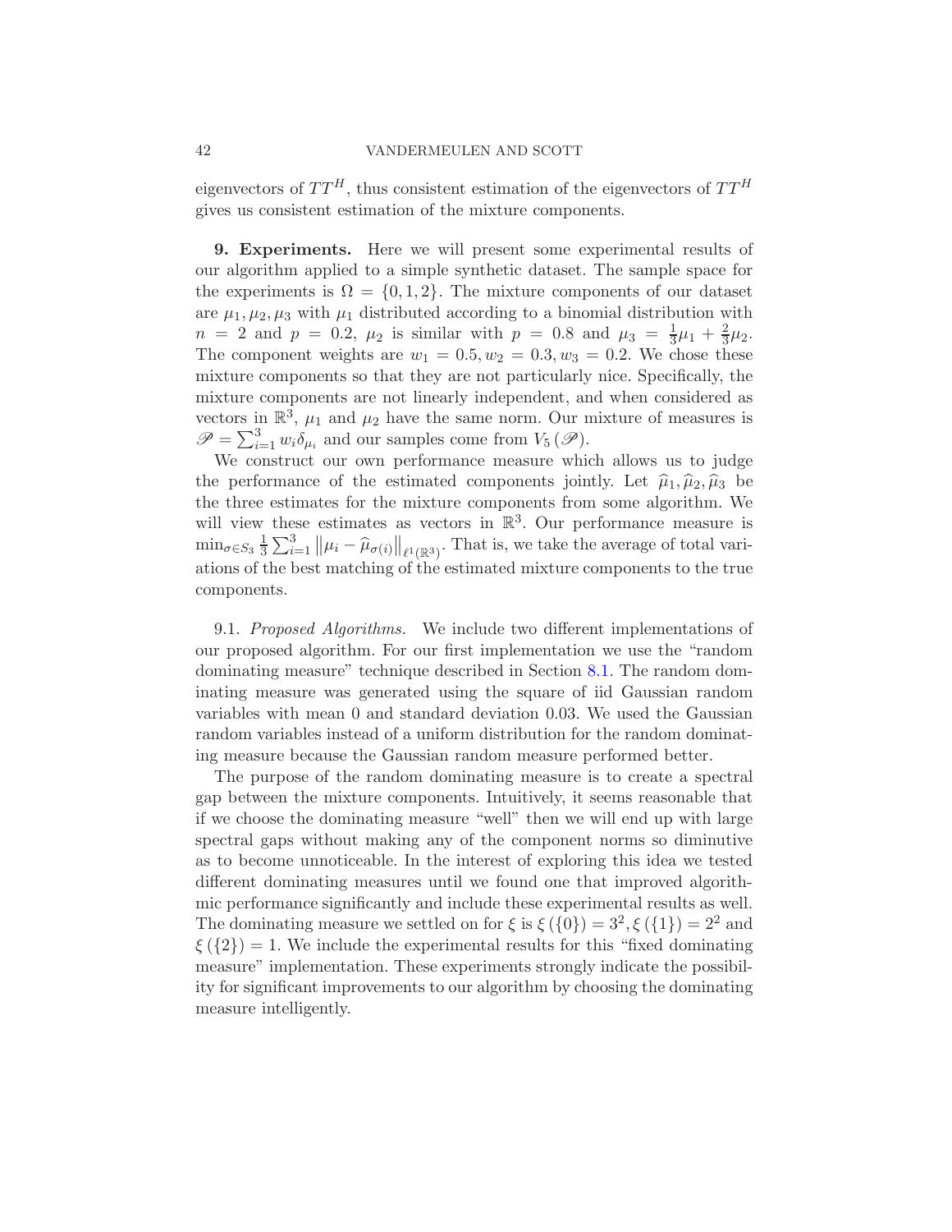eigenvectors of $TT^H$, thus consistent estimation of the eigenvectors of $TT^H$ gives us consistent estimation of the mixture components.

## 9. Experiments.

Here we will present some experimental results of our algorithm applied to a simple synthetic dataset. The sample space for the experiments is $\Omega = \{0, 1, 2\}$. The mixture components of our dataset are $\mu_1, \mu_2, \mu_3$ with $\mu_1$ distributed according to a binomial distribution with $n = 2$ and $p = 0.2$, $\mu_2$ is similar with $p = 0.8$ and $\mu_3 = \frac{1}{3}\mu_1 + \frac{2}{3}\mu_2$. The component weights are $w_1 = 0.5, w_2 = 0.3, w_3 = 0.2$. We chose these mixture components so that they are not particularly nice. Specifically, the mixture components are not linearly independent, and when considered as vectors in $\mathbb{R}^3$, $\mu_1$ and $\mu_2$ have the same norm. Our mixture of measures is $\mathscr{P} = \sum_{i=1}^{3} w_i \delta_{\mu_i}$ and our samples come from $V_5(\mathscr{P})$.

We construct our own performance measure which allows us to judge the performance of the estimated components jointly. Let $\widehat{\mu}_1, \widehat{\mu}_2, \widehat{\mu}_3$ be the three estimates for the mixture components from some algorithm. We will view these estimates as vectors in $\mathbb{R}^3$. Our performance measure is $\min_{\sigma \in S_3} \frac{1}{3} \sum_{i=1}^{3} \left\| \mu_i - \widehat{\mu}_{\sigma(i)} \right\|_{\ell^1(\mathbb{R}^3)}$. That is, we take the average of total variations of the best matching of the estimated mixture components to the true components.

### 9.1. *Proposed Algorithms.*

We include two different implementations of our proposed algorithm. For our first implementation we use the "random dominating measure" technique described in Section 8.1. The random dominating measure was generated using the square of iid Gaussian random variables with mean 0 and standard deviation 0.03. We used the Gaussian random variables instead of a uniform distribution for the random dominating measure because the Gaussian random measure performed better.

The purpose of the random dominating measure is to create a spectral gap between the mixture components. Intuitively, it seems reasonable that if we choose the dominating measure "well" then we will end up with large spectral gaps without making any of the component norms so diminutive as to become unnoticeable. In the interest of exploring this idea we tested different dominating measures until we found one that improved algorithmic performance significantly and include these experimental results as well. The dominating measure we settled on for $\xi$ is $\xi(\{0\}) = 3^2, \xi(\{1\}) = 2^2$ and $\xi(\{2\}) = 1$. We include the experimental results for this "fixed dominating measure" implementation. These experiments strongly indicate the possibility for significant improvements to our algorithm by choosing the dominating measure intelligently.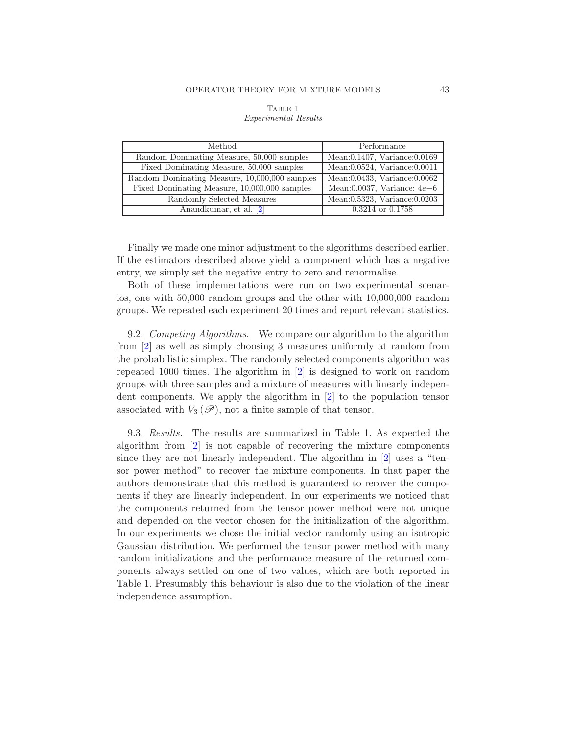Table 1
*Experimental Results*

| Method | Performance |
|---|---|
| Random Dominating Measure, 50,000 samples | Mean:0.1407, Variance:0.0169 |
| Fixed Dominating Measure, 50,000 samples | Mean:0.0524, Variance:0.0011 |
| Random Dominating Measure, 10,000,000 samples | Mean:0.0433, Variance:0.0062 |
| Fixed Dominating Measure, 10,000,000 samples | Mean:0.0037, Variance: $4e{-6}$ |
| Randomly Selected Measures | Mean:0.5323, Variance:0.0203 |
| Anandkumar, et al. [2] | 0.3214 or 0.1758 |

Finally we made one minor adjustment to the algorithms described earlier. If the estimators described above yield a component which has a negative entry, we simply set the negative entry to zero and renormalise.

Both of these implementations were run on two experimental scenarios, one with 50,000 random groups and the other with 10,000,000 random groups. We repeated each experiment 20 times and report relevant statistics.

9.2. *Competing Algorithms.* We compare our algorithm to the algorithm from [2] as well as simply choosing 3 measures uniformly at random from the probabilistic simplex. The randomly selected components algorithm was repeated 1000 times. The algorithm in [2] is designed to work on random groups with three samples and a mixture of measures with linearly independent components. We apply the algorithm in [2] to the population tensor associated with $V_3(\mathscr{P})$, not a finite sample of that tensor.

9.3. *Results.* The results are summarized in Table 1. As expected the algorithm from [2] is not capable of recovering the mixture components since they are not linearly independent. The algorithm in [2] uses a "tensor power method" to recover the mixture components. In that paper the authors demonstrate that this method is guaranteed to recover the components if they are linearly independent. In our experiments we noticed that the components returned from the tensor power method were not unique and depended on the vector chosen for the initialization of the algorithm. In our experiments we chose the initial vector randomly using an isotropic Gaussian distribution. We performed the tensor power method with many random initializations and the performance measure of the returned components always settled on one of two values, which are both reported in Table 1. Presumably this behaviour is also due to the violation of the linear independence assumption.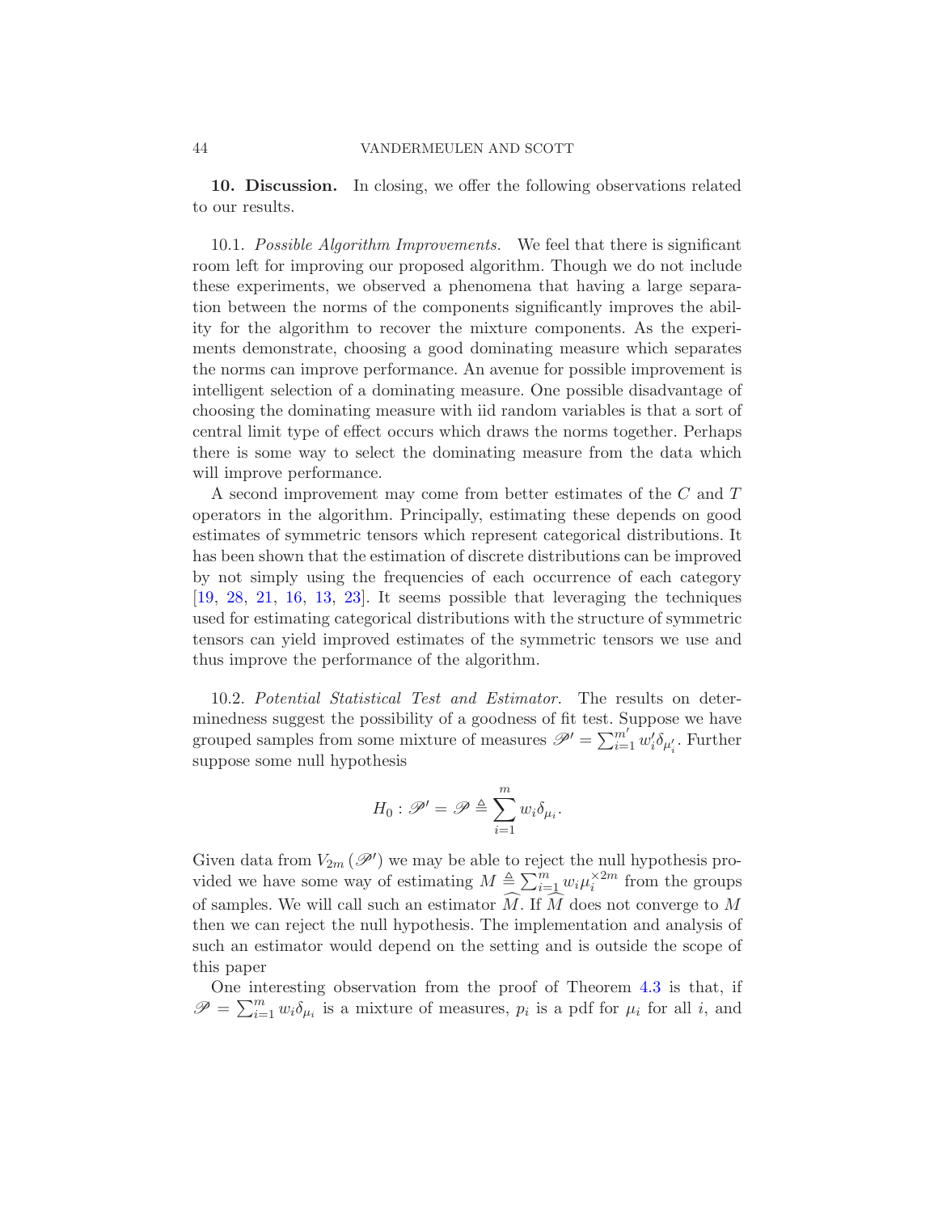## 10. Discussion.

In closing, we offer the following observations related to our results.

### 10.1. *Possible Algorithm Improvements.*

We feel that there is significant room left for improving our proposed algorithm. Though we do not include these experiments, we observed a phenomena that having a large separation between the norms of the components significantly improves the ability for the algorithm to recover the mixture components. As the experiments demonstrate, choosing a good dominating measure which separates the norms can improve performance. An avenue for possible improvement is intelligent selection of a dominating measure. One possible disadvantage of choosing the dominating measure with iid random variables is that a sort of central limit type of effect occurs which draws the norms together. Perhaps there is some way to select the dominating measure from the data which will improve performance.

A second improvement may come from better estimates of the $C$ and $T$ operators in the algorithm. Principally, estimating these depends on good estimates of symmetric tensors which represent categorical distributions. It has been shown that the estimation of discrete distributions can be improved by not simply using the frequencies of each occurrence of each category [19, 28, 21, 16, 13, 23]. It seems possible that leveraging the techniques used for estimating categorical distributions with the structure of symmetric tensors can yield improved estimates of the symmetric tensors we use and thus improve the performance of the algorithm.

### 10.2. *Potential Statistical Test and Estimator.*

The results on determinedness suggest the possibility of a goodness of fit test. Suppose we have grouped samples from some mixture of measures $\mathscr{P}' = \sum_{i=1}^{m'} w_i' \delta_{\mu_i'}$. Further suppose some null hypothesis

$$H_0 : \mathscr{P}' = \mathscr{P} \triangleq \sum_{i=1}^{m} w_i \delta_{\mu_i}.$$

Given data from $V_{2m}(\mathscr{P}')$ we may be able to reject the null hypothesis provided we have some way of estimating $M \triangleq \sum_{i=1}^{m} w_i \mu_i^{\times 2m}$ from the groups of samples. We will call such an estimator $\widehat{M}$. If $\widehat{M}$ does not converge to $M$ then we can reject the null hypothesis. The implementation and analysis of such an estimator would depend on the setting and is outside the scope of this paper

One interesting observation from the proof of Theorem 4.3 is that, if $\mathscr{P} = \sum_{i=1}^{m} w_i \delta_{\mu_i}$ is a mixture of measures, $p_i$ is a pdf for $\mu_i$ for all $i$, and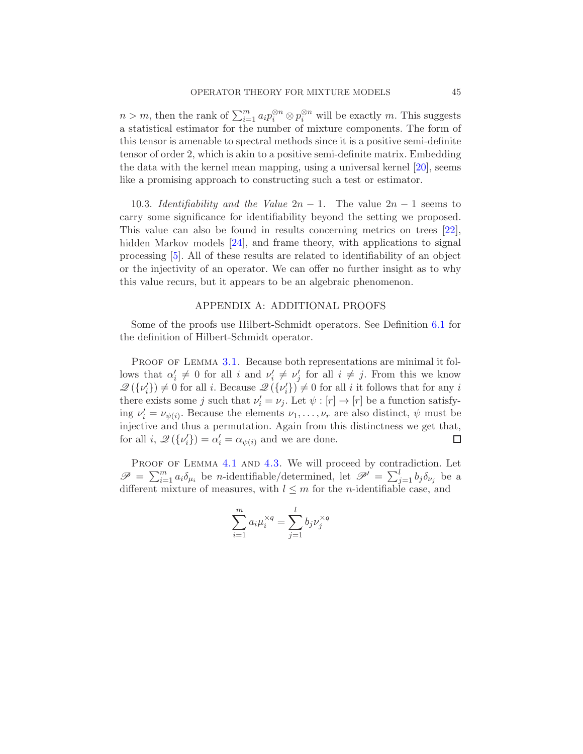$n > m$, then the rank of $\sum_{i=1}^{m} a_i p_i^{\otimes n} \otimes p_i^{\otimes n}$ will be exactly $m$. This suggests a statistical estimator for the number of mixture components. The form of this tensor is amenable to spectral methods since it is a positive semi-definite tensor of order 2, which is akin to a positive semi-definite matrix. Embedding the data with the kernel mean mapping, using a universal kernel [20], seems like a promising approach to constructing such a test or estimator.

10.3. *Identifiability and the Value* $2n-1$. The value $2n-1$ seems to carry some significance for identifiability beyond the setting we proposed. This value can also be found in results concerning metrics on trees [22], hidden Markov models [24], and frame theory, with applications to signal processing [5]. All of these results are related to identifiability of an object or the injectivity of an operator. We can offer no further insight as to why this value recurs, but it appears to be an algebraic phenomenon.

## APPENDIX A: ADDITIONAL PROOFS

Some of the proofs use Hilbert-Schmidt operators. See Definition 6.1 for the definition of Hilbert-Schmidt operator.

Proof of Lemma 3.1. Because both representations are minimal it follows that $\alpha_i' \neq 0$ for all $i$ and $\nu_i' \neq \nu_j'$ for all $i \neq j$. From this we know $\mathscr{Q}(\{\nu_i'\}) \neq 0$ for all $i$. Because $\mathscr{Q}(\{\nu_i'\}) \neq 0$ for all $i$ it follows that for any $i$ there exists some $j$ such that $\nu_i' = \nu_j$. Let $\psi : [r] \to [r]$ be a function satisfying $\nu_i' = \nu_{\psi(i)}$. Because the elements $\nu_1, \ldots, \nu_r$ are also distinct, $\psi$ must be injective and thus a permutation. Again from this distinctness we get that, for all $i$, $\mathscr{Q}(\{\nu_i'\}) = \alpha_i' = \alpha_{\psi(i)}$ and we are done. $\square$

Proof of Lemma 4.1 and 4.3. We will proceed by contradiction. Let $\mathscr{P} = \sum_{i=1}^{m} a_i \delta_{\mu_i}$ be $n$-identifiable/determined, let $\mathscr{P}' = \sum_{j=1}^{l} b_j \delta_{\nu_j}$ be a different mixture of measures, with $l \leq m$ for the $n$-identifiable case, and

$$\sum_{i=1}^{m} a_i \mu_i^{\times q} = \sum_{j=1}^{l} b_j \nu_j^{\times q}$$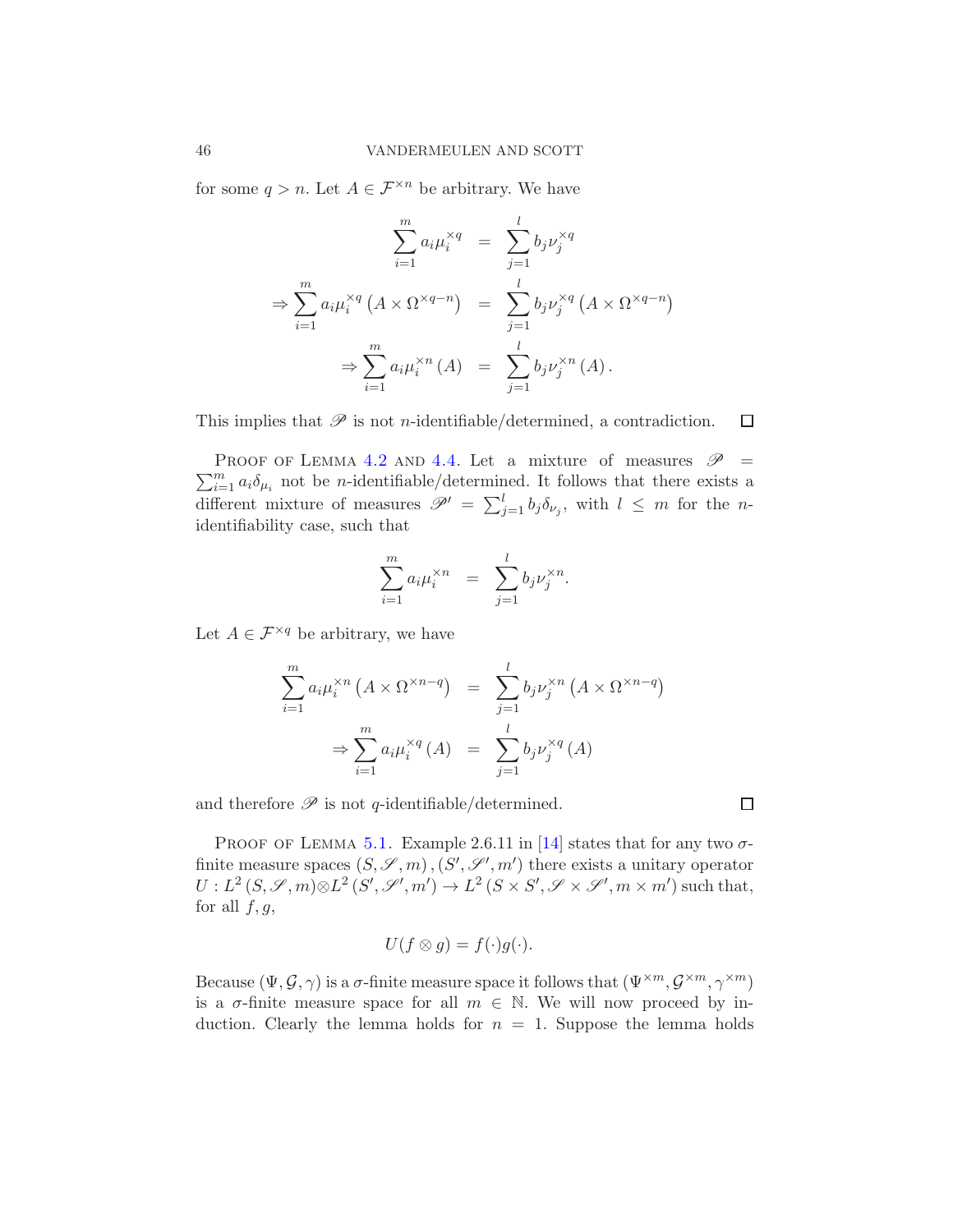for some $q > n$. Let $A \in \mathcal{F}^{\times n}$ be arbitrary. We have

$$
\begin{aligned}
\sum_{i=1}^{m} a_i \mu_i^{\times q} &= \sum_{j=1}^{l} b_j \nu_j^{\times q} \\
\Rightarrow \sum_{i=1}^{m} a_i \mu_i^{\times q}\left(A \times \Omega^{\times q-n}\right) &= \sum_{j=1}^{l} b_j \nu_j^{\times q}\left(A \times \Omega^{\times q-n}\right) \\
\Rightarrow \sum_{i=1}^{m} a_i \mu_i^{\times n}(A) &= \sum_{j=1}^{l} b_j \nu_j^{\times n}(A).
\end{aligned}
$$

This implies that $\mathscr{P}$ is not $n$-identifiable/determined, a contradiction. $\square$

Proof of Lemma 4.2 and 4.4. Let a mixture of measures $\mathscr{P} = \sum_{i=1}^{m} a_i \delta_{\mu_i}$ not be $n$-identifiable/determined. It follows that there exists a different mixture of measures $\mathscr{P}' = \sum_{j=1}^{l} b_j \delta_{\nu_j}$, with $l \leq m$ for the $n$-identifiability case, such that

$$
\sum_{i=1}^{m} a_i \mu_i^{\times n} = \sum_{j=1}^{l} b_j \nu_j^{\times n}.
$$

Let $A \in \mathcal{F}^{\times q}$ be arbitrary, we have

$$
\begin{aligned}
\sum_{i=1}^{m} a_i \mu_i^{\times n}\left(A \times \Omega^{\times n-q}\right) &= \sum_{j=1}^{l} b_j \nu_j^{\times n}\left(A \times \Omega^{\times n-q}\right) \\
\Rightarrow \sum_{i=1}^{m} a_i \mu_i^{\times q}(A) &= \sum_{j=1}^{l} b_j \nu_j^{\times q}(A)
\end{aligned}
$$

and therefore $\mathscr{P}$ is not $q$-identifiable/determined. $\square$

Proof of Lemma 5.1. Example 2.6.11 in [14] states that for any two $\sigma$-finite measure spaces $(S, \mathscr{S}, m), (S', \mathscr{S}', m')$ there exists a unitary operator $U : L^2(S, \mathscr{S}, m) \otimes L^2(S', \mathscr{S}', m') \to L^2(S \times S', \mathscr{S} \times \mathscr{S}', m \times m')$ such that, for all $f, g$,

$$
U(f \otimes g) = f(\cdot)g(\cdot).
$$

Because $(\Psi, \mathcal{G}, \gamma)$ is a $\sigma$-finite measure space it follows that $(\Psi^{\times m}, \mathcal{G}^{\times m}, \gamma^{\times m})$ is a $\sigma$-finite measure space for all $m \in \mathbb{N}$. We will now proceed by induction. Clearly the lemma holds for $n = 1$. Suppose the lemma holds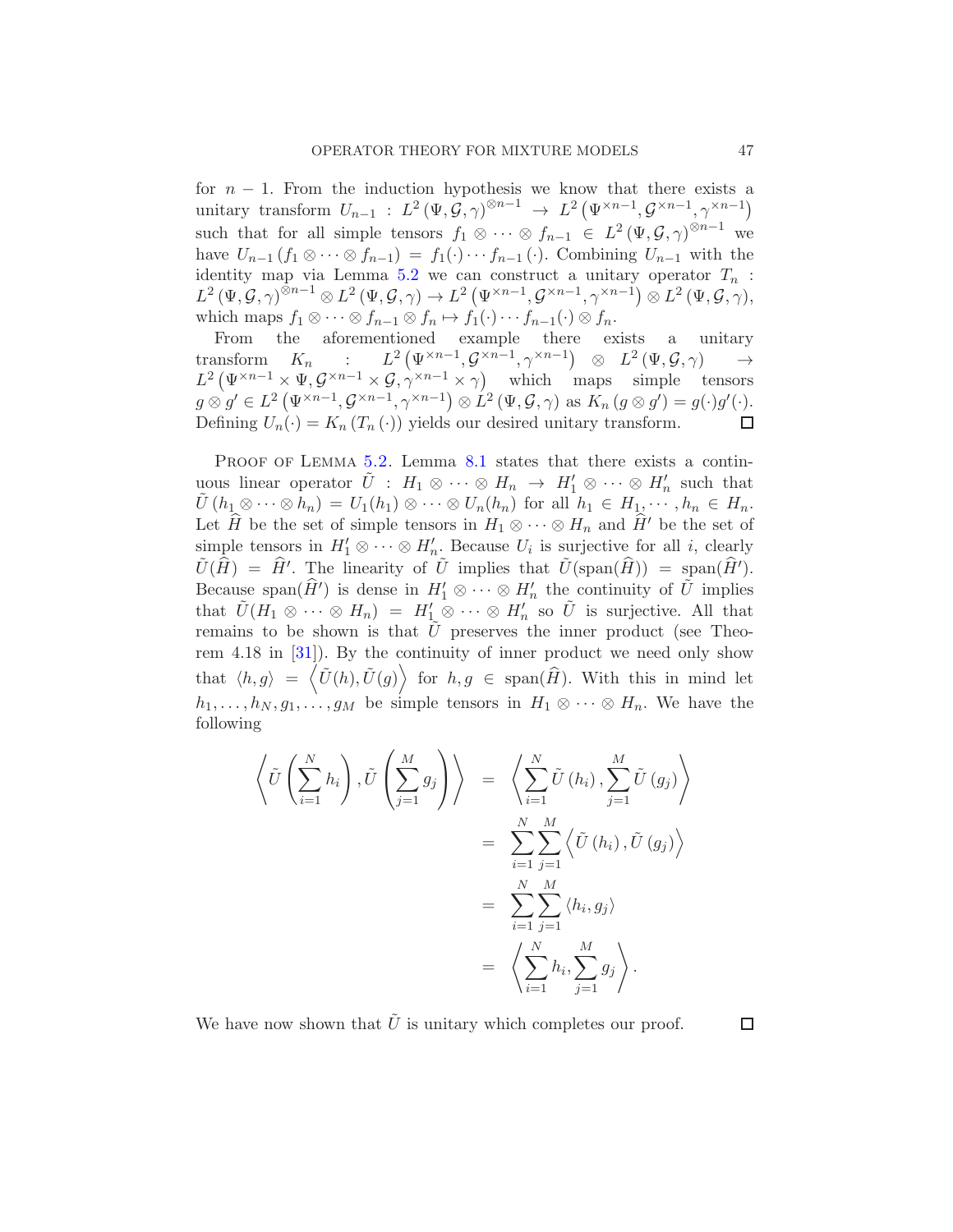for $n-1$. From the induction hypothesis we know that there exists a unitary transform $U_{n-1} : L^2(\Psi, \mathcal{G}, \gamma)^{\otimes n-1} \to L^2(\Psi^{\times n-1}, \mathcal{G}^{\times n-1}, \gamma^{\times n-1})$ such that for all simple tensors $f_1 \otimes \cdots \otimes f_{n-1} \in L^2(\Psi, \mathcal{G}, \gamma)^{\otimes n-1}$ we have $U_{n-1}(f_1 \otimes \cdots \otimes f_{n-1}) = f_1(\cdot) \cdots f_{n-1}(\cdot)$. Combining $U_{n-1}$ with the identity map via Lemma 5.2 we can construct a unitary operator $T_n : L^2(\Psi, \mathcal{G}, \gamma)^{\otimes n-1} \otimes L^2(\Psi, \mathcal{G}, \gamma) \to L^2(\Psi^{\times n-1}, \mathcal{G}^{\times n-1}, \gamma^{\times n-1}) \otimes L^2(\Psi, \mathcal{G}, \gamma)$, which maps $f_1 \otimes \cdots \otimes f_{n-1} \otimes f_n \mapsto f_1(\cdot) \cdots f_{n-1}(\cdot) \otimes f_n$.

From the aforementioned example there exists a unitary transform $K_n : L^2(\Psi^{\times n-1}, \mathcal{G}^{\times n-1}, \gamma^{\times n-1}) \otimes L^2(\Psi, \mathcal{G}, \gamma) \to L^2(\Psi^{\times n-1} \times \Psi, \mathcal{G}^{\times n-1} \times \mathcal{G}, \gamma^{\times n-1} \times \gamma)$ which maps simple tensors $g \otimes g' \in L^2(\Psi^{\times n-1}, \mathcal{G}^{\times n-1}, \gamma^{\times n-1}) \otimes L^2(\Psi, \mathcal{G}, \gamma)$ as $K_n(g \otimes g') = g(\cdot)g'(\cdot)$. Defining $U_n(\cdot) = K_n(T_n(\cdot))$ yields our desired unitary transform. ∎

Proof of Lemma 5.2. Lemma 8.1 states that there exists a continuous linear operator $\tilde{U} : H_1 \otimes \cdots \otimes H_n \to H_1' \otimes \cdots \otimes H_n'$ such that $\tilde{U}(h_1 \otimes \cdots \otimes h_n) = U_1(h_1) \otimes \cdots \otimes U_n(h_n)$ for all $h_1 \in H_1, \cdots, h_n \in H_n$. Let $\widehat{H}$ be the set of simple tensors in $H_1 \otimes \cdots \otimes H_n$ and $\widehat{H}'$ be the set of simple tensors in $H_1' \otimes \cdots \otimes H_n'$. Because $U_i$ is surjective for all $i$, clearly $\tilde{U}(\widehat{H}) = \widehat{H}'$. The linearity of $\tilde{U}$ implies that $\tilde{U}(\operatorname{span}(\widehat{H})) = \operatorname{span}(\widehat{H}')$. Because $\operatorname{span}(\widehat{H}')$ is dense in $H_1' \otimes \cdots \otimes H_n'$ the continuity of $\tilde{U}$ implies that $\tilde{U}(H_1 \otimes \cdots \otimes H_n) = H_1' \otimes \cdots \otimes H_n'$ so $\tilde{U}$ is surjective. All that remains to be shown is that $\tilde{U}$ preserves the inner product (see Theorem 4.18 in [31]). By the continuity of inner product we need only show that $\langle h, g \rangle = \left\langle \tilde{U}(h), \tilde{U}(g) \right\rangle$ for $h, g \in \operatorname{span}(\widehat{H})$. With this in mind let $h_1, \ldots, h_N, g_1, \ldots, g_M$ be simple tensors in $H_1 \otimes \cdots \otimes H_n$. We have the following

$$
\begin{aligned}
\left\langle \tilde{U}\left(\sum_{i=1}^N h_i\right), \tilde{U}\left(\sum_{j=1}^M g_j\right) \right\rangle &= \left\langle \sum_{i=1}^N \tilde{U}(h_i), \sum_{j=1}^M \tilde{U}(g_j) \right\rangle \\
&= \sum_{i=1}^N \sum_{j=1}^M \left\langle \tilde{U}(h_i), \tilde{U}(g_j) \right\rangle \\
&= \sum_{i=1}^N \sum_{j=1}^M \langle h_i, g_j \rangle \\
&= \left\langle \sum_{i=1}^N h_i, \sum_{j=1}^M g_j \right\rangle.
\end{aligned}
$$

We have now shown that $\tilde{U}$ is unitary which completes our proof. ∎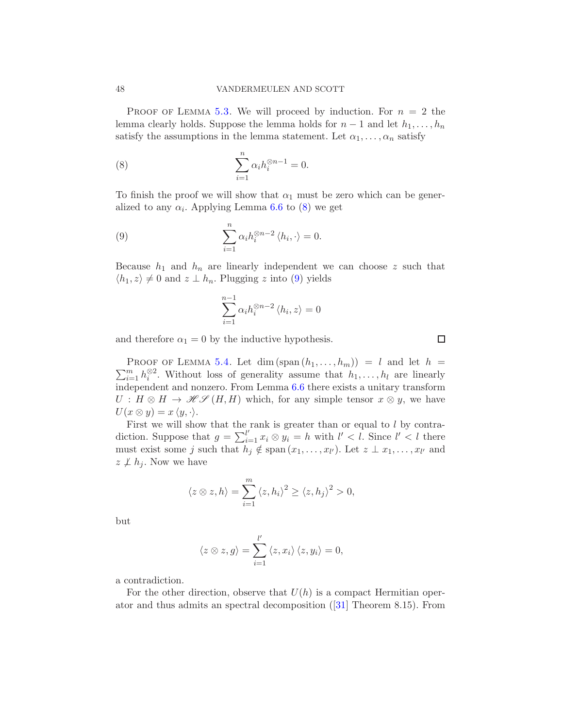Proof of Lemma 5.3. We will proceed by induction. For $n = 2$ the lemma clearly holds. Suppose the lemma holds for $n-1$ and let $h_1, \ldots, h_n$ satisfy the assumptions in the lemma statement. Let $\alpha_1, \ldots, \alpha_n$ satisfy

$$\sum_{i=1}^{n} \alpha_i h_i^{\otimes n-1} = 0. \tag{8}$$

To finish the proof we will show that $\alpha_1$ must be zero which can be generalized to any $\alpha_i$. Applying Lemma 6.6 to (8) we get

$$\sum_{i=1}^{n} \alpha_i h_i^{\otimes n-2} \langle h_i, \cdot \rangle = 0. \tag{9}$$

Because $h_1$ and $h_n$ are linearly independent we can choose $z$ such that $\langle h_1, z \rangle \neq 0$ and $z \perp h_n$. Plugging $z$ into (9) yields

$$\sum_{i=1}^{n-1} \alpha_i h_i^{\otimes n-2} \langle h_i, z \rangle = 0$$

and therefore $\alpha_1 = 0$ by the inductive hypothesis. □

Proof of Lemma 5.4. Let $\dim(\operatorname{span}(h_1, \ldots, h_m)) = l$ and let $h = \sum_{i=1}^{m} h_i^{\otimes 2}$. Without loss of generality assume that $h_1, \ldots, h_l$ are linearly independent and nonzero. From Lemma 6.6 there exists a unitary transform $U : H \otimes H \to \mathscr{HS}(H, H)$ which, for any simple tensor $x \otimes y$, we have $U(x \otimes y) = x \langle y, \cdot \rangle$.

First we will show that the rank is greater than or equal to $l$ by contradiction. Suppose that $g = \sum_{i=1}^{l'} x_i \otimes y_i = h$ with $l' < l$. Since $l' < l$ there must exist some $j$ such that $h_j \notin \operatorname{span}(x_1, \ldots, x_{l'})$. Let $z \perp x_1, \ldots, x_{l'}$ and $z \not\perp h_j$. Now we have

$$\langle z \otimes z, h \rangle = \sum_{i=1}^{m} \langle z, h_i \rangle^2 \geq \langle z, h_j \rangle^2 > 0,$$

but

$$\langle z \otimes z, g \rangle = \sum_{i=1}^{l'} \langle z, x_i \rangle \langle z, y_i \rangle = 0,$$

a contradiction.

For the other direction, observe that $U(h)$ is a compact Hermitian operator and thus admits an spectral decomposition ([31] Theorem 8.15). From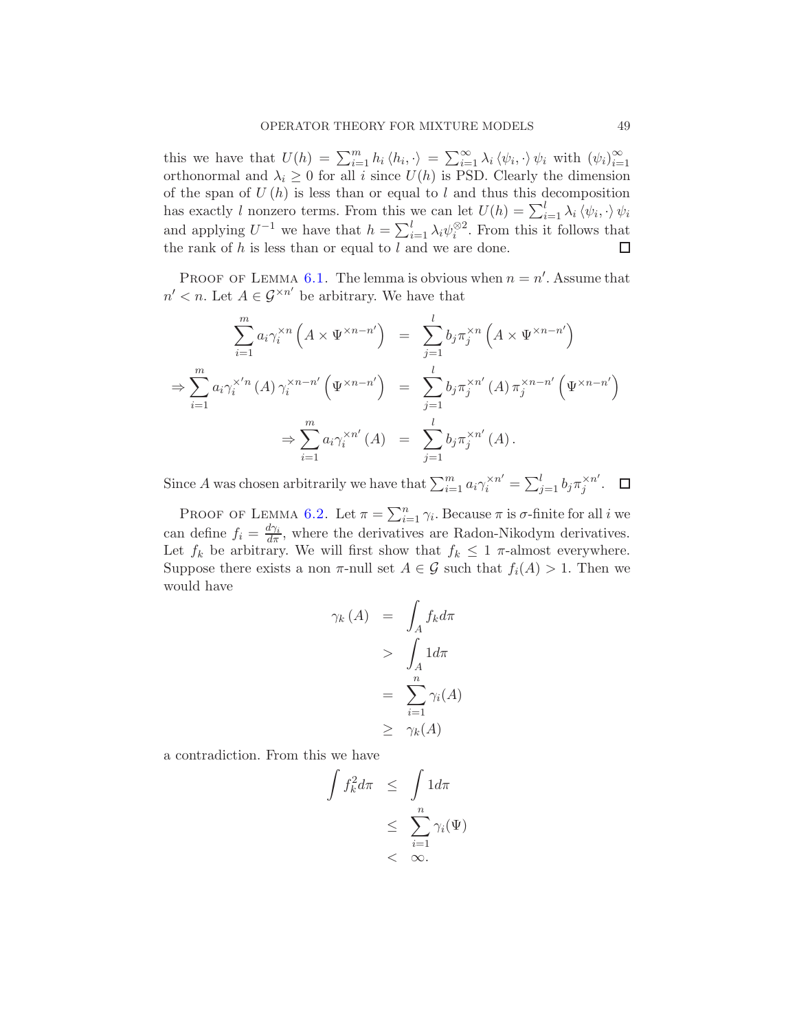this we have that $U(h) = \sum_{i=1}^m h_i \langle h_i, \cdot\rangle = \sum_{i=1}^\infty \lambda_i \langle \psi_i, \cdot \rangle \psi_i$ with $(\psi_i)_{i=1}^\infty$ orthonormal and $\lambda_i \ge 0$ for all $i$ since $U(h)$ is PSD. Clearly the dimension of the span of $U(h)$ is less than or equal to $l$ and thus this decomposition has exactly $l$ nonzero terms. From this we can let $U(h) = \sum_{i=1}^l \lambda_i \langle \psi_i, \cdot\rangle \psi_i$ and applying $U^{-1}$ we have that $h = \sum_{i=1}^l \lambda_i \psi_i^{\otimes 2}$. From this it follows that the rank of $h$ is less than or equal to $l$ and we are done. ◻

Proof of Lemma 6.1. The lemma is obvious when $n = n'$. Assume that $n' < n$. Let $A \in \mathcal{G}^{\times n'}$ be arbitrary. We have that

$$
\begin{aligned}
\sum_{i=1}^m a_i \gamma_i^{\times n}\left(A \times \Psi^{\times n-n'}\right) &= \sum_{j=1}^l b_j \pi_j^{\times n}\left(A \times \Psi^{\times n-n'}\right)\\
\Rightarrow \sum_{i=1}^m a_i \gamma_i^{\times' n}(A)\, \gamma_i^{\times n-n'}\left(\Psi^{\times n-n'}\right) &= \sum_{j=1}^l b_j \pi_j^{\times n'}(A)\, \pi_j^{\times n-n'}\left(\Psi^{\times n-n'}\right)\\
\Rightarrow \sum_{i=1}^m a_i \gamma_i^{\times n'}(A) &= \sum_{j=1}^l b_j \pi_j^{\times n'}(A).
\end{aligned}
$$

Since $A$ was chosen arbitrarily we have that $\sum_{i=1}^m a_i \gamma_i^{\times n'} = \sum_{j=1}^l b_j \pi_j^{\times n'}$. ◻

Proof of Lemma 6.2. Let $\pi = \sum_{i=1}^n \gamma_i$. Because $\pi$ is $\sigma$-finite for all $i$ we can define $f_i = \frac{d\gamma_i}{d\pi}$, where the derivatives are Radon-Nikodym derivatives. Let $f_k$ be arbitrary. We will first show that $f_k \le 1$ $\pi$-almost everywhere. Suppose there exists a non $\pi$-null set $A \in \mathcal{G}$ such that $f_i(A) > 1$. Then we would have

$$
\begin{aligned}
\gamma_k(A) &= \int_A f_k d\pi\\
&> \int_A 1 d\pi\\
&= \sum_{i=1}^n \gamma_i(A)\\
&\ge \gamma_k(A)
\end{aligned}
$$

a contradiction. From this we have

$$
\begin{aligned}
\int f_k^2 d\pi &\le \int 1 d\pi\\
&\le \sum_{i=1}^n \gamma_i(\Psi)\\
&< \infty.
\end{aligned}
$$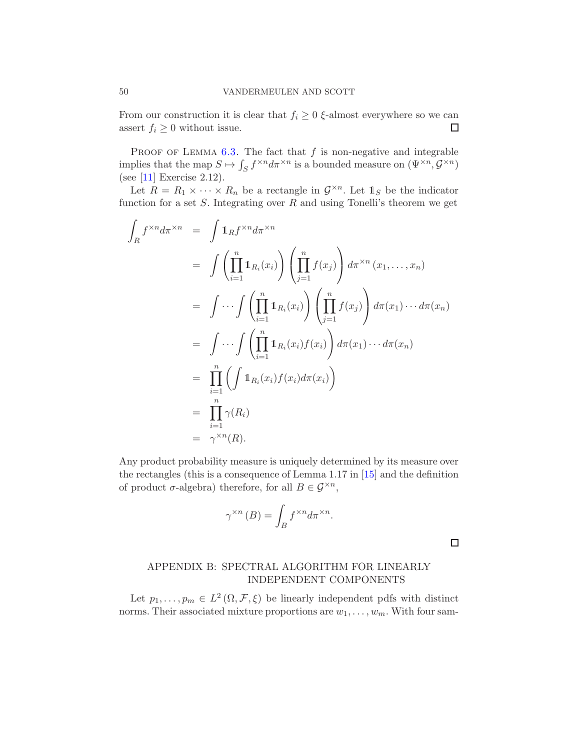From our construction it is clear that $f_i \geq 0$ $\xi$-almost everywhere so we can assert $f_i \geq 0$ without issue. $\square$

Proof of Lemma 6.3. The fact that $f$ is non-negative and integrable implies that the map $S \mapsto \int_S f^{\times n} d\pi^{\times n}$ is a bounded measure on $(\Psi^{\times n}, \mathcal{G}^{\times n})$ (see [11] Exercise 2.12).

Let $R = R_1 \times \cdots \times R_n$ be a rectangle in $\mathcal{G}^{\times n}$. Let $\mathbb{1}_S$ be the indicator function for a set $S$. Integrating over $R$ and using Tonelli's theorem we get

$$
\begin{aligned}
\int_R f^{\times n} d\pi^{\times n} &= \int \mathbb{1}_R f^{\times n} d\pi^{\times n} \\
&= \int \left( \prod_{i=1}^n \mathbb{1}_{R_i}(x_i) \right) \left( \prod_{j=1}^n f(x_j) \right) d\pi^{\times n} (x_1, \ldots, x_n) \\
&= \int \cdots \int \left( \prod_{i=1}^n \mathbb{1}_{R_i}(x_i) \right) \left( \prod_{j=1}^n f(x_j) \right) d\pi(x_1) \cdots d\pi(x_n) \\
&= \int \cdots \int \left( \prod_{i=1}^n \mathbb{1}_{R_i}(x_i) f(x_i) \right) d\pi(x_1) \cdots d\pi(x_n) \\
&= \prod_{i=1}^n \left( \int \mathbb{1}_{R_i}(x_i) f(x_i) d\pi(x_i) \right) \\
&= \prod_{i=1}^n \gamma(R_i) \\
&= \gamma^{\times n}(R).
\end{aligned}
$$

Any product probability measure is uniquely determined by its measure over the rectangles (this is a consequence of Lemma 1.17 in [15] and the definition of product $\sigma$-algebra) therefore, for all $B \in \mathcal{G}^{\times n}$,

$$
\gamma^{\times n}(B) = \int_B f^{\times n} d\pi^{\times n}.
$$

$\square$

## APPENDIX B: SPECTRAL ALGORITHM FOR LINEARLY INDEPENDENT COMPONENTS

Let $p_1, \ldots, p_m \in L^2(\Omega, \mathcal{F}, \xi)$ be linearly independent pdfs with distinct norms. Their associated mixture proportions are $w_1, \ldots, w_m$. With four sam-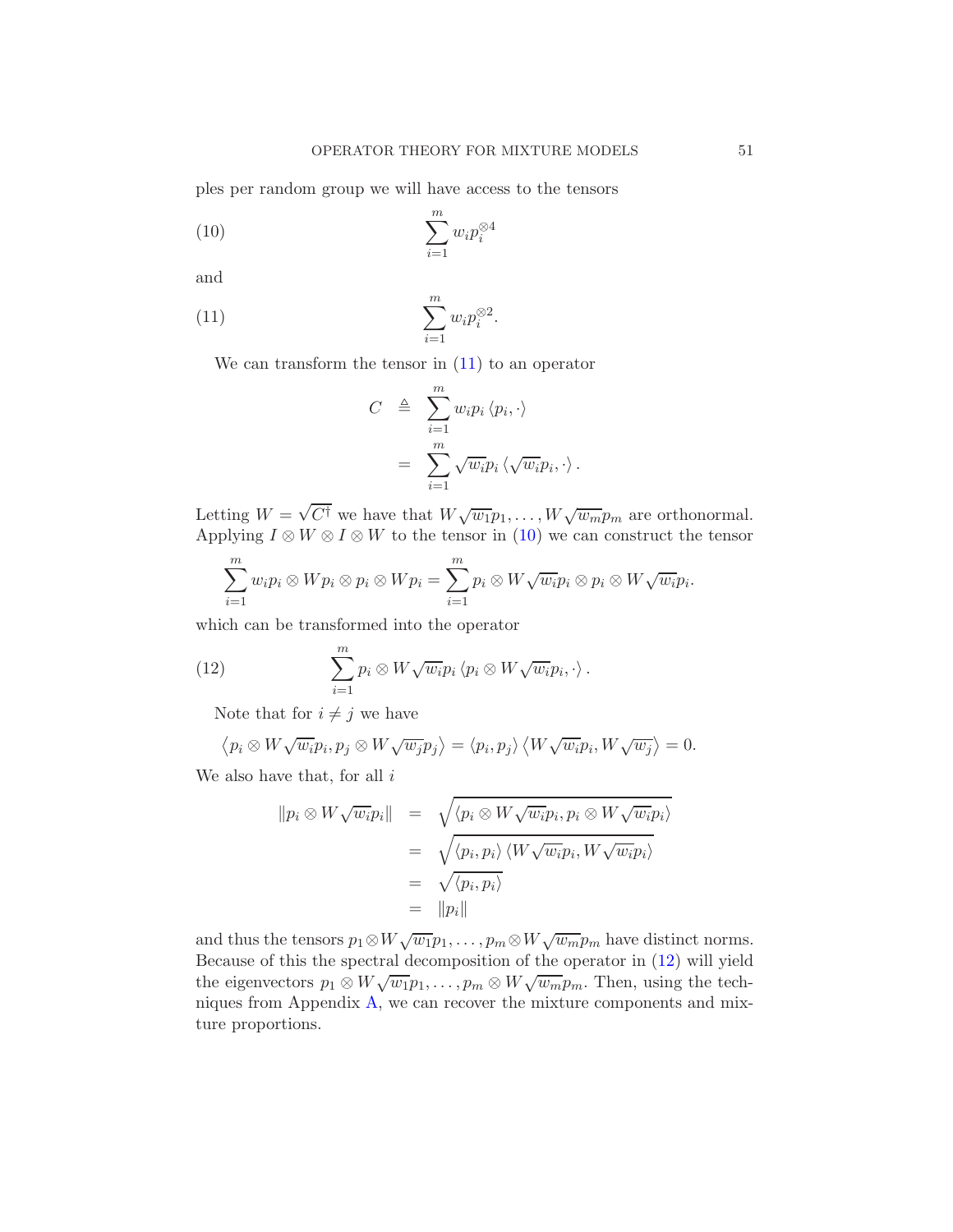ples per random group we will have access to the tensors

$$\sum_{i=1}^{m} w_i p_i^{\otimes 4} \tag{10}$$

and

$$\sum_{i=1}^{m} w_i p_i^{\otimes 2}. \tag{11}$$

We can transform the tensor in (11) to an operator

$$\begin{aligned}
C &\triangleq \sum_{i=1}^{m} w_i p_i \left\langle p_i, \cdot \right\rangle \\
&= \sum_{i=1}^{m} \sqrt{w_i} p_i \left\langle \sqrt{w_i} p_i, \cdot \right\rangle .
\end{aligned}$$

Letting $W = \sqrt{C^\dagger}$ we have that $W\sqrt{w_1}p_1, \ldots, W\sqrt{w_m}p_m$ are orthonormal. Applying $I \otimes W \otimes I \otimes W$ to the tensor in (10) we can construct the tensor

$$\sum_{i=1}^{m} w_i p_i \otimes W p_i \otimes p_i \otimes W p_i = \sum_{i=1}^{m} p_i \otimes W\sqrt{w_i} p_i \otimes p_i \otimes W\sqrt{w_i} p_i.$$

which can be transformed into the operator

$$\sum_{i=1}^{m} p_i \otimes W\sqrt{w_i} p_i \left\langle p_i \otimes W\sqrt{w_i} p_i, \cdot \right\rangle . \tag{12}$$

Note that for $i \neq j$ we have

$$\left\langle p_i \otimes W\sqrt{w_i} p_i, p_j \otimes W\sqrt{w_j} p_j \right\rangle = \left\langle p_i, p_j \right\rangle \left\langle W\sqrt{w_i} p_i, W\sqrt{w_j} \right\rangle = 0.$$

We also have that, for all $i$

$$\begin{aligned}
\| p_i \otimes W\sqrt{w_i} p_i \| &= \sqrt{\left\langle p_i \otimes W\sqrt{w_i} p_i, p_i \otimes W\sqrt{w_i} p_i \right\rangle} \\
&= \sqrt{\left\langle p_i, p_i \right\rangle \left\langle W\sqrt{w_i} p_i, W\sqrt{w_i} p_i \right\rangle} \\
&= \sqrt{\left\langle p_i, p_i \right\rangle} \\
&= \| p_i \|
\end{aligned}$$

and thus the tensors $p_1 \otimes W\sqrt{w_1}p_1, \ldots, p_m \otimes W\sqrt{w_m}p_m$ have distinct norms. Because of this the spectral decomposition of the operator in (12) will yield the eigenvectors $p_1 \otimes W\sqrt{w_1}p_1, \ldots, p_m \otimes W\sqrt{w_m}p_m$. Then, using the techniques from Appendix A, we can recover the mixture components and mixture proportions.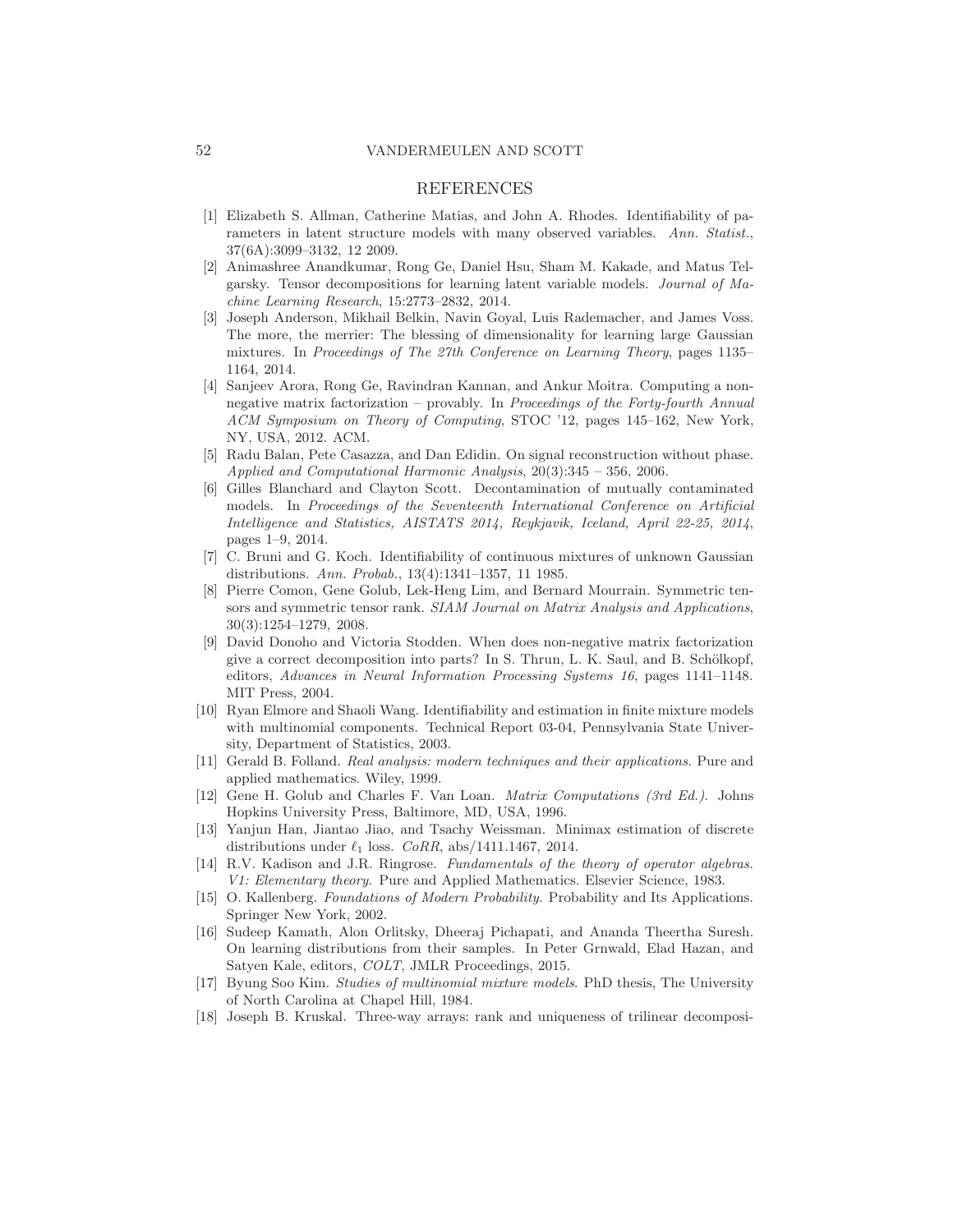## REFERENCES

[1] Elizabeth S. Allman, Catherine Matias, and John A. Rhodes. Identifiability of parameters in latent structure models with many observed variables. *Ann. Statist.*, 37(6A):3099–3132, 12 2009.

[2] Animashree Anandkumar, Rong Ge, Daniel Hsu, Sham M. Kakade, and Matus Telgarsky. Tensor decompositions for learning latent variable models. *Journal of Machine Learning Research*, 15:2773–2832, 2014.

[3] Joseph Anderson, Mikhail Belkin, Navin Goyal, Luis Rademacher, and James Voss. The more, the merrier: The blessing of dimensionality for learning large Gaussian mixtures. In *Proceedings of The 27th Conference on Learning Theory*, pages 1135–1164, 2014.

[4] Sanjeev Arora, Rong Ge, Ravindran Kannan, and Ankur Moitra. Computing a nonnegative matrix factorization – provably. In *Proceedings of the Forty-fourth Annual ACM Symposium on Theory of Computing*, STOC '12, pages 145–162, New York, NY, USA, 2012. ACM.

[5] Radu Balan, Pete Casazza, and Dan Edidin. On signal reconstruction without phase. *Applied and Computational Harmonic Analysis*, 20(3):345 – 356, 2006.

[6] Gilles Blanchard and Clayton Scott. Decontamination of mutually contaminated models. In *Proceedings of the Seventeenth International Conference on Artificial Intelligence and Statistics, AISTATS 2014, Reykjavik, Iceland, April 22-25, 2014*, pages 1–9, 2014.

[7] C. Bruni and G. Koch. Identifiability of continuous mixtures of unknown Gaussian distributions. *Ann. Probab.*, 13(4):1341–1357, 11 1985.

[8] Pierre Comon, Gene Golub, Lek-Heng Lim, and Bernard Mourrain. Symmetric tensors and symmetric tensor rank. *SIAM Journal on Matrix Analysis and Applications*, 30(3):1254–1279, 2008.

[9] David Donoho and Victoria Stodden. When does non-negative matrix factorization give a correct decomposition into parts? In S. Thrun, L. K. Saul, and B. Schölkopf, editors, *Advances in Neural Information Processing Systems 16*, pages 1141–1148. MIT Press, 2004.

[10] Ryan Elmore and Shaoli Wang. Identifiability and estimation in finite mixture models with multinomial components. Technical Report 03-04, Pennsylvania State University, Department of Statistics, 2003.

[11] Gerald B. Folland. *Real analysis: modern techniques and their applications*. Pure and applied mathematics. Wiley, 1999.

[12] Gene H. Golub and Charles F. Van Loan. *Matrix Computations (3rd Ed.)*. Johns Hopkins University Press, Baltimore, MD, USA, 1996.

[13] Yanjun Han, Jiantao Jiao, and Tsachy Weissman. Minimax estimation of discrete distributions under $\ell_1$ loss. *CoRR*, abs/1411.1467, 2014.

[14] R.V. Kadison and J.R. Ringrose. *Fundamentals of the theory of operator algebras. V1: Elementary theory*. Pure and Applied Mathematics. Elsevier Science, 1983.

[15] O. Kallenberg. *Foundations of Modern Probability*. Probability and Its Applications. Springer New York, 2002.

[16] Sudeep Kamath, Alon Orlitsky, Dheeraj Pichapati, and Ananda Theertha Suresh. On learning distributions from their samples. In Peter Grnwald, Elad Hazan, and Satyen Kale, editors, *COLT*, JMLR Proceedings, 2015.

[17] Byung Soo Kim. *Studies of multinomial mixture models*. PhD thesis, The University of North Carolina at Chapel Hill, 1984.

[18] Joseph B. Kruskal. Three-way arrays: rank and uniqueness of trilinear decomposi-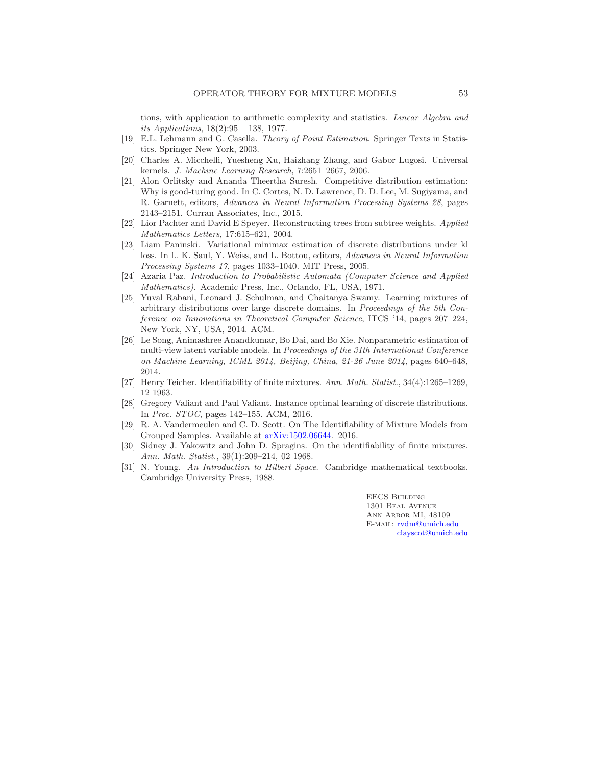tions, with application to arithmetic complexity and statistics. *Linear Algebra and its Applications*, 18(2):95 – 138, 1977.

[19] E.L. Lehmann and G. Casella. *Theory of Point Estimation*. Springer Texts in Statistics. Springer New York, 2003.

[20] Charles A. Micchelli, Yuesheng Xu, Haizhang Zhang, and Gabor Lugosi. Universal kernels. *J. Machine Learning Research*, 7:2651–2667, 2006.

[21] Alon Orlitsky and Ananda Theertha Suresh. Competitive distribution estimation: Why is good-turing good. In C. Cortes, N. D. Lawrence, D. D. Lee, M. Sugiyama, and R. Garnett, editors, *Advances in Neural Information Processing Systems 28*, pages 2143–2151. Curran Associates, Inc., 2015.

[22] Lior Pachter and David E Speyer. Reconstructing trees from subtree weights. *Applied Mathematics Letters*, 17:615–621, 2004.

[23] Liam Paninski. Variational minimax estimation of discrete distributions under kl loss. In L. K. Saul, Y. Weiss, and L. Bottou, editors, *Advances in Neural Information Processing Systems 17*, pages 1033–1040. MIT Press, 2005.

[24] Azaria Paz. *Introduction to Probabilistic Automata (Computer Science and Applied Mathematics)*. Academic Press, Inc., Orlando, FL, USA, 1971.

[25] Yuval Rabani, Leonard J. Schulman, and Chaitanya Swamy. Learning mixtures of arbitrary distributions over large discrete domains. In *Proceedings of the 5th Conference on Innovations in Theoretical Computer Science*, ITCS '14, pages 207–224, New York, NY, USA, 2014. ACM.

[26] Le Song, Animashree Anandkumar, Bo Dai, and Bo Xie. Nonparametric estimation of multi-view latent variable models. In *Proceedings of the 31th International Conference on Machine Learning, ICML 2014, Beijing, China, 21-26 June 2014*, pages 640–648, 2014.

[27] Henry Teicher. Identifiability of finite mixtures. *Ann. Math. Statist.*, 34(4):1265–1269, 12 1963.

[28] Gregory Valiant and Paul Valiant. Instance optimal learning of discrete distributions. In *Proc. STOC*, pages 142–155. ACM, 2016.

[29] R. A. Vandermeulen and C. D. Scott. On The Identifiability of Mixture Models from Grouped Samples. Available at arXiv:1502.06644. 2016.

[30] Sidney J. Yakowitz and John D. Spragins. On the identifiability of finite mixtures. *Ann. Math. Statist.*, 39(1):209–214, 02 1968.

[31] N. Young. *An Introduction to Hilbert Space*. Cambridge mathematical textbooks. Cambridge University Press, 1988.

EECS Building
1301 Beal Avenue
Ann Arbor MI, 48109
E-mail: rvdm@umich.edu
clayscot@umich.edu